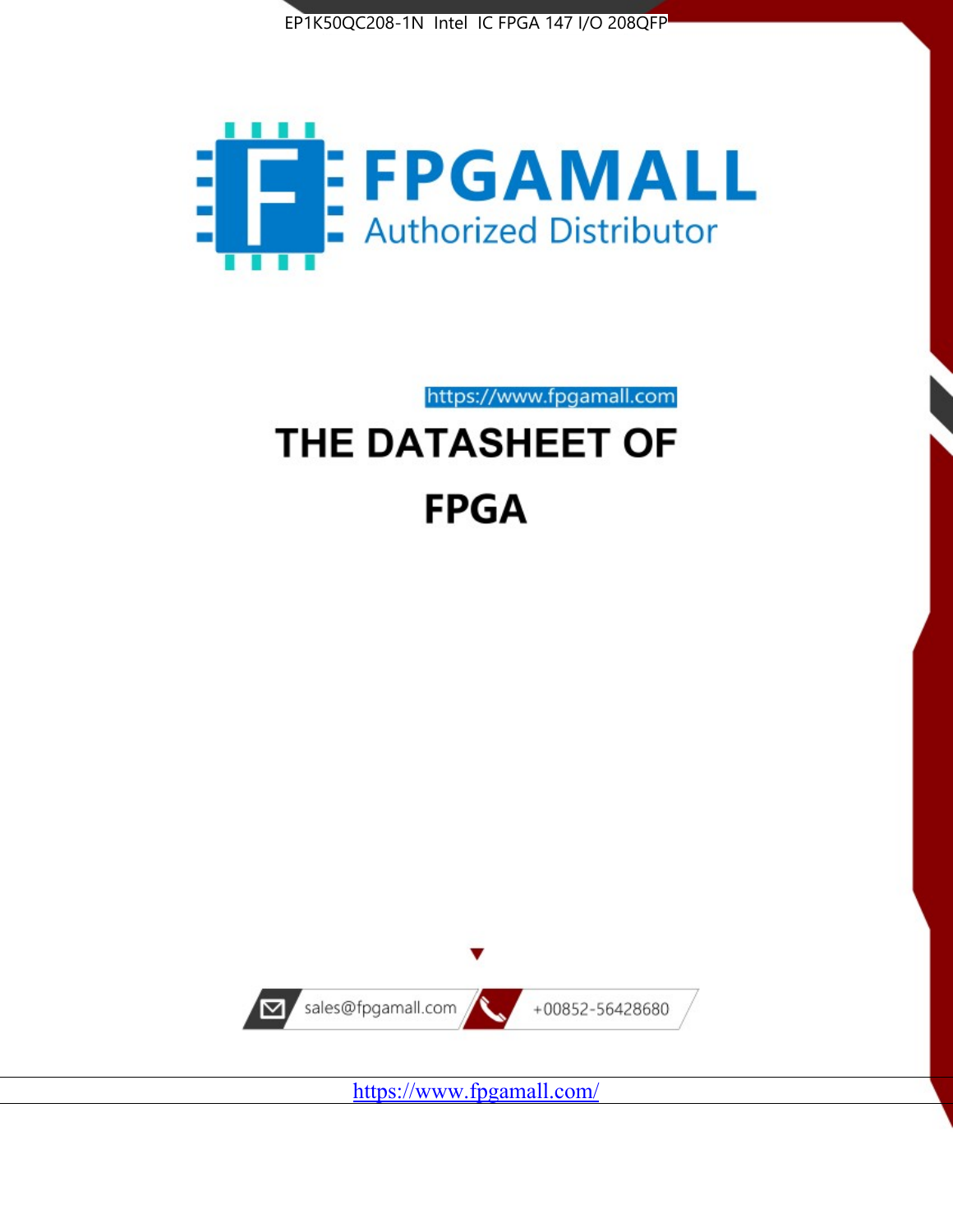EP1K50QC208-1N Intel IC FPGA 147 I/O 208QFP

FPGAMALL

Authorized Distributor

https://www.fpgamall.com

# THE DATASHEET OF

# FPGA

sales@fpgamall.com

+00852-56428680

https://www.fpgamall.com/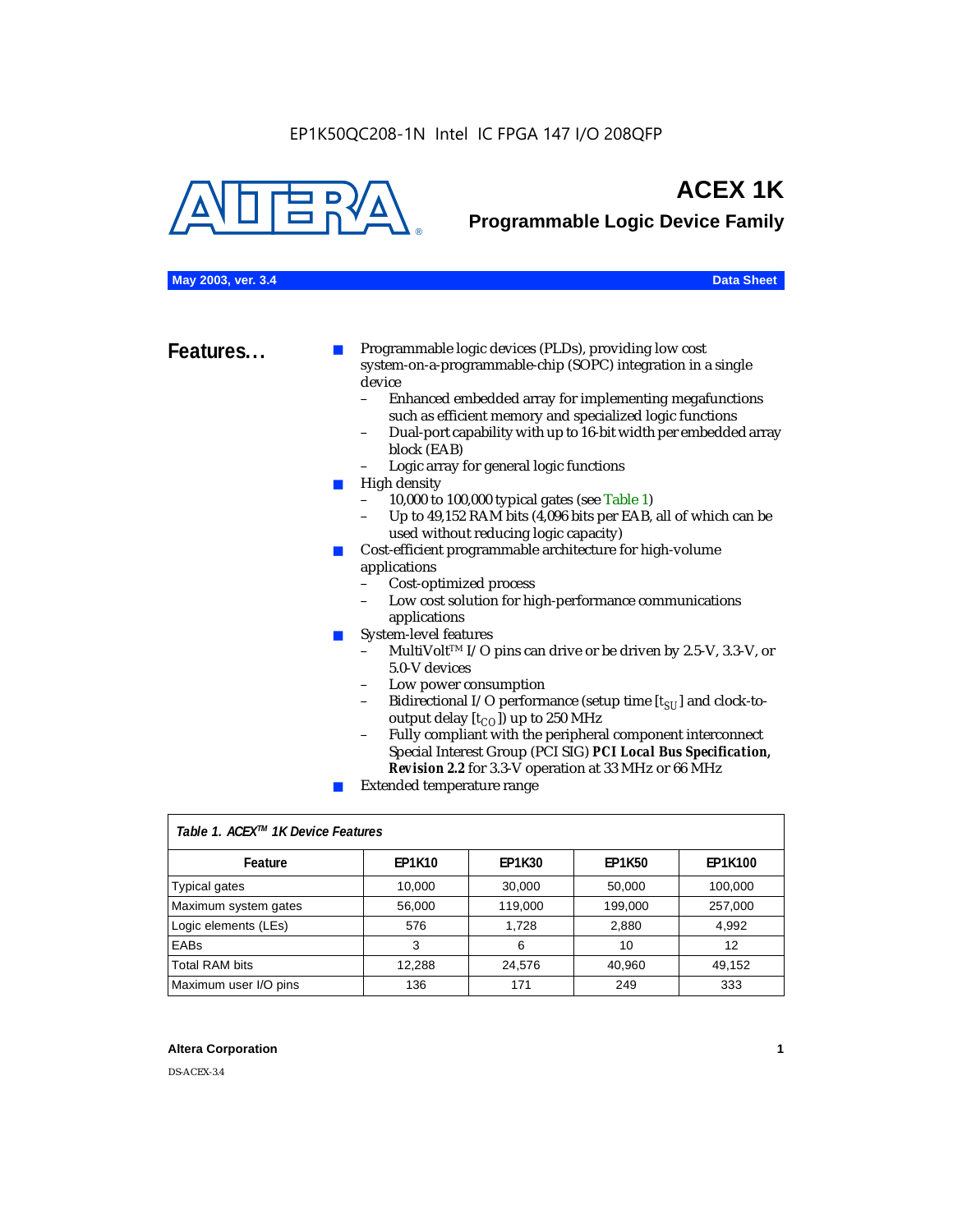EP1K50QC208-1N Intel IC FPGA 147 I/O 208QFP

# ACEX 1K

## Programmable Logic Device Family

**May 2003, ver. 3.4** **Data Sheet**

## Features...

- Programmable logic devices (PLDs), providing low cost system-on-a-programmable-chip (SOPC) integration in a single device
  - Enhanced embedded array for implementing megafunctions such as efficient memory and specialized logic functions
  - Dual-port capability with up to 16-bit width per embedded array block (EAB)
  - Logic array for general logic functions
- High density
  - 10,000 to 100,000 typical gates (see Table 1)
  - Up to 49,152 RAM bits (4,096 bits per EAB, all of which can be used without reducing logic capacity)
- Cost-efficient programmable architecture for high-volume applications
  - Cost-optimized process
  - Low cost solution for high-performance communications applications
- System-level features
  - MultiVolt™ I/O pins can drive or be driven by 2.5-V, 3.3-V, or 5.0-V devices
  - Low power consumption
  - Bidirectional I/O performance (setup time [$t_{SU}$] and clock-to-output delay [$t_{CO}$]) up to 250 MHz
  - Fully compliant with the peripheral component interconnect Special Interest Group (PCI SIG) ***PCI Local Bus Specification, Revision 2.2*** for 3.3-V operation at 33 MHz or 66 MHz
- Extended temperature range

*Table 1. ACEX™ 1K Device Features*

| Feature | EP1K10 | EP1K30 | EP1K50 | EP1K100 |
|---|---|---|---|---|
| Typical gates | 10,000 | 30,000 | 50,000 | 100,000 |
| Maximum system gates | 56,000 | 119,000 | 199,000 | 257,000 |
| Logic elements (LEs) | 576 | 1,728 | 2,880 | 4,992 |
| EABs | 3 | 6 | 10 | 12 |
| Total RAM bits | 12,288 | 24,576 | 40,960 | 49,152 |
| Maximum user I/O pins | 136 | 171 | 249 | 333 |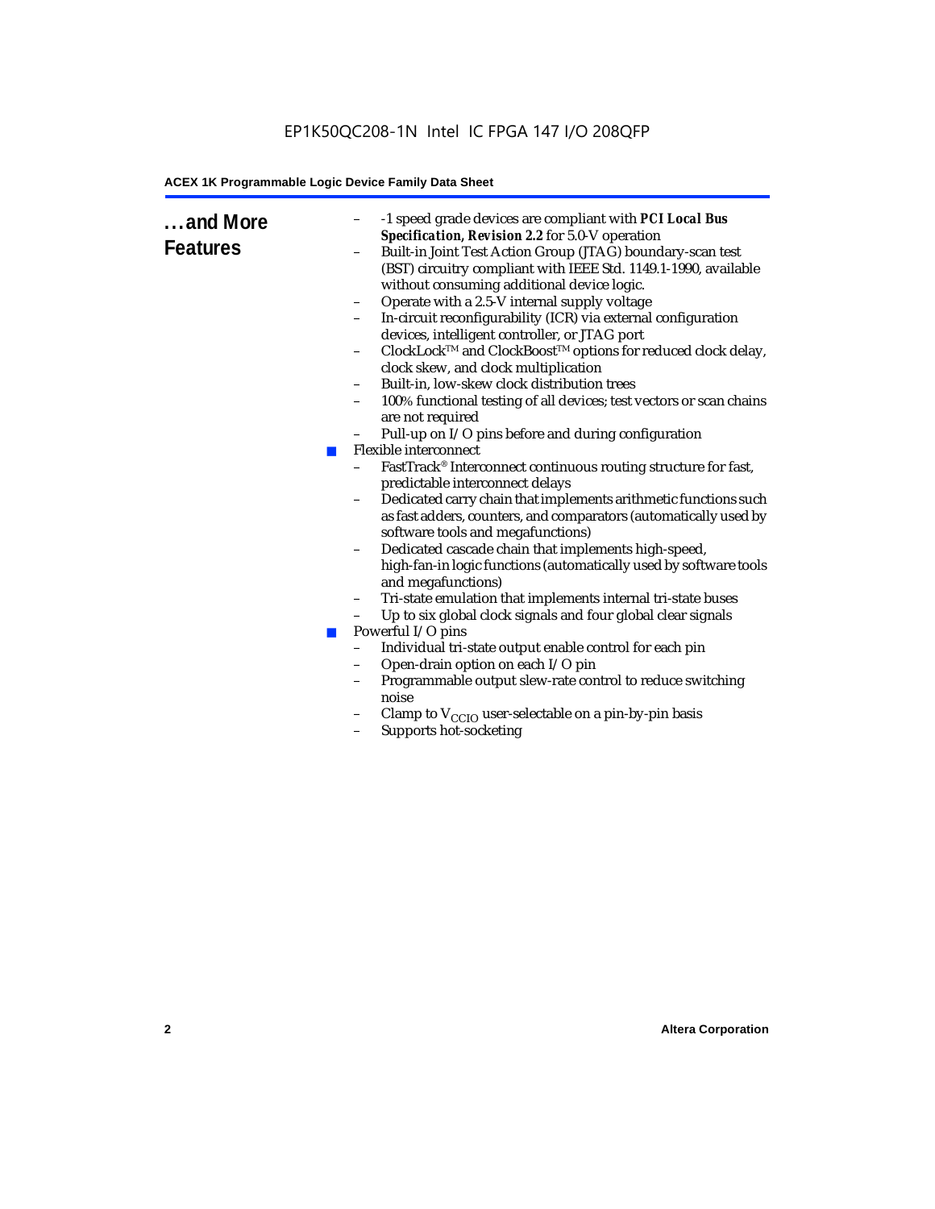## ...and More Features

- -1 speed grade devices are compliant with ***PCI Local Bus Specification, Revision 2.2*** for 5.0-V operation
- Built-in Joint Test Action Group (JTAG) boundary-scan test (BST) circuitry compliant with IEEE Std. 1149.1-1990, available without consuming additional device logic.
- Operate with a 2.5-V internal supply voltage
- In-circuit reconfigurability (ICR) via external configuration devices, intelligent controller, or JTAG port
- ClockLock™ and ClockBoost™ options for reduced clock delay, clock skew, and clock multiplication
- Built-in, low-skew clock distribution trees
- 100% functional testing of all devices; test vectors or scan chains are not required
- Pull-up on I/O pins before and during configuration

■ Flexible interconnect
  - FastTrack® Interconnect continuous routing structure for fast, predictable interconnect delays
  - Dedicated carry chain that implements arithmetic functions such as fast adders, counters, and comparators (automatically used by software tools and megafunctions)
  - Dedicated cascade chain that implements high-speed, high-fan-in logic functions (automatically used by software tools and megafunctions)
  - Tri-state emulation that implements internal tri-state buses
  - Up to six global clock signals and four global clear signals

■ Powerful I/O pins
  - Individual tri-state output enable control for each pin
  - Open-drain option on each I/O pin
  - Programmable output slew-rate control to reduce switching noise
  - Clamp to $V_{CCIO}$ user-selectable on a pin-by-pin basis
  - Supports hot-socketing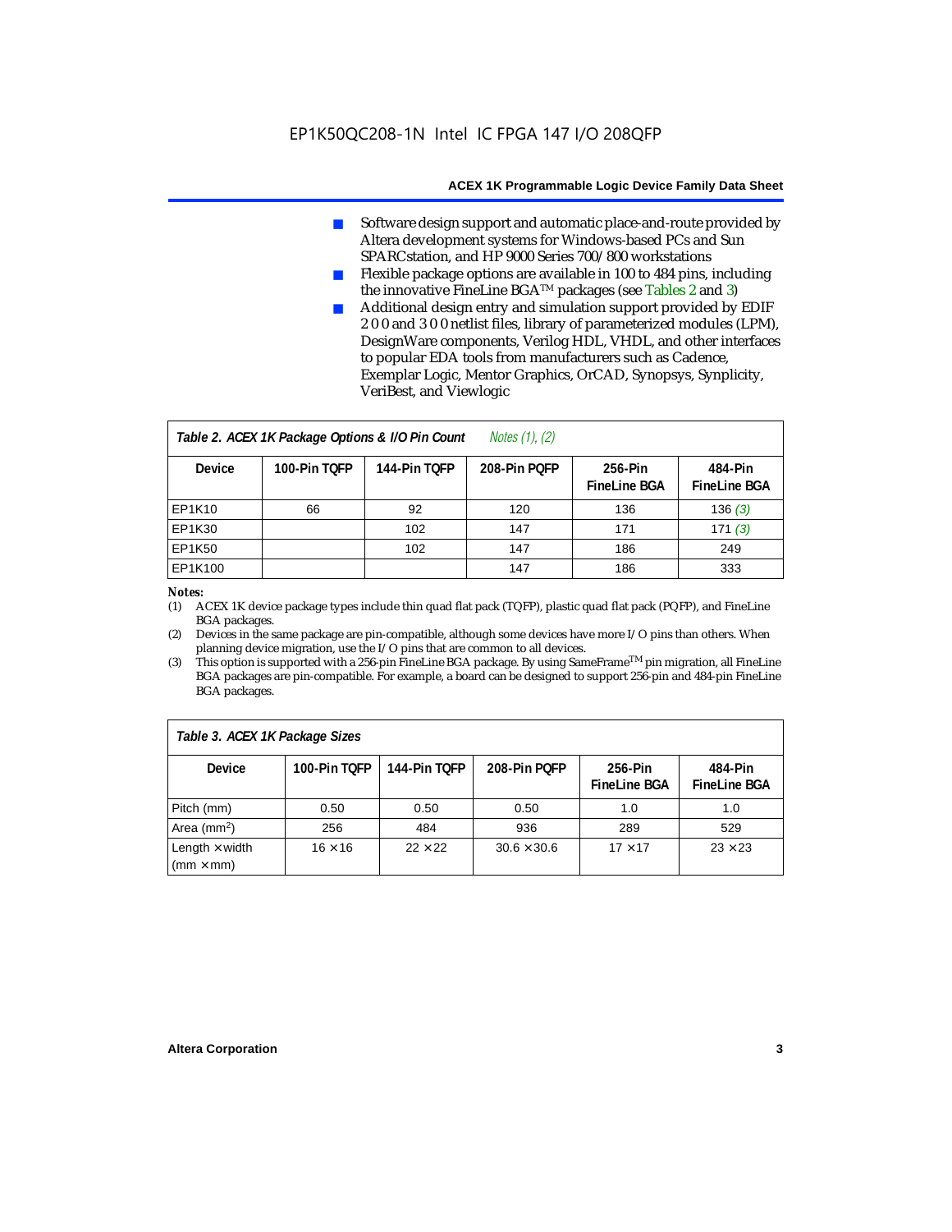- Software design support and automatic place-and-route provided by Altera development systems for Windows-based PCs and Sun SPARCstation, and HP 9000 Series 700/800 workstations
- Flexible package options are available in 100 to 484 pins, including the innovative FineLine BGA™ packages (see Tables 2 and 3)
- Additional design entry and simulation support provided by EDIF 2 0 0 and 3 0 0 netlist files, library of parameterized modules (LPM), DesignWare components, Verilog HDL, VHDL, and other interfaces to popular EDA tools from manufacturers such as Cadence, Exemplar Logic, Mentor Graphics, OrCAD, Synopsys, Synplicity, VeriBest, and Viewlogic

*Table 2. ACEX 1K Package Options & I/O Pin Count Notes (1), (2)*

| Device | 100-Pin TQFP | 144-Pin TQFP | 208-Pin PQFP | 256-Pin FineLine BGA | 484-Pin FineLine BGA |
|---|---|---|---|---|---|
| EP1K10 | 66 | 92 | 120 | 136 | 136 *(3)* |
| EP1K30 | | 102 | 147 | 171 | 171 *(3)* |
| EP1K50 | | 102 | 147 | 186 | 249 |
| EP1K100 | | | 147 | 186 | 333 |

*Notes:*

(1) ACEX 1K device package types include thin quad flat pack (TQFP), plastic quad flat pack (PQFP), and FineLine BGA packages.

(2) Devices in the same package are pin-compatible, although some devices have more I/O pins than others. When planning device migration, use the I/O pins that are common to all devices.

(3) This option is supported with a 256-pin FineLine BGA package. By using SameFrame™ pin migration, all FineLine BGA packages are pin-compatible. For example, a board can be designed to support 256-pin and 484-pin FineLine BGA packages.

*Table 3. ACEX 1K Package Sizes*

| Device | 100-Pin TQFP | 144-Pin TQFP | 208-Pin PQFP | 256-Pin FineLine BGA | 484-Pin FineLine BGA |
|---|---|---|---|---|---|
| Pitch (mm) | 0.50 | 0.50 | 0.50 | 1.0 | 1.0 |
| Area ($mm^2$) | 256 | 484 | 936 | 289 | 529 |
| Length × width (mm × mm) | 16 × 16 | 22 × 22 | 30.6 × 30.6 | 17 × 17 | 23 × 23 |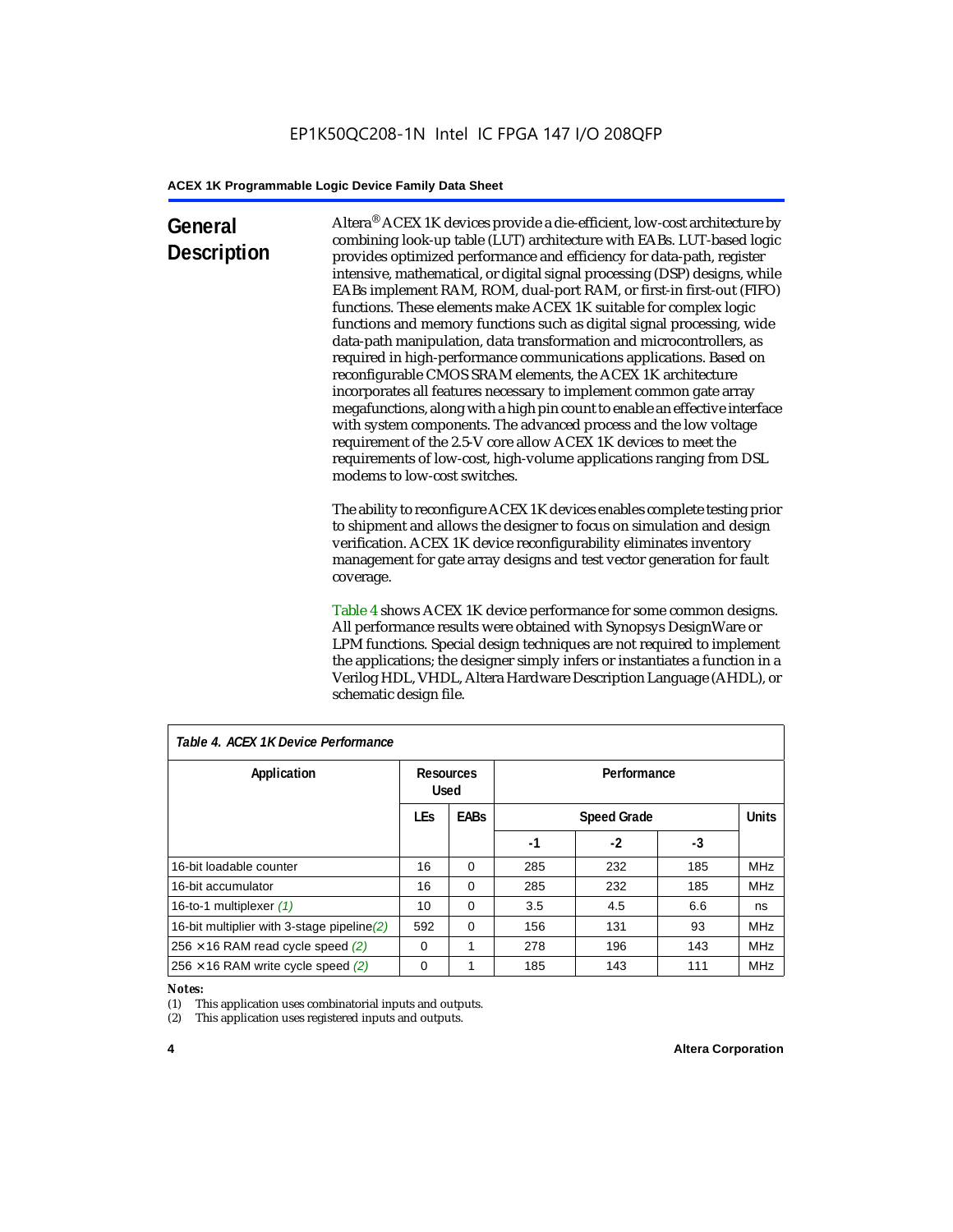## General Description

Altera® ACEX 1K devices provide a die-efficient, low-cost architecture by combining look-up table (LUT) architecture with EABs. LUT-based logic provides optimized performance and efficiency for data-path, register intensive, mathematical, or digital signal processing (DSP) designs, while EABs implement RAM, ROM, dual-port RAM, or first-in first-out (FIFO) functions. These elements make ACEX 1K suitable for complex logic functions and memory functions such as digital signal processing, wide data-path manipulation, data transformation and microcontrollers, as required in high-performance communications applications. Based on reconfigurable CMOS SRAM elements, the ACEX 1K architecture incorporates all features necessary to implement common gate array megafunctions, along with a high pin count to enable an effective interface with system components. The advanced process and the low voltage requirement of the 2.5-V core allow ACEX 1K devices to meet the requirements of low-cost, high-volume applications ranging from DSL modems to low-cost switches.

The ability to reconfigure ACEX 1K devices enables complete testing prior to shipment and allows the designer to focus on simulation and design verification. ACEX 1K device reconfigurability eliminates inventory management for gate array designs and test vector generation for fault coverage.

Table 4 shows ACEX 1K device performance for some common designs. All performance results were obtained with Synopsys DesignWare or LPM functions. Special design techniques are not required to implement the applications; the designer simply infers or instantiates a function in a Verilog HDL, VHDL, Altera Hardware Description Language (AHDL), or schematic design file.

*Table 4. ACEX 1K Device Performance*

| Application | Resources Used | | Performance | | | |
|---|---|---|---|---|---|---|
| | LEs | EABs | Speed Grade | | | Units |
| | | | -1 | -2 | -3 | |
| 16-bit loadable counter | 16 | 0 | 285 | 232 | 185 | MHz |
| 16-bit accumulator | 16 | 0 | 285 | 232 | 185 | MHz |
| 16-to-1 multiplexer *(1)* | 10 | 0 | 3.5 | 4.5 | 6.6 | ns |
| 16-bit multiplier with 3-stage pipeline *(2)* | 592 | 0 | 156 | 131 | 93 | MHz |
| 256 × 16 RAM read cycle speed *(2)* | 0 | 1 | 278 | 196 | 143 | MHz |
| 256 × 16 RAM write cycle speed *(2)* | 0 | 1 | 185 | 143 | 111 | MHz |

*Notes:*

(1) This application uses combinatorial inputs and outputs.

(2) This application uses registered inputs and outputs.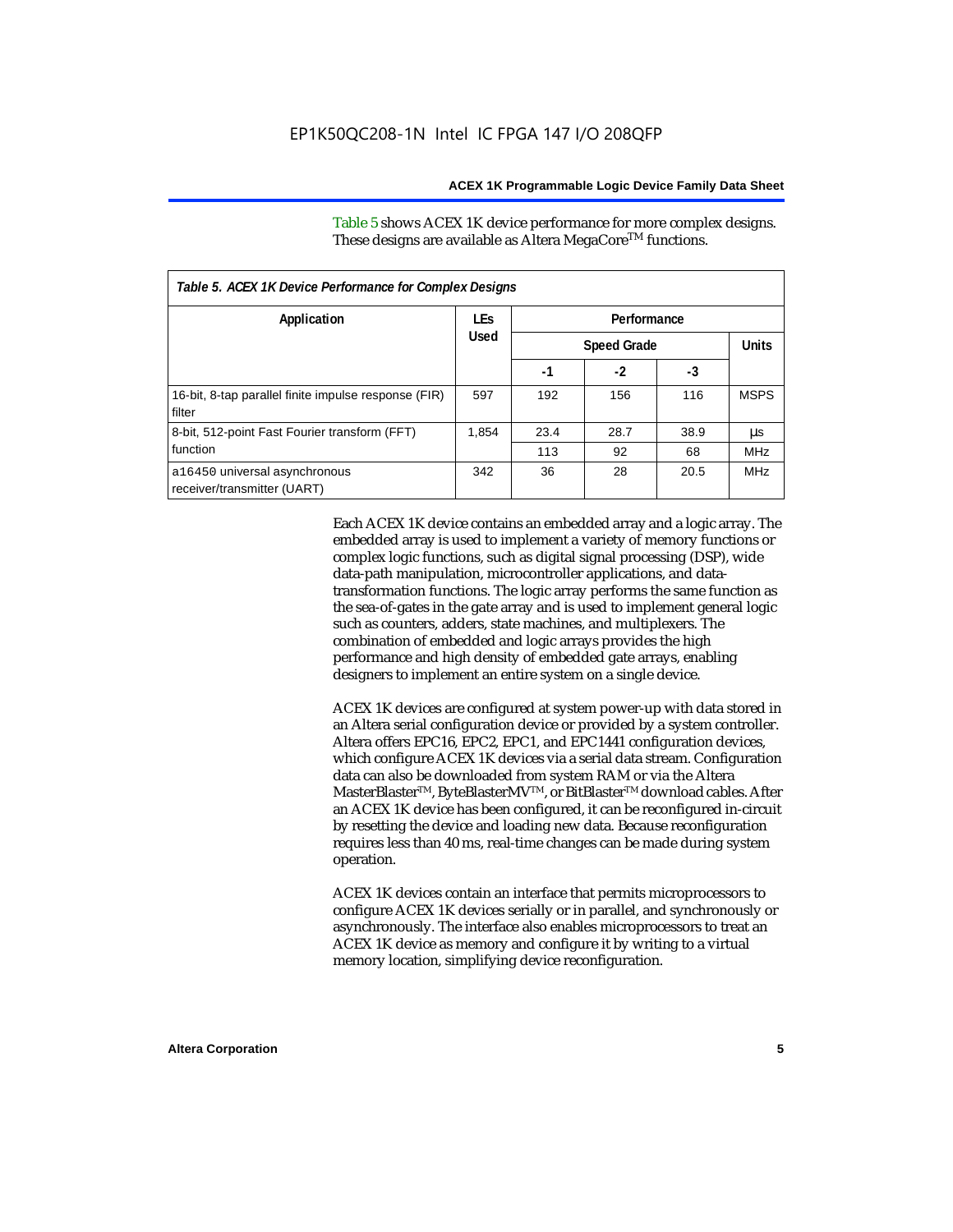Table 5 shows ACEX 1K device performance for more complex designs. These designs are available as Altera MegaCore™ functions.

*Table 5. ACEX 1K Device Performance for Complex Designs*

| Application | LEs Used | Performance | | | |
|---|---|---|---|---|---|
| | | Speed Grade | | | Units |
| | | -1 | -2 | -3 | |
| 16-bit, 8-tap parallel finite impulse response (FIR) filter | 597 | 192 | 156 | 116 | MSPS |
| 8-bit, 512-point Fast Fourier transform (FFT) function | 1,854 | 23.4 | 28.7 | 38.9 | µs |
| | | 113 | 92 | 68 | MHz |
| a16450 universal asynchronous receiver/transmitter (UART) | 342 | 36 | 28 | 20.5 | MHz |

Each ACEX 1K device contains an embedded array and a logic array. The embedded array is used to implement a variety of memory functions or complex logic functions, such as digital signal processing (DSP), wide data-path manipulation, microcontroller applications, and data-transformation functions. The logic array performs the same function as the sea-of-gates in the gate array and is used to implement general logic such as counters, adders, state machines, and multiplexers. The combination of embedded and logic arrays provides the high performance and high density of embedded gate arrays, enabling designers to implement an entire system on a single device.

ACEX 1K devices are configured at system power-up with data stored in an Altera serial configuration device or provided by a system controller. Altera offers EPC16, EPC2, EPC1, and EPC1441 configuration devices, which configure ACEX 1K devices via a serial data stream. Configuration data can also be downloaded from system RAM or via the Altera MasterBlaster™, ByteBlasterMV™, or BitBlaster™ download cables. After an ACEX 1K device has been configured, it can be reconfigured in-circuit by resetting the device and loading new data. Because reconfiguration requires less than 40 ms, real-time changes can be made during system operation.

ACEX 1K devices contain an interface that permits microprocessors to configure ACEX 1K devices serially or in parallel, and synchronously or asynchronously. The interface also enables microprocessors to treat an ACEX 1K device as memory and configure it by writing to a virtual memory location, simplifying device reconfiguration.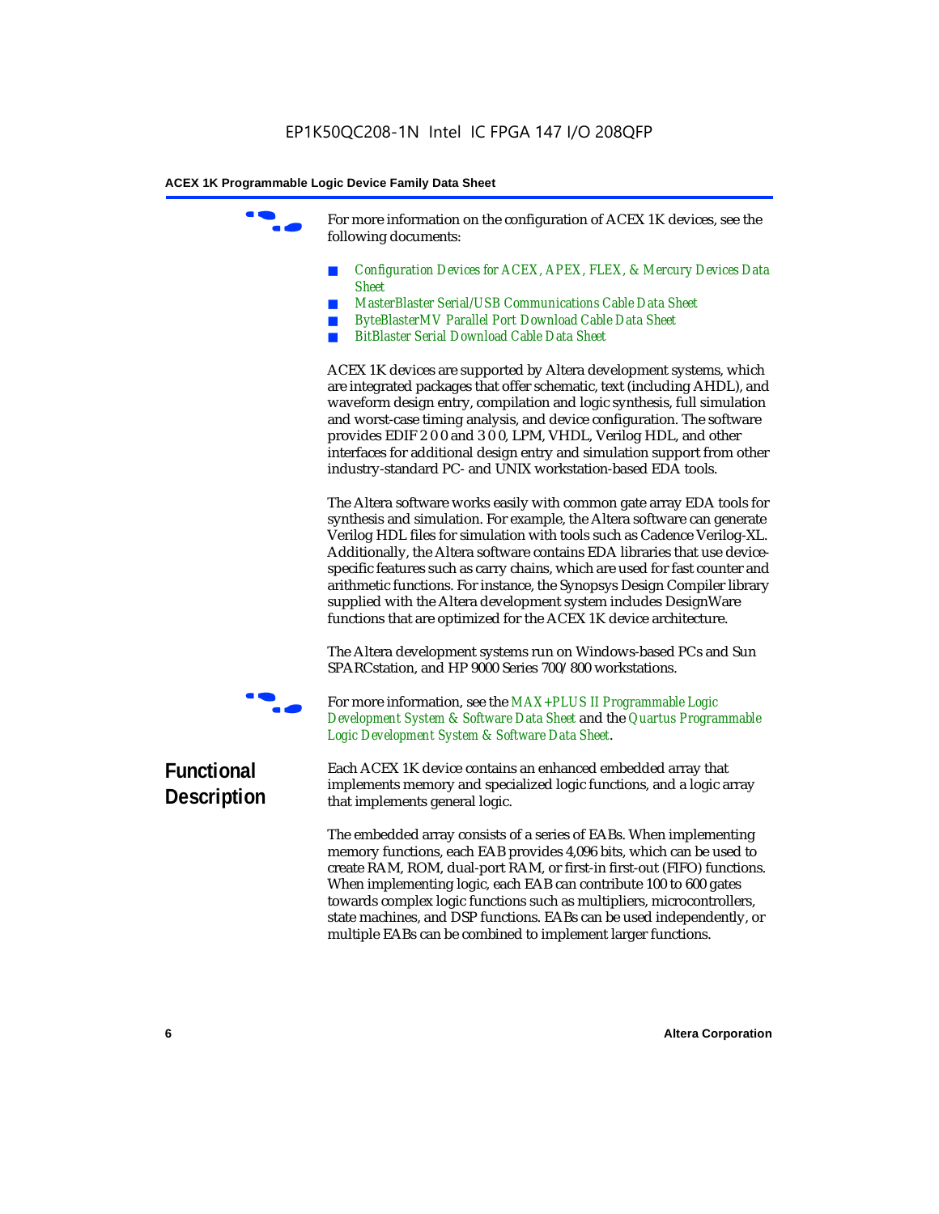For more information on the configuration of ACEX 1K devices, see the following documents:

- *Configuration Devices for ACEX, APEX, FLEX, & Mercury Devices Data Sheet*
- *MasterBlaster Serial/USB Communications Cable Data Sheet*
- *ByteBlasterMV Parallel Port Download Cable Data Sheet*
- *BitBlaster Serial Download Cable Data Sheet*

ACEX 1K devices are supported by Altera development systems, which are integrated packages that offer schematic, text (including AHDL), and waveform design entry, compilation and logic synthesis, full simulation and worst-case timing analysis, and device configuration. The software provides EDIF 2 0 0 and 3 0 0, LPM, VHDL, Verilog HDL, and other interfaces for additional design entry and simulation support from other industry-standard PC- and UNIX workstation-based EDA tools.

The Altera software works easily with common gate array EDA tools for synthesis and simulation. For example, the Altera software can generate Verilog HDL files for simulation with tools such as Cadence Verilog-XL. Additionally, the Altera software contains EDA libraries that use device-specific features such as carry chains, which are used for fast counter and arithmetic functions. For instance, the Synopsys Design Compiler library supplied with the Altera development system includes DesignWare functions that are optimized for the ACEX 1K device architecture.

The Altera development systems run on Windows-based PCs and Sun SPARCstation, and HP 9000 Series 700/800 workstations.

For more information, see the *MAX+PLUS II Programmable Logic Development System & Software Data Sheet* and the *Quartus Programmable Logic Development System & Software Data Sheet*.

## Functional Description

Each ACEX 1K device contains an enhanced embedded array that implements memory and specialized logic functions, and a logic array that implements general logic.

The embedded array consists of a series of EABs. When implementing memory functions, each EAB provides 4,096 bits, which can be used to create RAM, ROM, dual-port RAM, or first-in first-out (FIFO) functions. When implementing logic, each EAB can contribute 100 to 600 gates towards complex logic functions such as multipliers, microcontrollers, state machines, and DSP functions. EABs can be used independently, or multiple EABs can be combined to implement larger functions.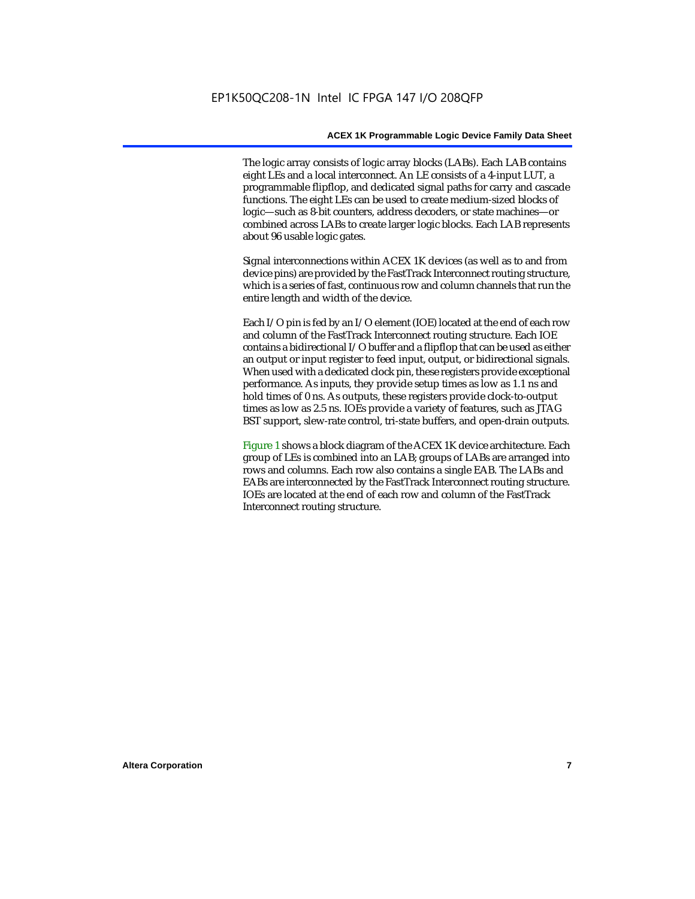The logic array consists of logic array blocks (LABs). Each LAB contains eight LEs and a local interconnect. An LE consists of a 4-input LUT, a programmable flipflop, and dedicated signal paths for carry and cascade functions. The eight LEs can be used to create medium-sized blocks of logic—such as 8-bit counters, address decoders, or state machines—or combined across LABs to create larger logic blocks. Each LAB represents about 96 usable logic gates.

Signal interconnections within ACEX 1K devices (as well as to and from device pins) are provided by the FastTrack Interconnect routing structure, which is a series of fast, continuous row and column channels that run the entire length and width of the device.

Each I/O pin is fed by an I/O element (IOE) located at the end of each row and column of the FastTrack Interconnect routing structure. Each IOE contains a bidirectional I/O buffer and a flipflop that can be used as either an output or input register to feed input, output, or bidirectional signals. When used with a dedicated clock pin, these registers provide exceptional performance. As inputs, they provide setup times as low as 1.1 ns and hold times of 0 ns. As outputs, these registers provide clock-to-output times as low as 2.5 ns. IOEs provide a variety of features, such as JTAG BST support, slew-rate control, tri-state buffers, and open-drain outputs.

Figure 1 shows a block diagram of the ACEX 1K device architecture. Each group of LEs is combined into an LAB; groups of LABs are arranged into rows and columns. Each row also contains a single EAB. The LABs and EABs are interconnected by the FastTrack Interconnect routing structure. IOEs are located at the end of each row and column of the FastTrack Interconnect routing structure.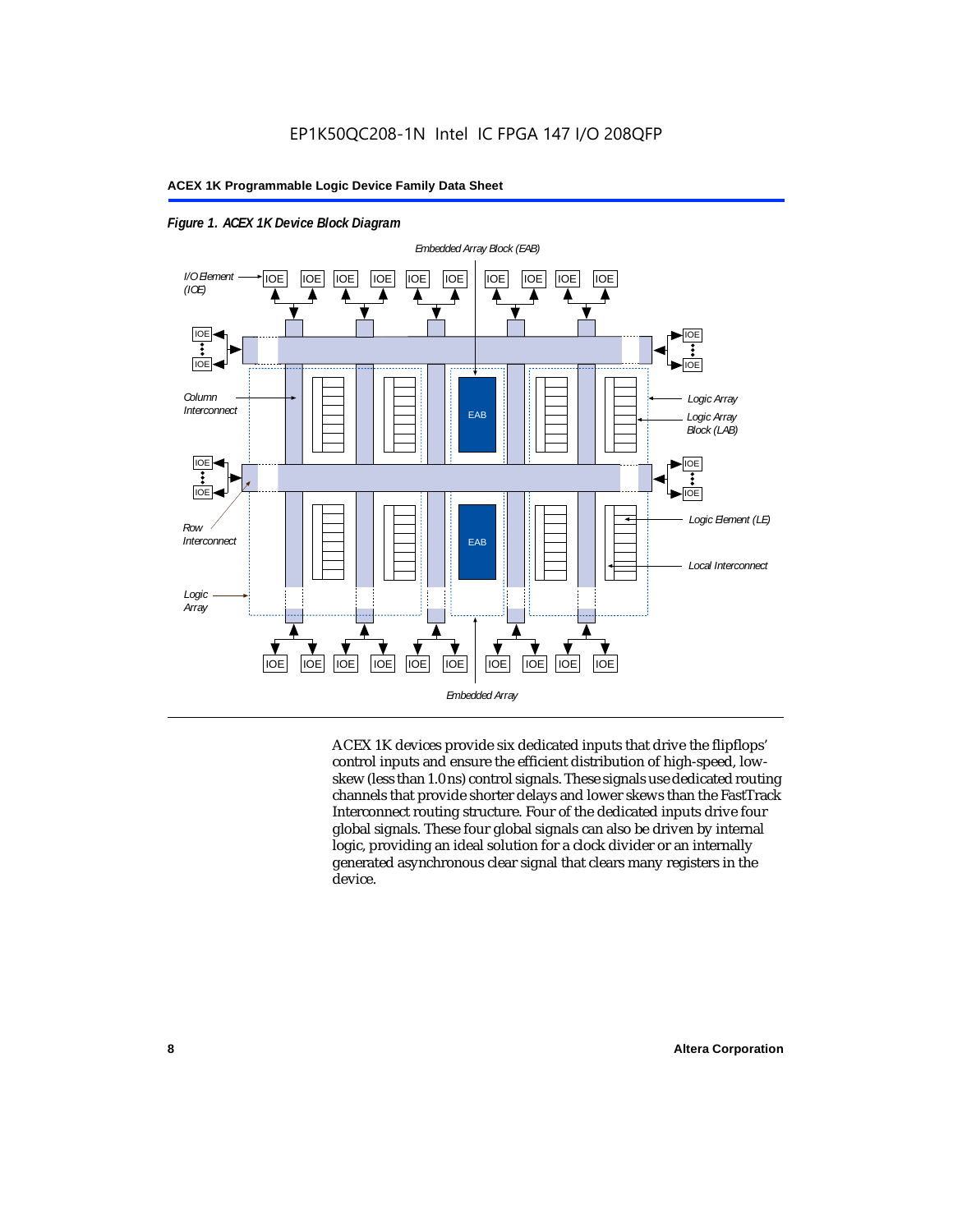**Figure 1. ACEX 1K Device Block Diagram**

ACEX 1K devices provide six dedicated inputs that drive the flipflops' control inputs and ensure the efficient distribution of high-speed, low-skew (less than 1.0 ns) control signals. These signals use dedicated routing channels that provide shorter delays and lower skews than the FastTrack Interconnect routing structure. Four of the dedicated inputs drive four global signals. These four global signals can also be driven by internal logic, providing an ideal solution for a clock divider or an internally generated asynchronous clear signal that clears many registers in the device.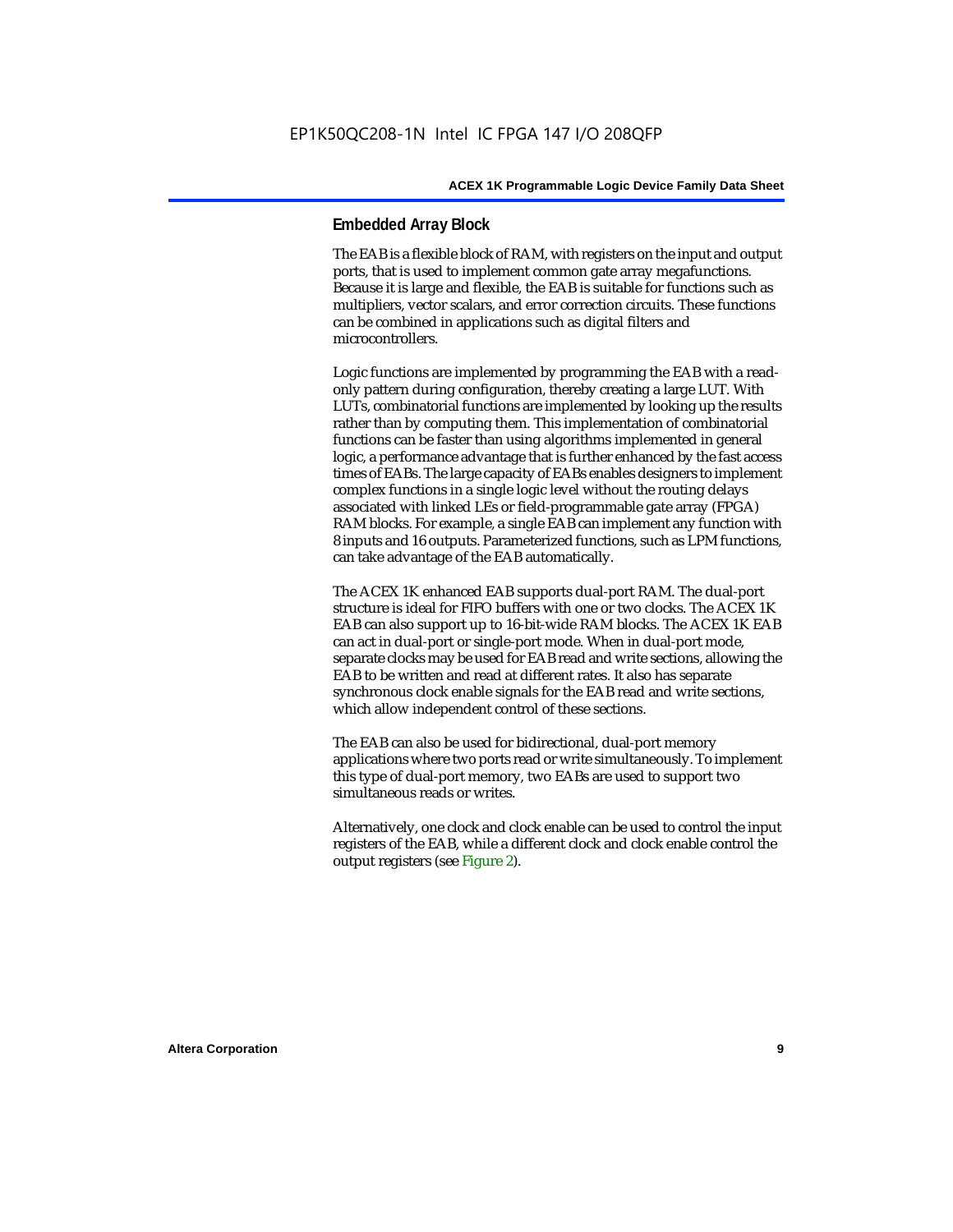## Embedded Array Block

The EAB is a flexible block of RAM, with registers on the input and output ports, that is used to implement common gate array megafunctions. Because it is large and flexible, the EAB is suitable for functions such as multipliers, vector scalars, and error correction circuits. These functions can be combined in applications such as digital filters and microcontrollers.

Logic functions are implemented by programming the EAB with a read-only pattern during configuration, thereby creating a large LUT. With LUTs, combinatorial functions are implemented by looking up the results rather than by computing them. This implementation of combinatorial functions can be faster than using algorithms implemented in general logic, a performance advantage that is further enhanced by the fast access times of EABs. The large capacity of EABs enables designers to implement complex functions in a single logic level without the routing delays associated with linked LEs or field-programmable gate array (FPGA) RAM blocks. For example, a single EAB can implement any function with 8 inputs and 16 outputs. Parameterized functions, such as LPM functions, can take advantage of the EAB automatically.

The ACEX 1K enhanced EAB supports dual-port RAM. The dual-port structure is ideal for FIFO buffers with one or two clocks. The ACEX 1K EAB can also support up to 16-bit-wide RAM blocks. The ACEX 1K EAB can act in dual-port or single-port mode. When in dual-port mode, separate clocks may be used for EAB read and write sections, allowing the EAB to be written and read at different rates. It also has separate synchronous clock enable signals for the EAB read and write sections, which allow independent control of these sections.

The EAB can also be used for bidirectional, dual-port memory applications where two ports read or write simultaneously. To implement this type of dual-port memory, two EABs are used to support two simultaneous reads or writes.

Alternatively, one clock and clock enable can be used to control the input registers of the EAB, while a different clock and clock enable control the output registers (see Figure 2).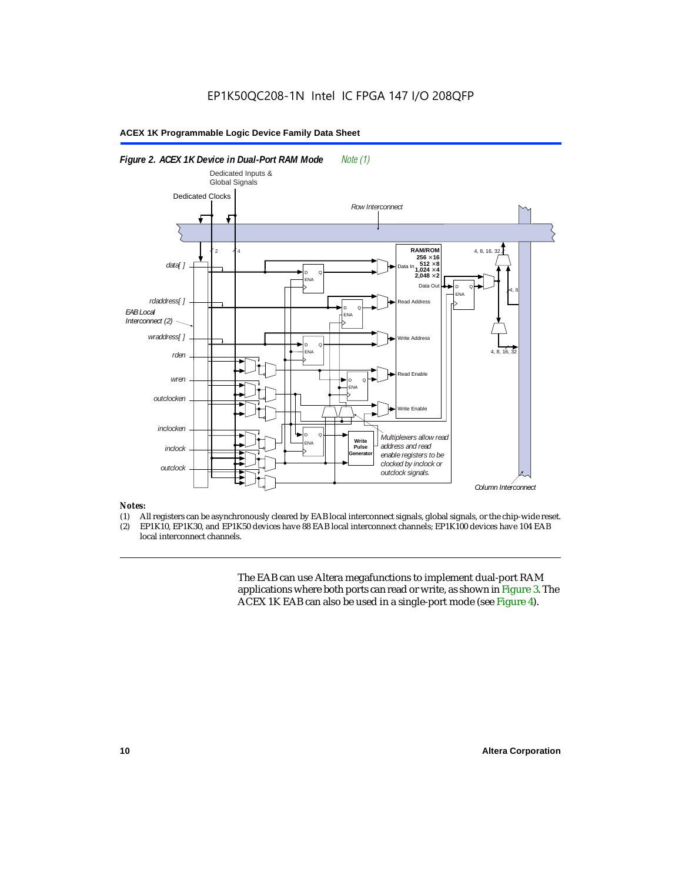**Figure 2. ACEX 1K Device in Dual-Port RAM Mode** *Note (1)*

*Notes:*

(1) All registers can be asynchronously cleared by EAB local interconnect signals, global signals, or the chip-wide reset.
(2) EP1K10, EP1K30, and EP1K50 devices have 88 EAB local interconnect channels; EP1K100 devices have 104 EAB local interconnect channels.

The EAB can use Altera megafunctions to implement dual-port RAM applications where both ports can read or write, as shown in Figure 3. The ACEX 1K EAB can also be used in a single-port mode (see Figure 4).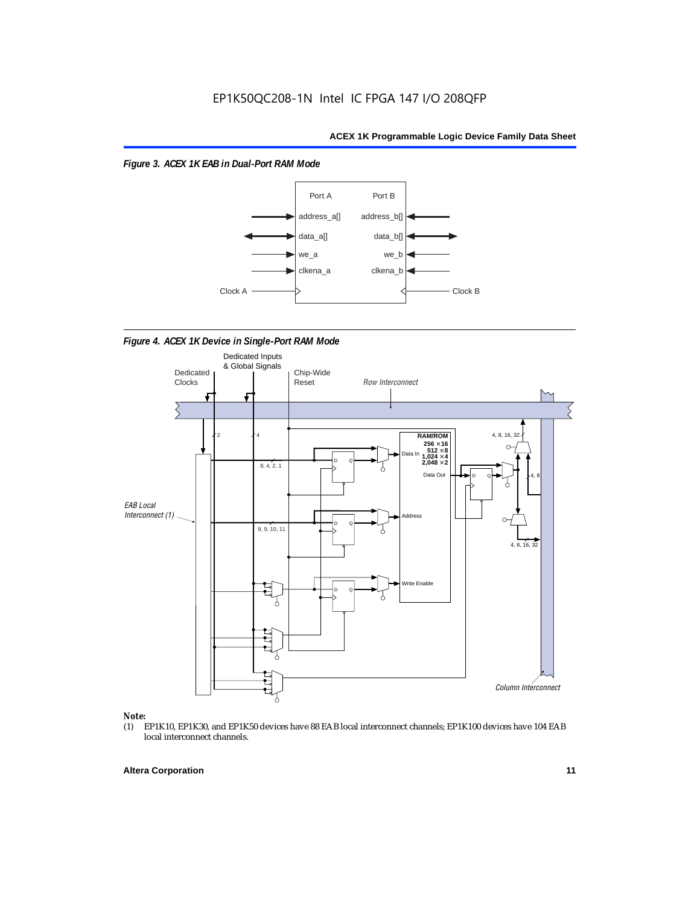*Figure 3. ACEX 1K EAB in Dual-Port RAM Mode*

*Figure 4. ACEX 1K Device in Single-Port RAM Mode*

**Note:**

(1) EP1K10, EP1K30, and EP1K50 devices have 88 EAB local interconnect channels; EP1K100 devices have 104 EAB local interconnect channels.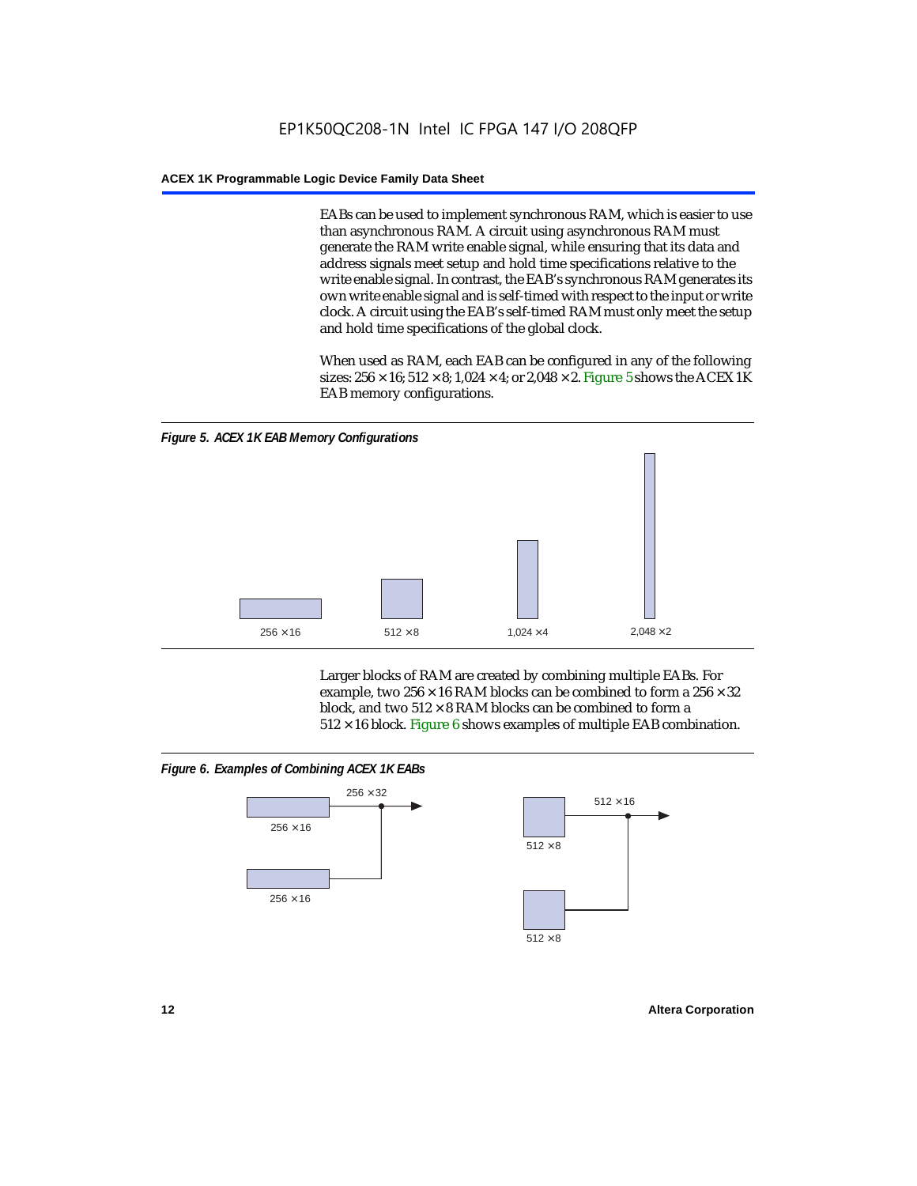EABs can be used to implement synchronous RAM, which is easier to use than asynchronous RAM. A circuit using asynchronous RAM must generate the RAM write enable signal, while ensuring that its data and address signals meet setup and hold time specifications relative to the write enable signal. In contrast, the EAB's synchronous RAM generates its own write enable signal and is self-timed with respect to the input or write clock. A circuit using the EAB's self-timed RAM must only meet the setup and hold time specifications of the global clock.

When used as RAM, each EAB can be configured in any of the following sizes: 256 × 16; 512 × 8; 1,024 × 4; or 2,048 × 2. Figure 5 shows the ACEX 1K EAB memory configurations.

*Figure 5. ACEX 1K EAB Memory Configurations*

256 × 16 &nbsp;&nbsp; 512 × 8 &nbsp;&nbsp; 1,024 × 4 &nbsp;&nbsp; 2,048 × 2

Larger blocks of RAM are created by combining multiple EABs. For example, two 256 × 16 RAM blocks can be combined to form a 256 × 32 block, and two 512 × 8 RAM blocks can be combined to form a 512 × 16 block. Figure 6 shows examples of multiple EAB combination.

*Figure 6. Examples of Combining ACEX 1K EABs*

256 × 16, 256 × 16 → 256 × 32

512 × 8, 512 × 8 → 512 × 16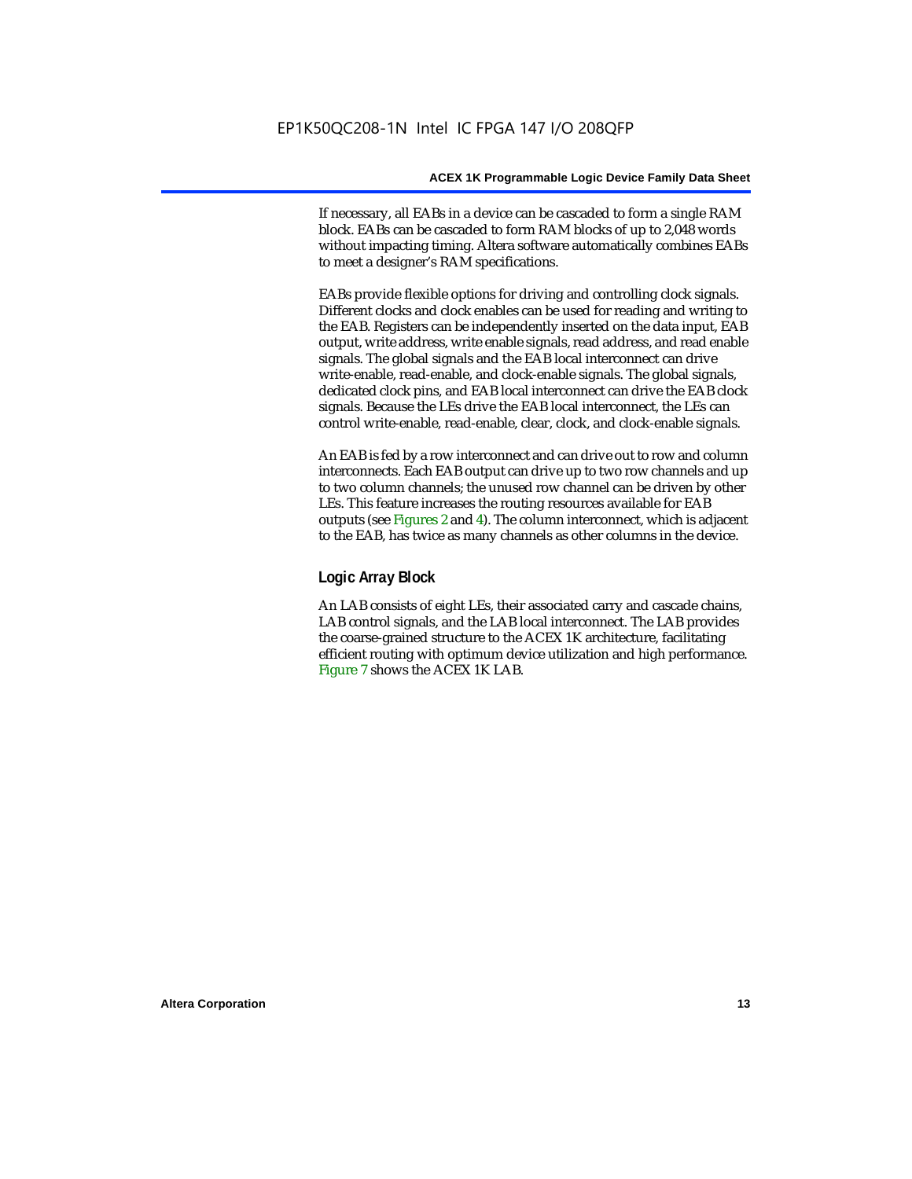If necessary, all EABs in a device can be cascaded to form a single RAM block. EABs can be cascaded to form RAM blocks of up to 2,048 words without impacting timing. Altera software automatically combines EABs to meet a designer's RAM specifications.

EABs provide flexible options for driving and controlling clock signals. Different clocks and clock enables can be used for reading and writing to the EAB. Registers can be independently inserted on the data input, EAB output, write address, write enable signals, read address, and read enable signals. The global signals and the EAB local interconnect can drive write-enable, read-enable, and clock-enable signals. The global signals, dedicated clock pins, and EAB local interconnect can drive the EAB clock signals. Because the LEs drive the EAB local interconnect, the LEs can control write-enable, read-enable, clear, clock, and clock-enable signals.

An EAB is fed by a row interconnect and can drive out to row and column interconnects. Each EAB output can drive up to two row channels and up to two column channels; the unused row channel can be driven by other LEs. This feature increases the routing resources available for EAB outputs (see Figures 2 and 4). The column interconnect, which is adjacent to the EAB, has twice as many channels as other columns in the device.

## Logic Array Block

An LAB consists of eight LEs, their associated carry and cascade chains, LAB control signals, and the LAB local interconnect. The LAB provides the coarse-grained structure to the ACEX 1K architecture, facilitating efficient routing with optimum device utilization and high performance. Figure 7 shows the ACEX 1K LAB.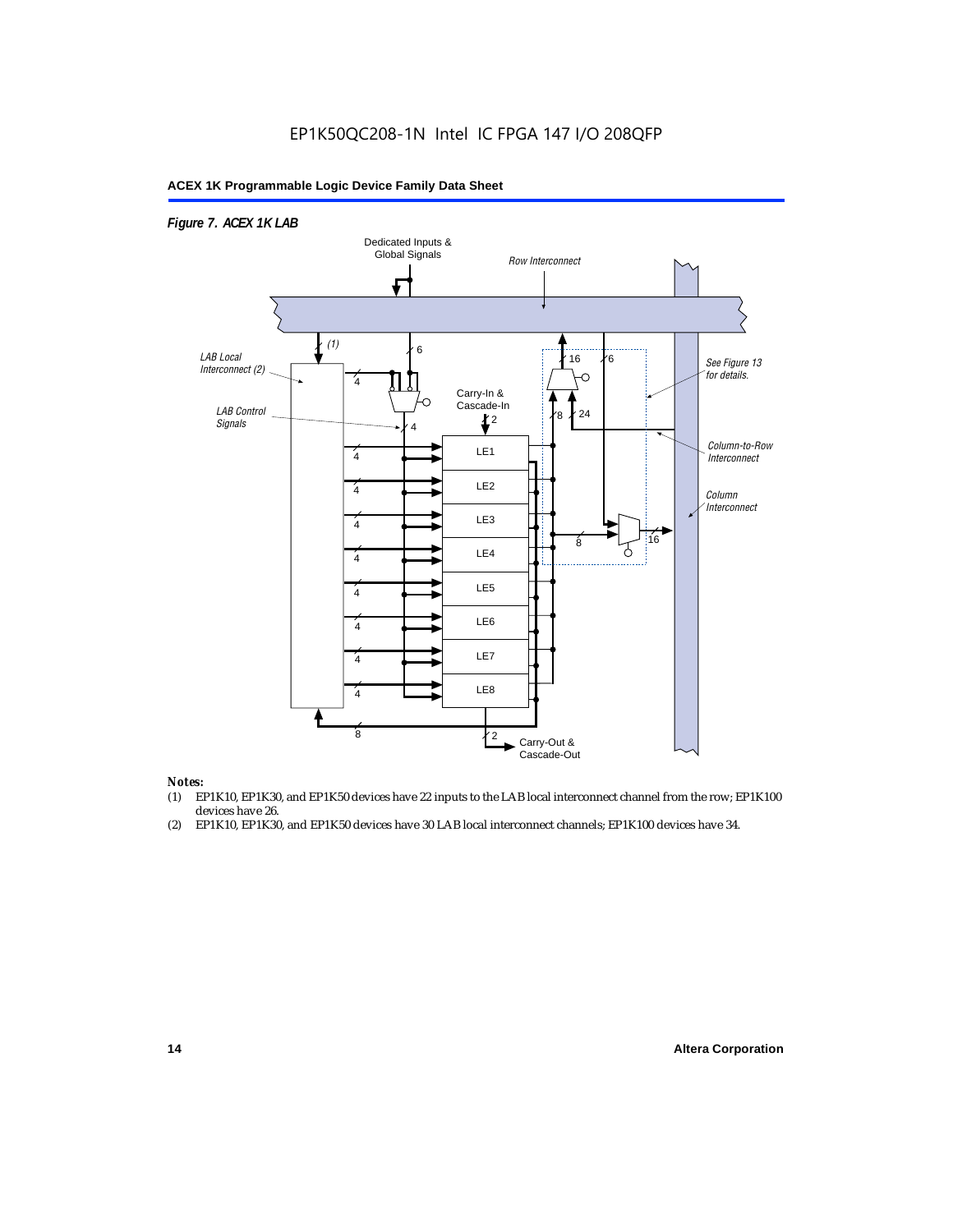*Figure 7. ACEX 1K LAB*

*Notes:*

(1) EP1K10, EP1K30, and EP1K50 devices have 22 inputs to the LAB local interconnect channel from the row; EP1K100 devices have 26.

(2) EP1K10, EP1K30, and EP1K50 devices have 30 LAB local interconnect channels; EP1K100 devices have 34.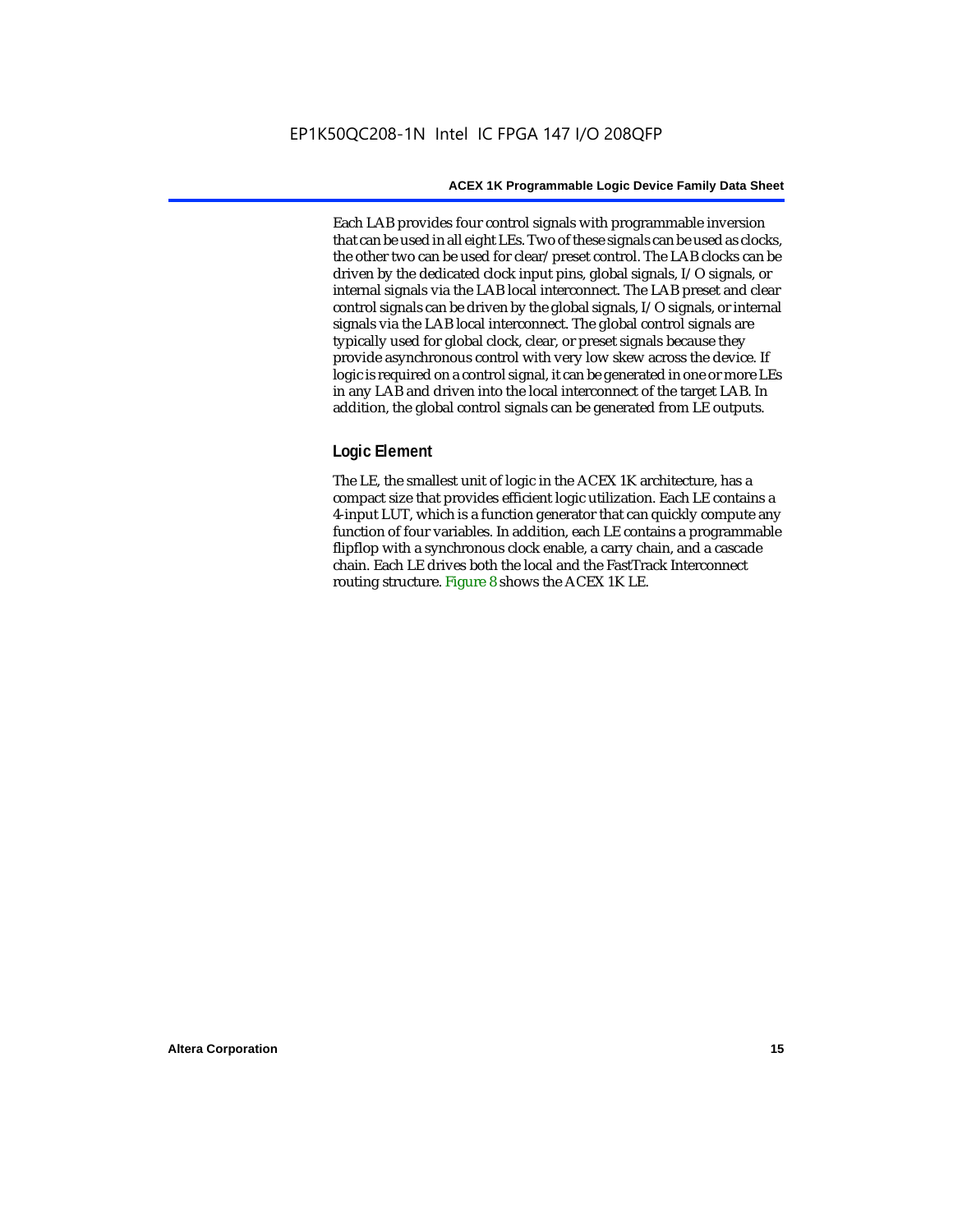Each LAB provides four control signals with programmable inversion that can be used in all eight LEs. Two of these signals can be used as clocks, the other two can be used for clear/preset control. The LAB clocks can be driven by the dedicated clock input pins, global signals, I/O signals, or internal signals via the LAB local interconnect. The LAB preset and clear control signals can be driven by the global signals, I/O signals, or internal signals via the LAB local interconnect. The global control signals are typically used for global clock, clear, or preset signals because they provide asynchronous control with very low skew across the device. If logic is required on a control signal, it can be generated in one or more LEs in any LAB and driven into the local interconnect of the target LAB. In addition, the global control signals can be generated from LE outputs.

### Logic Element

The LE, the smallest unit of logic in the ACEX 1K architecture, has a compact size that provides efficient logic utilization. Each LE contains a 4-input LUT, which is a function generator that can quickly compute any function of four variables. In addition, each LE contains a programmable flipflop with a synchronous clock enable, a carry chain, and a cascade chain. Each LE drives both the local and the FastTrack Interconnect routing structure. Figure 8 shows the ACEX 1K LE.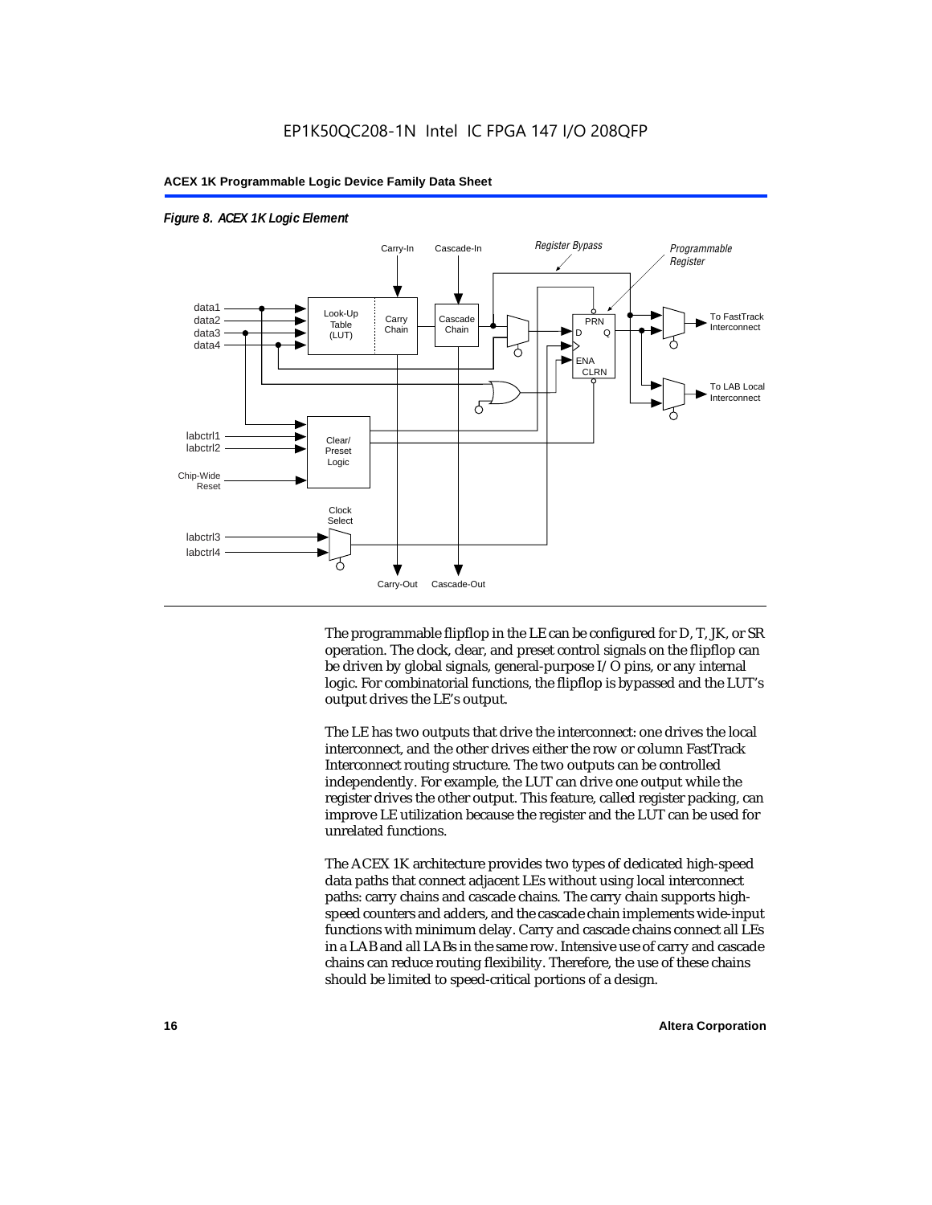*Figure 8. ACEX 1K Logic Element*

The programmable flipflop in the LE can be configured for D, T, JK, or SR operation. The clock, clear, and preset control signals on the flipflop can be driven by global signals, general-purpose I/O pins, or any internal logic. For combinatorial functions, the flipflop is bypassed and the LUT's output drives the LE's output.

The LE has two outputs that drive the interconnect: one drives the local interconnect, and the other drives either the row or column FastTrack Interconnect routing structure. The two outputs can be controlled independently. For example, the LUT can drive one output while the register drives the other output. This feature, called register packing, can improve LE utilization because the register and the LUT can be used for unrelated functions.

The ACEX 1K architecture provides two types of dedicated high-speed data paths that connect adjacent LEs without using local interconnect paths: carry chains and cascade chains. The carry chain supports high-speed counters and adders, and the cascade chain implements wide-input functions with minimum delay. Carry and cascade chains connect all LEs in a LAB and all LABs in the same row. Intensive use of carry and cascade chains can reduce routing flexibility. Therefore, the use of these chains should be limited to speed-critical portions of a design.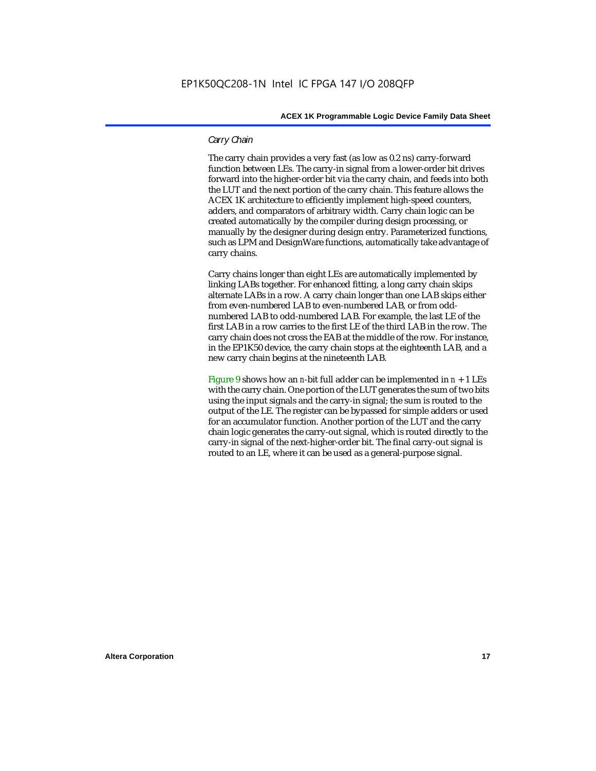#### *Carry Chain*

The carry chain provides a very fast (as low as 0.2 ns) carry-forward function between LEs. The carry-in signal from a lower-order bit drives forward into the higher-order bit via the carry chain, and feeds into both the LUT and the next portion of the carry chain. This feature allows the ACEX 1K architecture to efficiently implement high-speed counters, adders, and comparators of arbitrary width. Carry chain logic can be created automatically by the compiler during design processing, or manually by the designer during design entry. Parameterized functions, such as LPM and DesignWare functions, automatically take advantage of carry chains.

Carry chains longer than eight LEs are automatically implemented by linking LABs together. For enhanced fitting, a long carry chain skips alternate LABs in a row. A carry chain longer than one LAB skips either from even-numbered LAB to even-numbered LAB, or from odd-numbered LAB to odd-numbered LAB. For example, the last LE of the first LAB in a row carries to the first LE of the third LAB in the row. The carry chain does not cross the EAB at the middle of the row. For instance, in the EP1K50 device, the carry chain stops at the eighteenth LAB, and a new carry chain begins at the nineteenth LAB.

Figure 9 shows how an $n$-bit full adder can be implemented in $n + 1$ LEs with the carry chain. One portion of the LUT generates the sum of two bits using the input signals and the carry-in signal; the sum is routed to the output of the LE. The register can be bypassed for simple adders or used for an accumulator function. Another portion of the LUT and the carry chain logic generates the carry-out signal, which is routed directly to the carry-in signal of the next-higher-order bit. The final carry-out signal is routed to an LE, where it can be used as a general-purpose signal.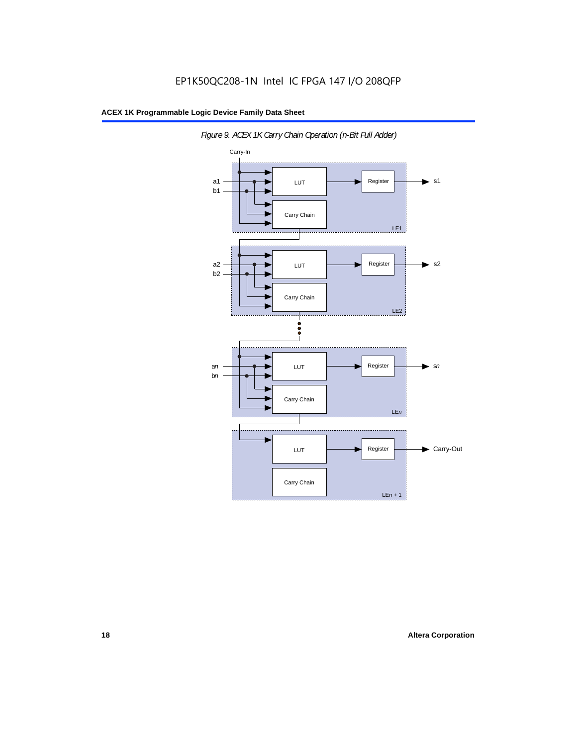*Figure 9. ACEX 1K Carry Chain Operation (n-Bit Full Adder)*

Carry-In

a1
b1

LUT

Register

s1

Carry Chain

LE1

a2
b2

LUT

Register

s2

Carry Chain

LE2

a*n*
b*n*

LUT

Register

s*n*

Carry Chain

LE*n*

LUT

Register

Carry-Out

Carry Chain

LE*n* + 1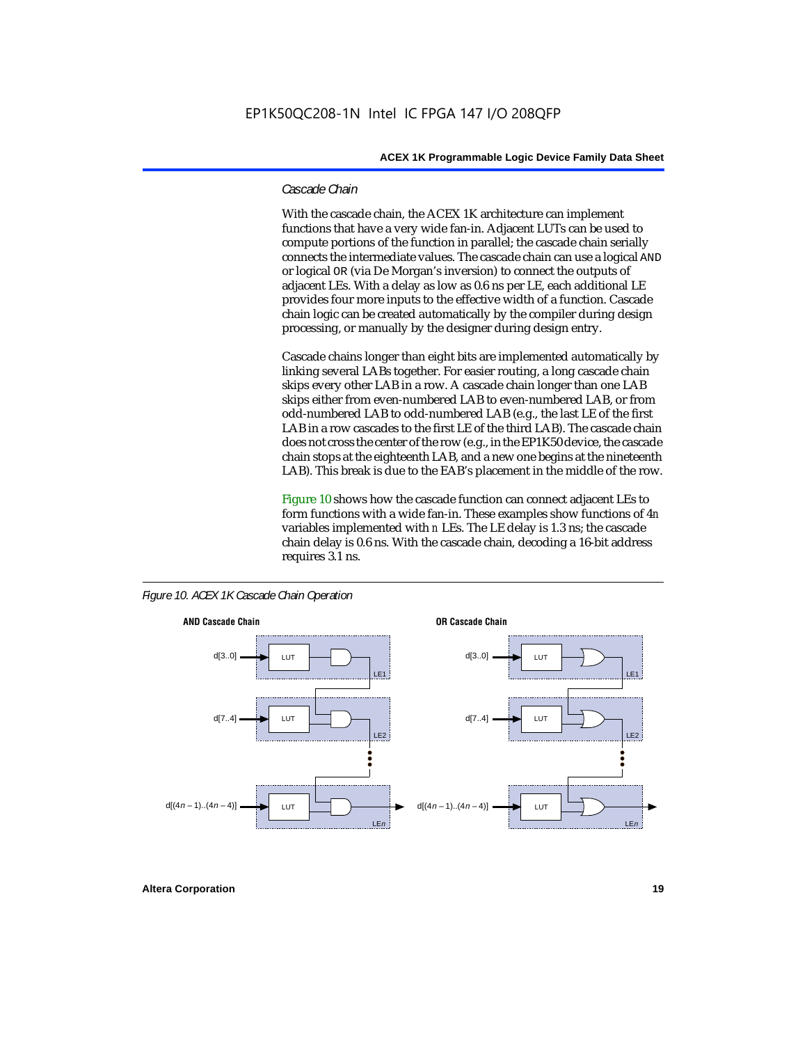### *Cascade Chain*

With the cascade chain, the ACEX 1K architecture can implement functions that have a very wide fan-in. Adjacent LUTs can be used to compute portions of the function in parallel; the cascade chain serially connects the intermediate values. The cascade chain can use a logical AND or logical OR (via De Morgan's inversion) to connect the outputs of adjacent LEs. With a delay as low as 0.6 ns per LE, each additional LE provides four more inputs to the effective width of a function. Cascade chain logic can be created automatically by the compiler during design processing, or manually by the designer during design entry.

Cascade chains longer than eight bits are implemented automatically by linking several LABs together. For easier routing, a long cascade chain skips every other LAB in a row. A cascade chain longer than one LAB skips either from even-numbered LAB to even-numbered LAB, or from odd-numbered LAB to odd-numbered LAB (e.g., the last LE of the first LAB in a row cascades to the first LE of the third LAB). The cascade chain does not cross the center of the row (e.g., in the EP1K50 device, the cascade chain stops at the eighteenth LAB, and a new one begins at the nineteenth LAB). This break is due to the EAB's placement in the middle of the row.

Figure 10 shows how the cascade function can connect adjacent LEs to form functions with a wide fan-in. These examples show functions of $4n$ variables implemented with $n$ LEs. The LE delay is 1.3 ns; the cascade chain delay is 0.6 ns. With the cascade chain, decoding a 16-bit address requires 3.1 ns.

*Figure 10. ACEX 1K Cascade Chain Operation*

**AND Cascade Chain**

- d[3..0] → LUT → AND (LE1)
- d[7..4] → LUT → AND (LE2)
- ⋮
- d[(4$n$ – 1)..(4$n$ – 4)] → LUT → AND (LE$n$) →

**OR Cascade Chain**

- d[3..0] → LUT → OR (LE1)
- d[7..4] → LUT → OR (LE2)
- ⋮
- d[(4$n$ – 1)..(4$n$ – 4)] → LUT → OR (LE$n$) →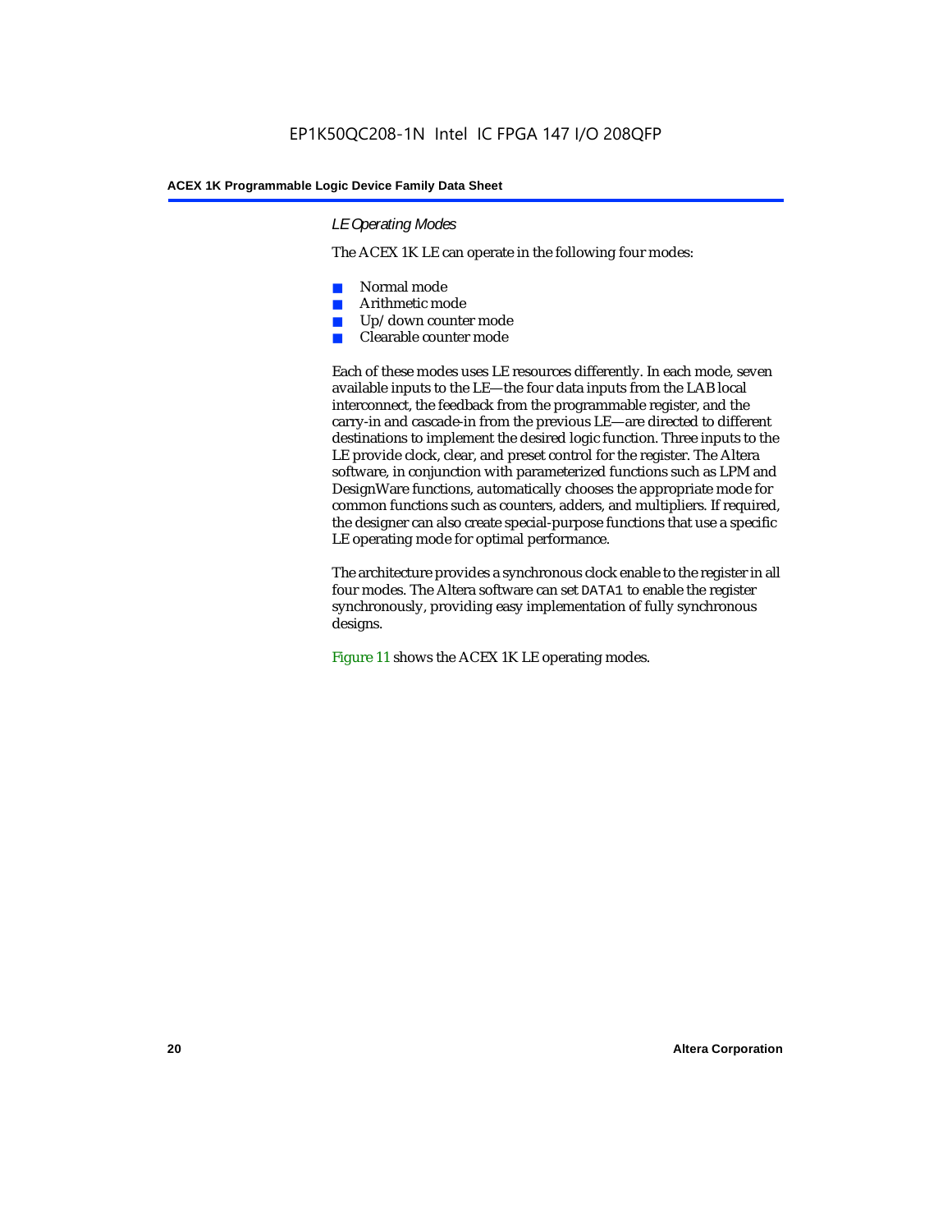### *LE Operating Modes*

The ACEX 1K LE can operate in the following four modes:

- Normal mode
- Arithmetic mode
- Up/down counter mode
- Clearable counter mode

Each of these modes uses LE resources differently. In each mode, seven available inputs to the LE—the four data inputs from the LAB local interconnect, the feedback from the programmable register, and the carry-in and cascade-in from the previous LE—are directed to different destinations to implement the desired logic function. Three inputs to the LE provide clock, clear, and preset control for the register. The Altera software, in conjunction with parameterized functions such as LPM and DesignWare functions, automatically chooses the appropriate mode for common functions such as counters, adders, and multipliers. If required, the designer can also create special-purpose functions that use a specific LE operating mode for optimal performance.

The architecture provides a synchronous clock enable to the register in all four modes. The Altera software can set `DATA1` to enable the register synchronously, providing easy implementation of fully synchronous designs.

Figure 11 shows the ACEX 1K LE operating modes.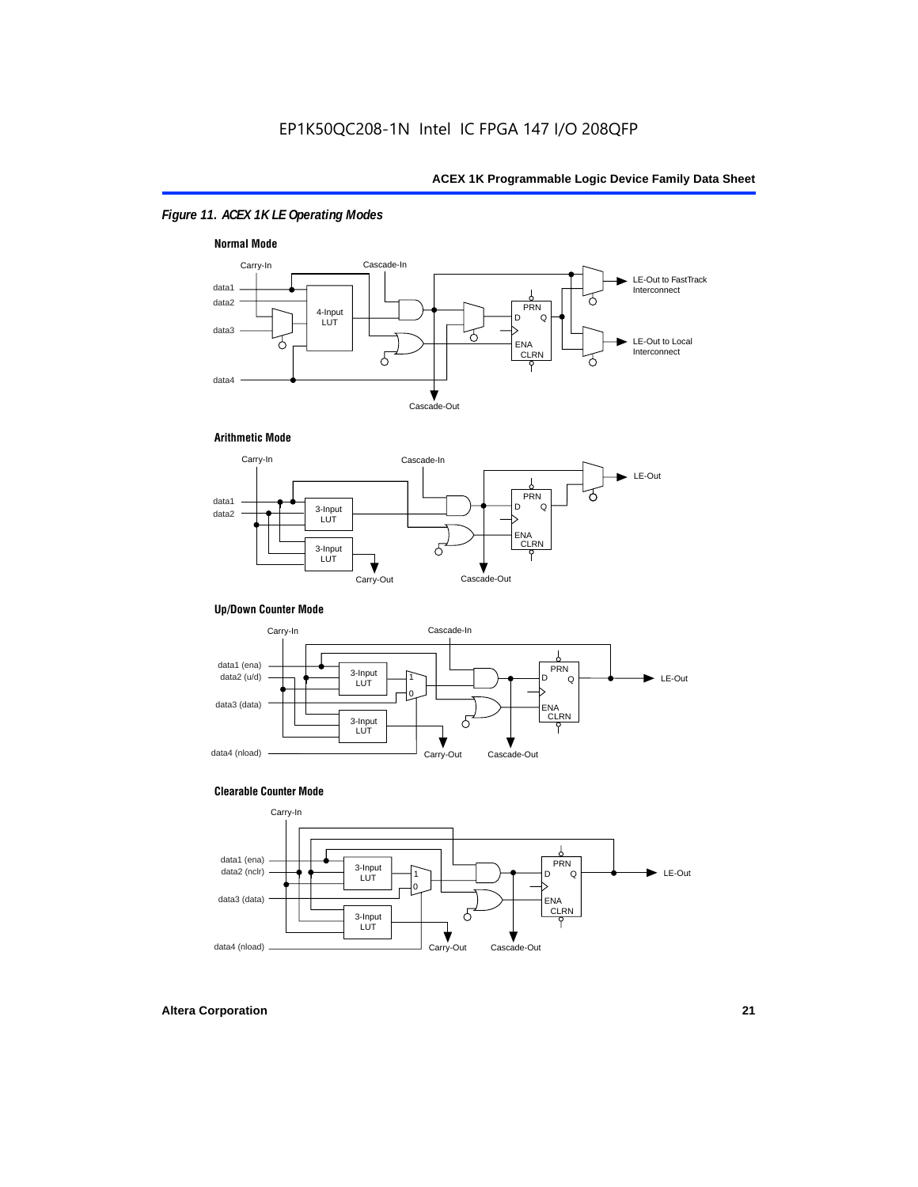*Figure 11. ACEX 1K LE Operating Modes*

**Normal Mode**

Carry-In, Cascade-In, data1, data2, data3, data4, 4-Input LUT, PRN, D, Q, ENA, CLRN, LE-Out to FastTrack Interconnect, LE-Out to Local Interconnect, Cascade-Out

**Arithmetic Mode**

Carry-In, Cascade-In, data1, data2, 3-Input LUT, 3-Input LUT, PRN, D, Q, ENA, CLRN, LE-Out, Carry-Out, Cascade-Out

**Up/Down Counter Mode**

Carry-In, Cascade-In, data1 (ena), data2 (u/d), data3 (data), data4 (nload), 3-Input LUT, 3-Input LUT, 1, 0, PRN, D, Q, ENA, CLRN, LE-Out, Carry-Out, Cascade-Out

**Clearable Counter Mode**

Carry-In, data1 (ena), data2 (nclr), data3 (data), data4 (nload), 3-Input LUT, 3-Input LUT, 1, 0, PRN, D, Q, ENA, CLRN, LE-Out, Carry-Out, Cascade-Out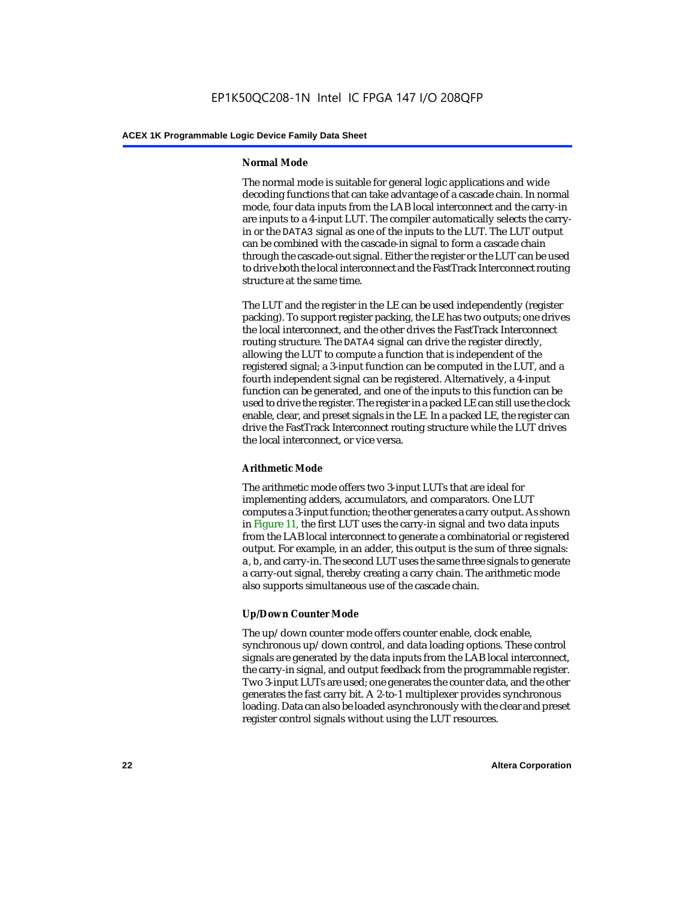#### Normal Mode

The normal mode is suitable for general logic applications and wide decoding functions that can take advantage of a cascade chain. In normal mode, four data inputs from the LAB local interconnect and the carry-in are inputs to a 4-input LUT. The compiler automatically selects the carry-in or the DATA3 signal as one of the inputs to the LUT. The LUT output can be combined with the cascade-in signal to form a cascade chain through the cascade-out signal. Either the register or the LUT can be used to drive both the local interconnect and the FastTrack Interconnect routing structure at the same time.

The LUT and the register in the LE can be used independently (register packing). To support register packing, the LE has two outputs; one drives the local interconnect, and the other drives the FastTrack Interconnect routing structure. The DATA4 signal can drive the register directly, allowing the LUT to compute a function that is independent of the registered signal; a 3-input function can be computed in the LUT, and a fourth independent signal can be registered. Alternatively, a 4-input function can be generated, and one of the inputs to this function can be used to drive the register. The register in a packed LE can still use the clock enable, clear, and preset signals in the LE. In a packed LE, the register can drive the FastTrack Interconnect routing structure while the LUT drives the local interconnect, or vice versa.

#### Arithmetic Mode

The arithmetic mode offers two 3-input LUTs that are ideal for implementing adders, accumulators, and comparators. One LUT computes a 3-input function; the other generates a carry output. As shown in Figure 11, the first LUT uses the carry-in signal and two data inputs from the LAB local interconnect to generate a combinatorial or registered output. For example, in an adder, this output is the sum of three signals: a, b, and carry-in. The second LUT uses the same three signals to generate a carry-out signal, thereby creating a carry chain. The arithmetic mode also supports simultaneous use of the cascade chain.

#### Up/Down Counter Mode

The up/down counter mode offers counter enable, clock enable, synchronous up/down control, and data loading options. These control signals are generated by the data inputs from the LAB local interconnect, the carry-in signal, and output feedback from the programmable register. Two 3-input LUTs are used; one generates the counter data, and the other generates the fast carry bit. A 2-to-1 multiplexer provides synchronous loading. Data can also be loaded asynchronously with the clear and preset register control signals without using the LUT resources.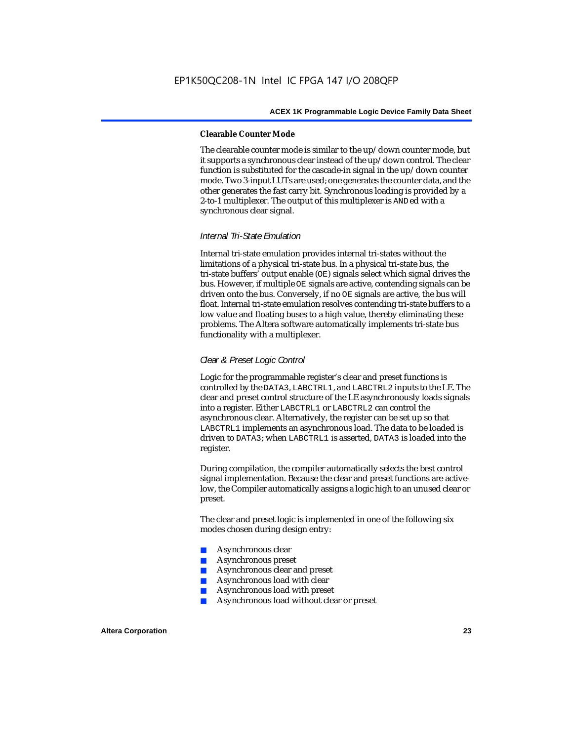#### Clearable Counter Mode

The clearable counter mode is similar to the up/down counter mode, but it supports a synchronous clear instead of the up/down control. The clear function is substituted for the cascade-in signal in the up/down counter mode. Two 3-input LUTs are used; one generates the counter data, and the other generates the fast carry bit. Synchronous loading is provided by a 2-to-1 multiplexer. The output of this multiplexer is ANDed with a synchronous clear signal.

### *Internal Tri-State Emulation*

Internal tri-state emulation provides internal tri-states without the limitations of a physical tri-state bus. In a physical tri-state bus, the tri-state buffers' output enable (OE) signals select which signal drives the bus. However, if multiple OE signals are active, contending signals can be driven onto the bus. Conversely, if no OE signals are active, the bus will float. Internal tri-state emulation resolves contending tri-state buffers to a low value and floating buses to a high value, thereby eliminating these problems. The Altera software automatically implements tri-state bus functionality with a multiplexer.

### *Clear & Preset Logic Control*

Logic for the programmable register's clear and preset functions is controlled by the DATA3, LABCTRL1, and LABCTRL2 inputs to the LE. The clear and preset control structure of the LE asynchronously loads signals into a register. Either LABCTRL1 or LABCTRL2 can control the asynchronous clear. Alternatively, the register can be set up so that LABCTRL1 implements an asynchronous load. The data to be loaded is driven to DATA3; when LABCTRL1 is asserted, DATA3 is loaded into the register.

During compilation, the compiler automatically selects the best control signal implementation. Because the clear and preset functions are active-low, the Compiler automatically assigns a logic high to an unused clear or preset.

The clear and preset logic is implemented in one of the following six modes chosen during design entry:

- Asynchronous clear
- Asynchronous preset
- Asynchronous clear and preset
- Asynchronous load with clear
- Asynchronous load with preset
- Asynchronous load without clear or preset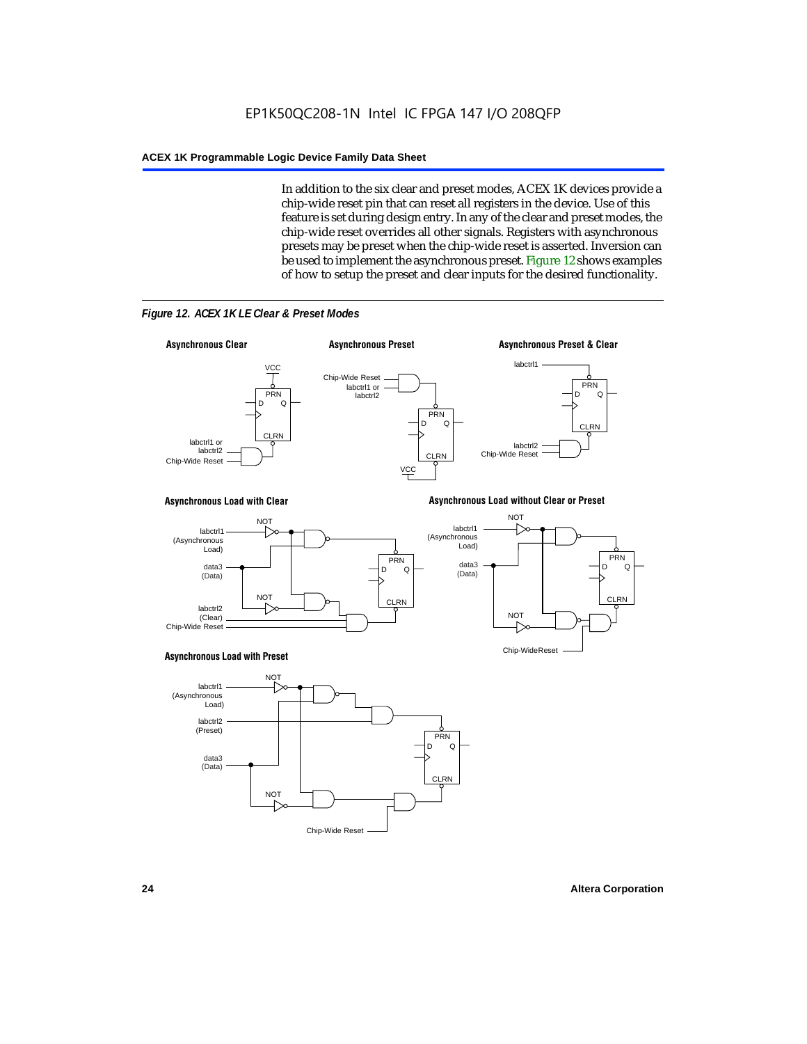In addition to the six clear and preset modes, ACEX 1K devices provide a chip-wide reset pin that can reset all registers in the device. Use of this feature is set during design entry. In any of the clear and preset modes, the chip-wide reset overrides all other signals. Registers with asynchronous presets may be preset when the chip-wide reset is asserted. Inversion can be used to implement the asynchronous preset. Figure 12 shows examples of how to setup the preset and clear inputs for the desired functionality.

*Figure 12. ACEX 1K LE Clear & Preset Modes*

**Asynchronous Clear**

**Asynchronous Preset**

**Asynchronous Preset & Clear**

**Asynchronous Load with Clear**

**Asynchronous Load without Clear or Preset**

**Asynchronous Load with Preset**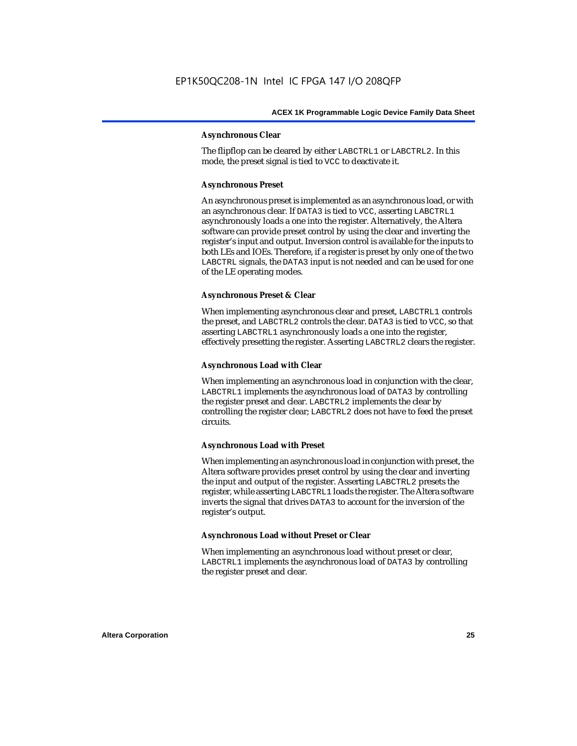#### Asynchronous Clear

The flipflop can be cleared by either LABCTRL1 or LABCTRL2. In this mode, the preset signal is tied to VCC to deactivate it.

#### Asynchronous Preset

An asynchronous preset is implemented as an asynchronous load, or with an asynchronous clear. If DATA3 is tied to VCC, asserting LABCTRL1 asynchronously loads a one into the register. Alternatively, the Altera software can provide preset control by using the clear and inverting the register's input and output. Inversion control is available for the inputs to both LEs and IOEs. Therefore, if a register is preset by only one of the two LABCTRL signals, the DATA3 input is not needed and can be used for one of the LE operating modes.

#### Asynchronous Preset & Clear

When implementing asynchronous clear and preset, LABCTRL1 controls the preset, and LABCTRL2 controls the clear. DATA3 is tied to VCC, so that asserting LABCTRL1 asynchronously loads a one into the register, effectively presetting the register. Asserting LABCTRL2 clears the register.

#### Asynchronous Load with Clear

When implementing an asynchronous load in conjunction with the clear, LABCTRL1 implements the asynchronous load of DATA3 by controlling the register preset and clear. LABCTRL2 implements the clear by controlling the register clear; LABCTRL2 does not have to feed the preset circuits.

#### Asynchronous Load with Preset

When implementing an asynchronous load in conjunction with preset, the Altera software provides preset control by using the clear and inverting the input and output of the register. Asserting LABCTRL2 presets the register, while asserting LABCTRL1 loads the register. The Altera software inverts the signal that drives DATA3 to account for the inversion of the register's output.

#### Asynchronous Load without Preset or Clear

When implementing an asynchronous load without preset or clear, LABCTRL1 implements the asynchronous load of DATA3 by controlling the register preset and clear.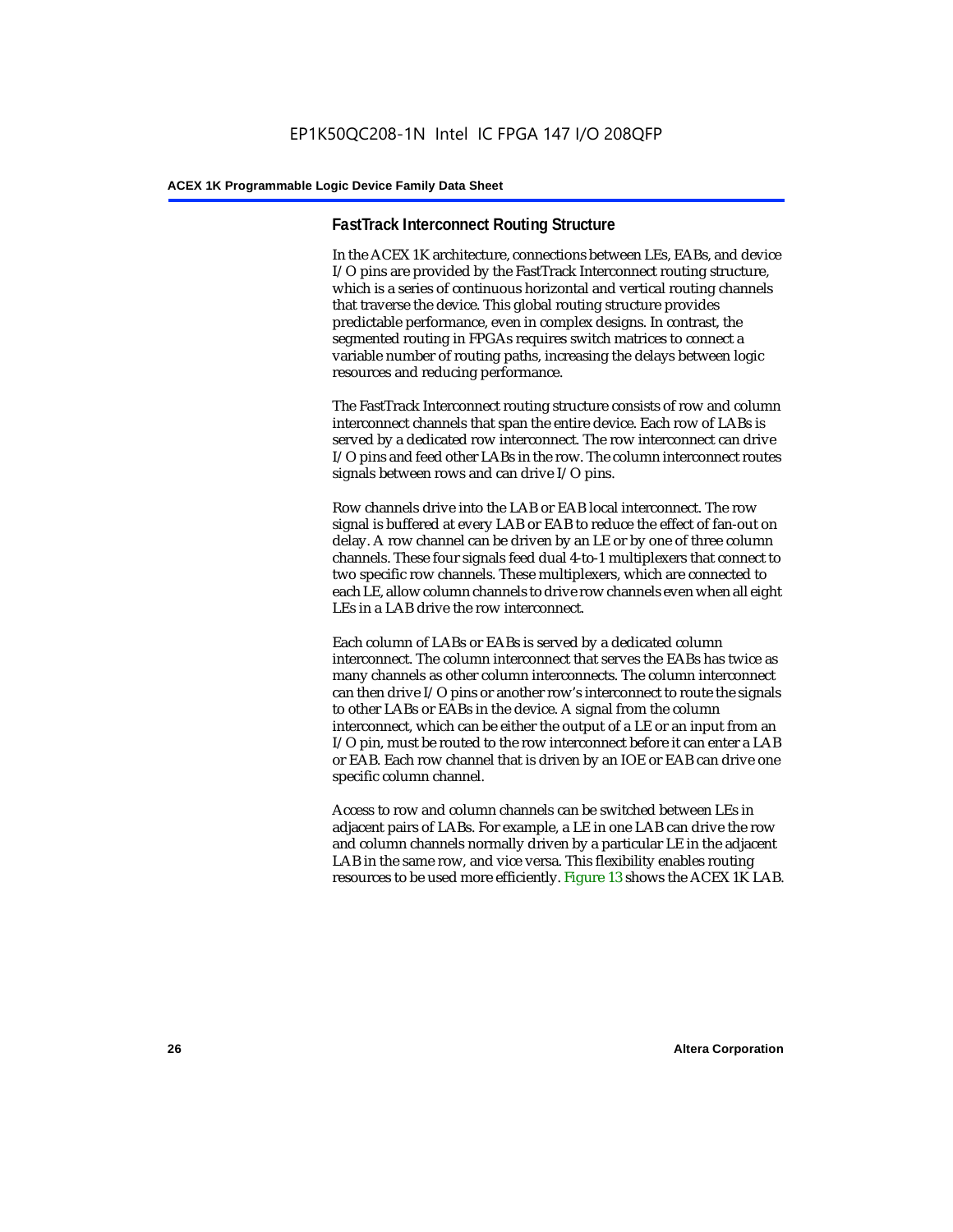### FastTrack Interconnect Routing Structure

In the ACEX 1K architecture, connections between LEs, EABs, and device I/O pins are provided by the FastTrack Interconnect routing structure, which is a series of continuous horizontal and vertical routing channels that traverse the device. This global routing structure provides predictable performance, even in complex designs. In contrast, the segmented routing in FPGAs requires switch matrices to connect a variable number of routing paths, increasing the delays between logic resources and reducing performance.

The FastTrack Interconnect routing structure consists of row and column interconnect channels that span the entire device. Each row of LABs is served by a dedicated row interconnect. The row interconnect can drive I/O pins and feed other LABs in the row. The column interconnect routes signals between rows and can drive I/O pins.

Row channels drive into the LAB or EAB local interconnect. The row signal is buffered at every LAB or EAB to reduce the effect of fan-out on delay. A row channel can be driven by an LE or by one of three column channels. These four signals feed dual 4-to-1 multiplexers that connect to two specific row channels. These multiplexers, which are connected to each LE, allow column channels to drive row channels even when all eight LEs in a LAB drive the row interconnect.

Each column of LABs or EABs is served by a dedicated column interconnect. The column interconnect that serves the EABs has twice as many channels as other column interconnects. The column interconnect can then drive I/O pins or another row's interconnect to route the signals to other LABs or EABs in the device. A signal from the column interconnect, which can be either the output of a LE or an input from an I/O pin, must be routed to the row interconnect before it can enter a LAB or EAB. Each row channel that is driven by an IOE or EAB can drive one specific column channel.

Access to row and column channels can be switched between LEs in adjacent pairs of LABs. For example, a LE in one LAB can drive the row and column channels normally driven by a particular LE in the adjacent LAB in the same row, and vice versa. This flexibility enables routing resources to be used more efficiently. Figure 13 shows the ACEX 1K LAB.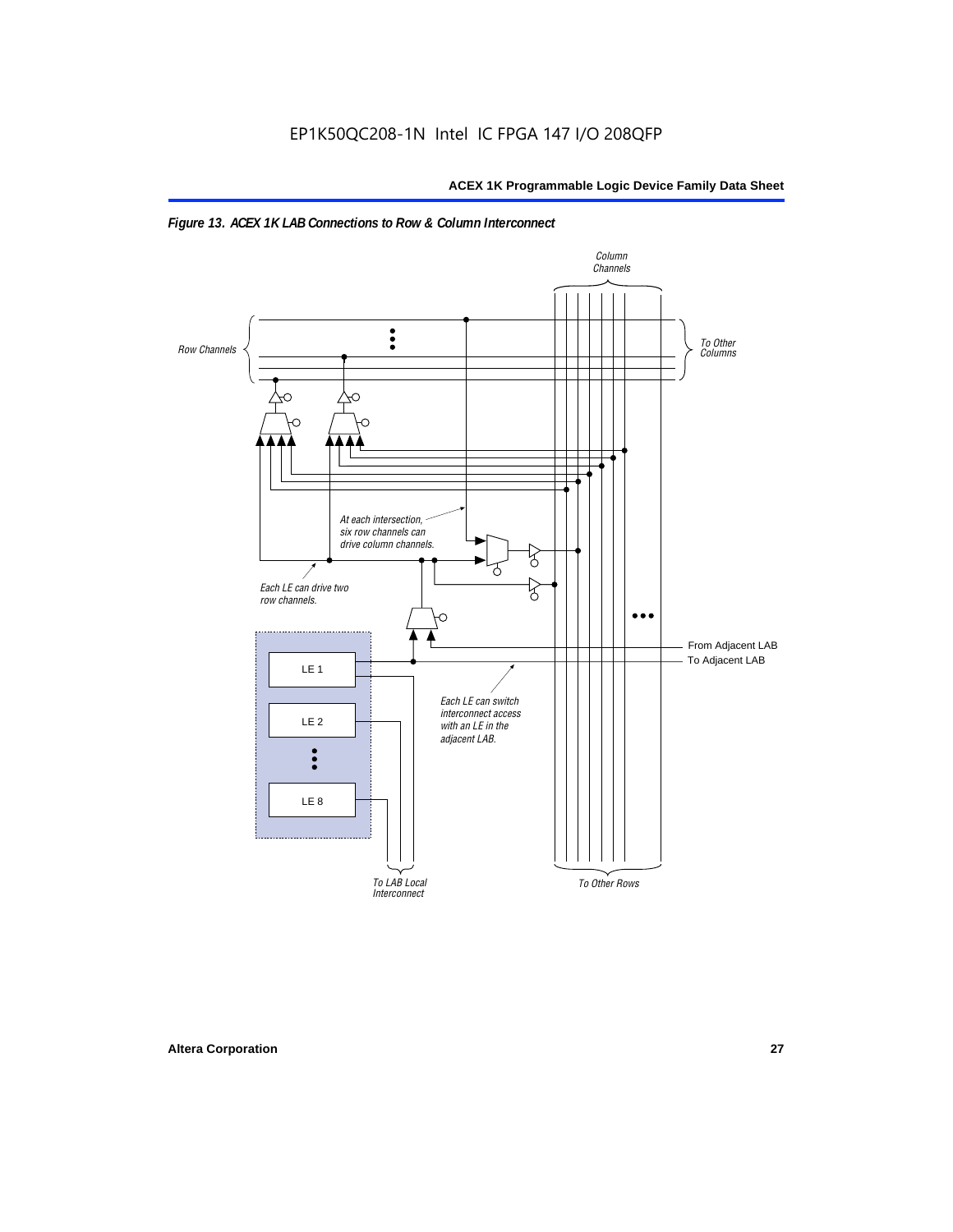*Figure 13. ACEX 1K LAB Connections to Row & Column Interconnect*

Column Channels

Row Channels

To Other Columns

At each intersection, six row channels can drive column channels.

Each LE can drive two row channels.

From Adjacent LAB

To Adjacent LAB

LE 1

LE 2

LE 8

Each LE can switch interconnect access with an LE in the adjacent LAB.

To LAB Local Interconnect

To Other Rows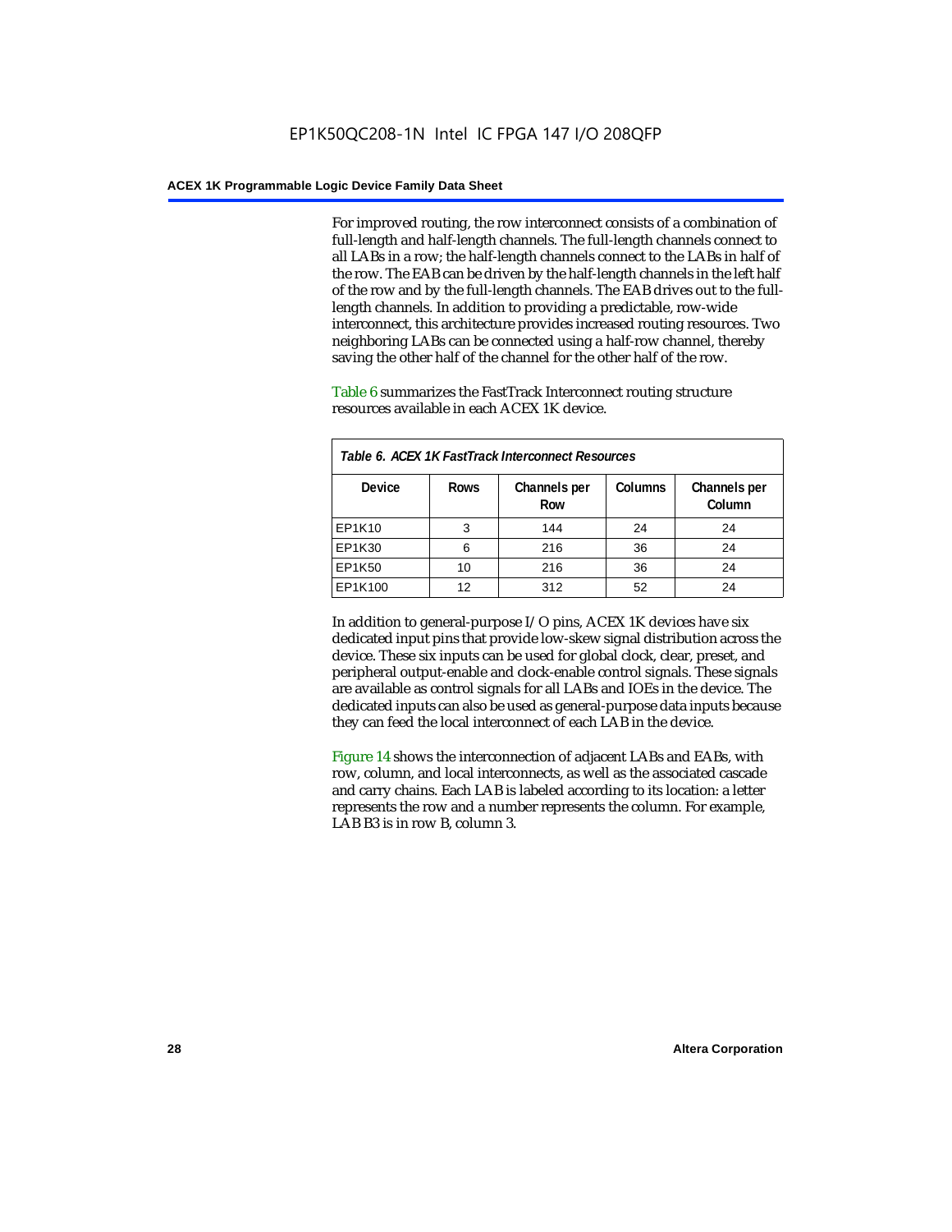For improved routing, the row interconnect consists of a combination of full-length and half-length channels. The full-length channels connect to all LABs in a row; the half-length channels connect to the LABs in half of the row. The EAB can be driven by the half-length channels in the left half of the row and by the full-length channels. The EAB drives out to the full-length channels. In addition to providing a predictable, row-wide interconnect, this architecture provides increased routing resources. Two neighboring LABs can be connected using a half-row channel, thereby saving the other half of the channel for the other half of the row.

Table 6 summarizes the FastTrack Interconnect routing structure resources available in each ACEX 1K device.

*Table 6. ACEX 1K FastTrack Interconnect Resources*

| Device | Rows | Channels per Row | Columns | Channels per Column |
|---|---|---|---|---|
| EP1K10 | 3 | 144 | 24 | 24 |
| EP1K30 | 6 | 216 | 36 | 24 |
| EP1K50 | 10 | 216 | 36 | 24 |
| EP1K100 | 12 | 312 | 52 | 24 |

In addition to general-purpose I/O pins, ACEX 1K devices have six dedicated input pins that provide low-skew signal distribution across the device. These six inputs can be used for global clock, clear, preset, and peripheral output-enable and clock-enable control signals. These signals are available as control signals for all LABs and IOEs in the device. The dedicated inputs can also be used as general-purpose data inputs because they can feed the local interconnect of each LAB in the device.

Figure 14 shows the interconnection of adjacent LABs and EABs, with row, column, and local interconnects, as well as the associated cascade and carry chains. Each LAB is labeled according to its location: a letter represents the row and a number represents the column. For example, LAB B3 is in row B, column 3.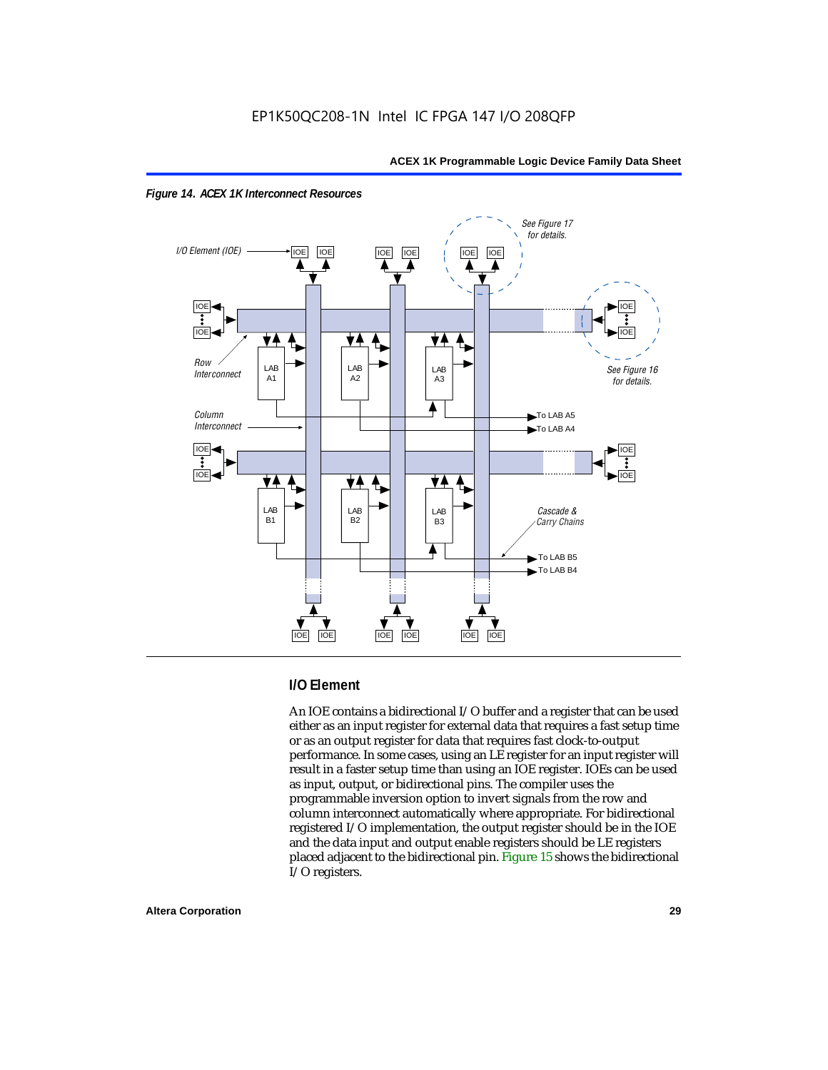*Figure 14. ACEX 1K Interconnect Resources*

I/O Element (IOE)

See Figure 17 for details.

See Figure 16 for details.

Row Interconnect

Column Interconnect

Cascade & Carry Chains

LAB A1, LAB A2, LAB A3, To LAB A5, To LAB A4

LAB B1, LAB B2, LAB B3, To LAB B5, To LAB B4

## I/O Element

An IOE contains a bidirectional I/O buffer and a register that can be used either as an input register for external data that requires a fast setup time or as an output register for data that requires fast clock-to-output performance. In some cases, using an LE register for an input register will result in a faster setup time than using an IOE register. IOEs can be used as input, output, or bidirectional pins. The compiler uses the programmable inversion option to invert signals from the row and column interconnect automatically where appropriate. For bidirectional registered I/O implementation, the output register should be in the IOE and the data input and output enable registers should be LE registers placed adjacent to the bidirectional pin. Figure 15 shows the bidirectional I/O registers.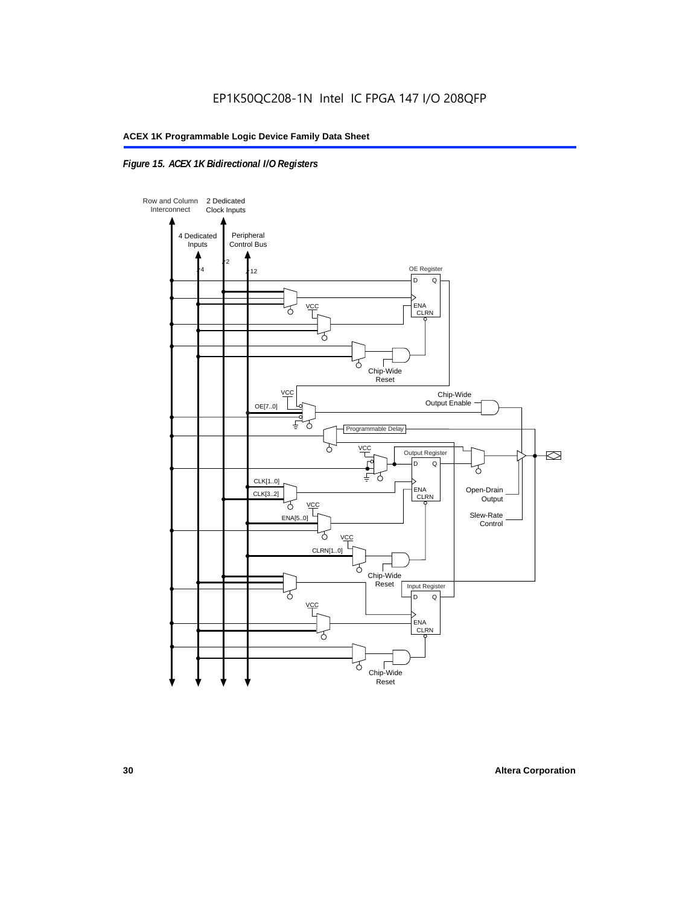*Figure 15. ACEX 1K Bidirectional I/O Registers*

Row and Column Interconnect

2 Dedicated Clock Inputs

4 Dedicated Inputs

Peripheral Control Bus

4

2

12

OE Register

D Q

ENA CLRN

VCC

Chip-Wide Reset

VCC

OE[7..0]

Chip-Wide Output Enable

Programmable Delay

VCC

Output Register

D Q

CLK[1..0]

CLK[3..2]

ENA CLRN

Open-Drain Output

VCC

ENA[5..0]

Slew-Rate Control

VCC

CLRN[1..0]

Chip-Wide Reset

Input Register

D Q

VCC

ENA CLRN

Chip-Wide Reset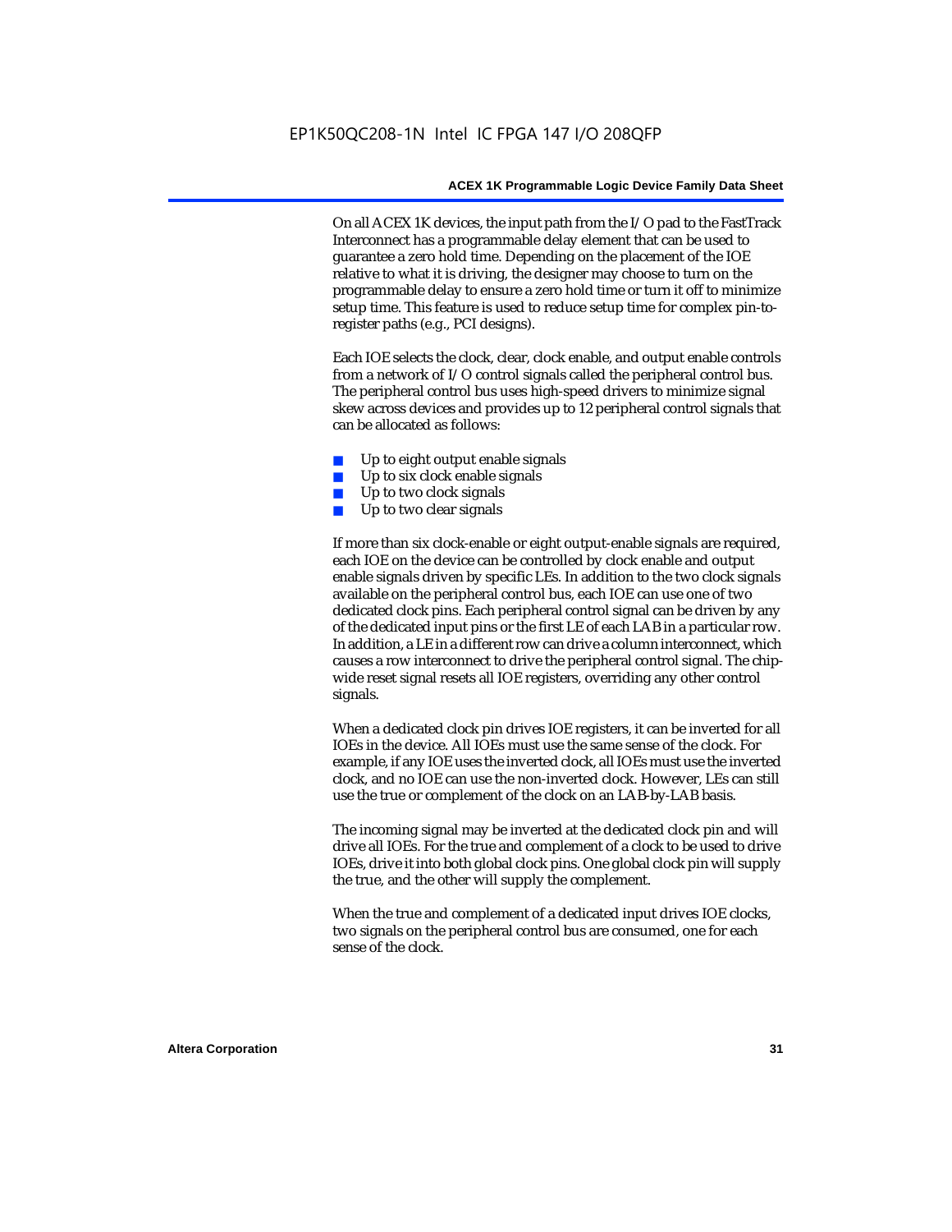On all ACEX 1K devices, the input path from the I/O pad to the FastTrack Interconnect has a programmable delay element that can be used to guarantee a zero hold time. Depending on the placement of the IOE relative to what it is driving, the designer may choose to turn on the programmable delay to ensure a zero hold time or turn it off to minimize setup time. This feature is used to reduce setup time for complex pin-to-register paths (e.g., PCI designs).

Each IOE selects the clock, clear, clock enable, and output enable controls from a network of I/O control signals called the peripheral control bus. The peripheral control bus uses high-speed drivers to minimize signal skew across devices and provides up to 12 peripheral control signals that can be allocated as follows:

- Up to eight output enable signals
- Up to six clock enable signals
- Up to two clock signals
- Up to two clear signals

If more than six clock-enable or eight output-enable signals are required, each IOE on the device can be controlled by clock enable and output enable signals driven by specific LEs. In addition to the two clock signals available on the peripheral control bus, each IOE can use one of two dedicated clock pins. Each peripheral control signal can be driven by any of the dedicated input pins or the first LE of each LAB in a particular row. In addition, a LE in a different row can drive a column interconnect, which causes a row interconnect to drive the peripheral control signal. The chip-wide reset signal resets all IOE registers, overriding any other control signals.

When a dedicated clock pin drives IOE registers, it can be inverted for all IOEs in the device. All IOEs must use the same sense of the clock. For example, if any IOE uses the inverted clock, all IOEs must use the inverted clock, and no IOE can use the non-inverted clock. However, LEs can still use the true or complement of the clock on an LAB-by-LAB basis.

The incoming signal may be inverted at the dedicated clock pin and will drive all IOEs. For the true and complement of a clock to be used to drive IOEs, drive it into both global clock pins. One global clock pin will supply the true, and the other will supply the complement.

When the true and complement of a dedicated input drives IOE clocks, two signals on the peripheral control bus are consumed, one for each sense of the clock.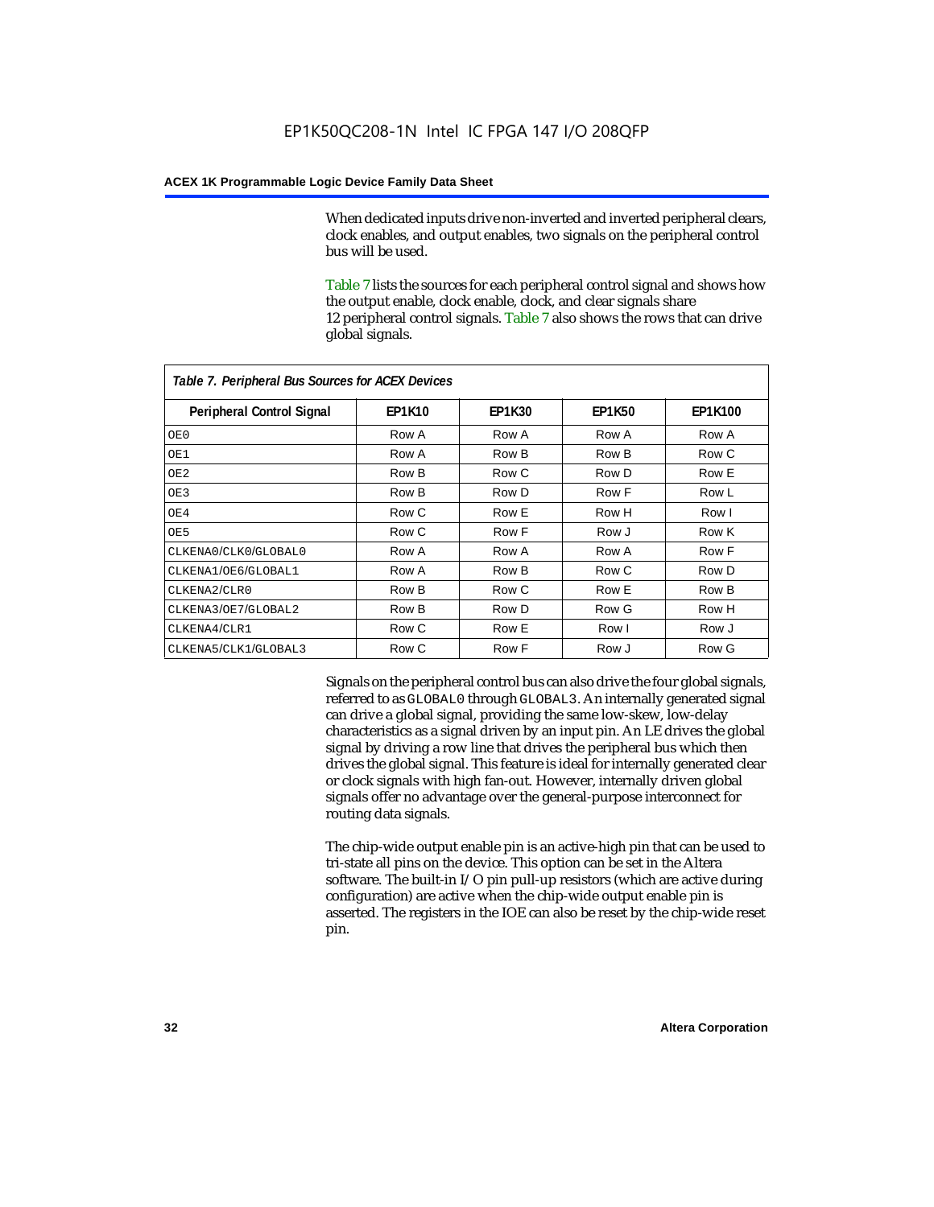When dedicated inputs drive non-inverted and inverted peripheral clears, clock enables, and output enables, two signals on the peripheral control bus will be used.

Table 7 lists the sources for each peripheral control signal and shows how the output enable, clock enable, clock, and clear signals share 12 peripheral control signals. Table 7 also shows the rows that can drive global signals.

*Table 7. Peripheral Bus Sources for ACEX Devices*

| Peripheral Control Signal | EP1K10 | EP1K30 | EP1K50 | EP1K100 |
|---|---|---|---|---|
| OE0 | Row A | Row A | Row A | Row A |
| OE1 | Row A | Row B | Row B | Row C |
| OE2 | Row B | Row C | Row D | Row E |
| OE3 | Row B | Row D | Row F | Row L |
| OE4 | Row C | Row E | Row H | Row I |
| OE5 | Row C | Row F | Row J | Row K |
| CLKENA0/CLK0/GLOBAL0 | Row A | Row A | Row A | Row F |
| CLKENA1/OE6/GLOBAL1 | Row A | Row B | Row C | Row D |
| CLKENA2/CLR0 | Row B | Row C | Row E | Row B |
| CLKENA3/OE7/GLOBAL2 | Row B | Row D | Row G | Row H |
| CLKENA4/CLR1 | Row C | Row E | Row I | Row J |
| CLKENA5/CLK1/GLOBAL3 | Row C | Row F | Row J | Row G |

Signals on the peripheral control bus can also drive the four global signals, referred to as GLOBAL0 through GLOBAL3. An internally generated signal can drive a global signal, providing the same low-skew, low-delay characteristics as a signal driven by an input pin. An LE drives the global signal by driving a row line that drives the peripheral bus which then drives the global signal. This feature is ideal for internally generated clear or clock signals with high fan-out. However, internally driven global signals offer no advantage over the general-purpose interconnect for routing data signals.

The chip-wide output enable pin is an active-high pin that can be used to tri-state all pins on the device. This option can be set in the Altera software. The built-in I/O pin pull-up resistors (which are active during configuration) are active when the chip-wide output enable pin is asserted. The registers in the IOE can also be reset by the chip-wide reset pin.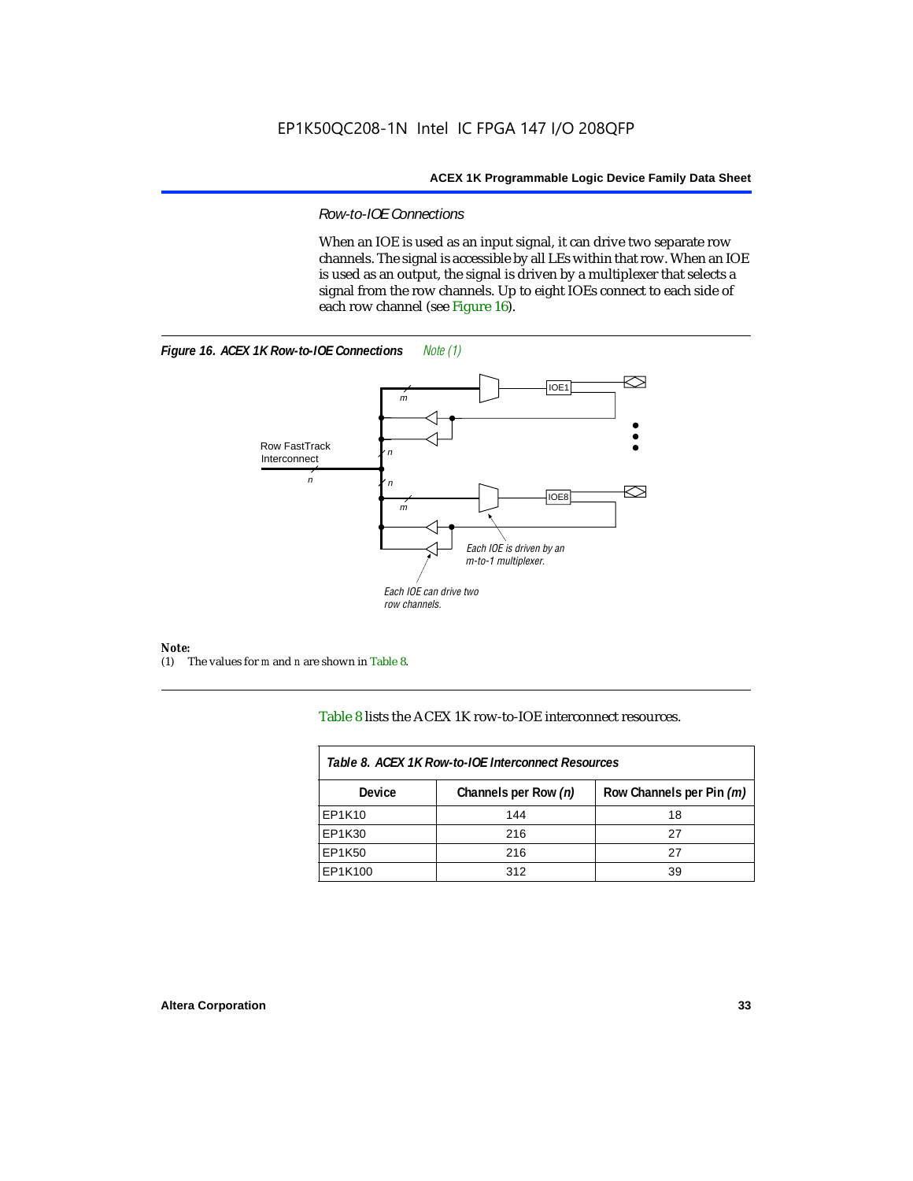### *Row-to-IOE Connections*

When an IOE is used as an input signal, it can drive two separate row channels. The signal is accessible by all LEs within that row. When an IOE is used as an output, the signal is driven by a multiplexer that selects a signal from the row channels. Up to eight IOEs connect to each side of each row channel (see Figure 16).

***Figure 16. ACEX 1K Row-to-IOE Connections*** *Note (1)*

*Note:*
(1) The values for *m* and *n* are shown in Table 8.

Table 8 lists the ACEX 1K row-to-IOE interconnect resources.

| *Table 8. ACEX 1K Row-to-IOE Interconnect Resources* | | |
|---|---|---|
| **Device** | **Channels per Row *(n)*** | **Row Channels per Pin *(m)*** |
| EP1K10 | 144 | 18 |
| EP1K30 | 216 | 27 |
| EP1K50 | 216 | 27 |
| EP1K100 | 312 | 39 |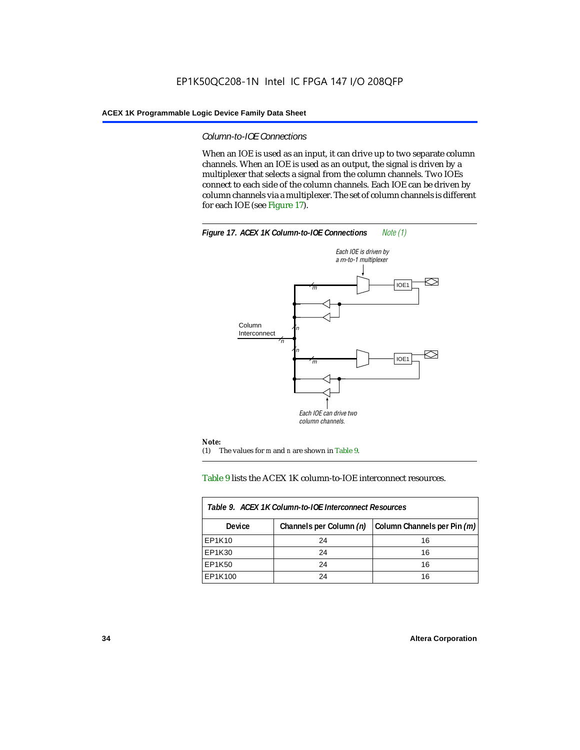*Column-to-IOE Connections*

When an IOE is used as an input, it can drive up to two separate column channels. When an IOE is used as an output, the signal is driven by a multiplexer that selects a signal from the column channels. Two IOEs connect to each side of the column channels. Each IOE can be driven by column channels via a multiplexer. The set of column channels is different for each IOE (see Figure 17).

***Figure 17. ACEX 1K Column-to-IOE Connections*** *Note (1)*

*Each IOE is driven by a m-to-1 multiplexer*

Column Interconnect

*Each IOE can drive two column channels.*

**Note:**

(1) The values for *m* and *n* are shown in Table 9.

Table 9 lists the ACEX 1K column-to-IOE interconnect resources.

| ***Table 9. ACEX 1K Column-to-IOE Interconnect Resources*** | | |
|---|---|---|
| **Device** | **Channels per Column *(n)*** | **Column Channels per Pin *(m)*** |
| EP1K10 | 24 | 16 |
| EP1K30 | 24 | 16 |
| EP1K50 | 24 | 16 |
| EP1K100 | 24 | 16 |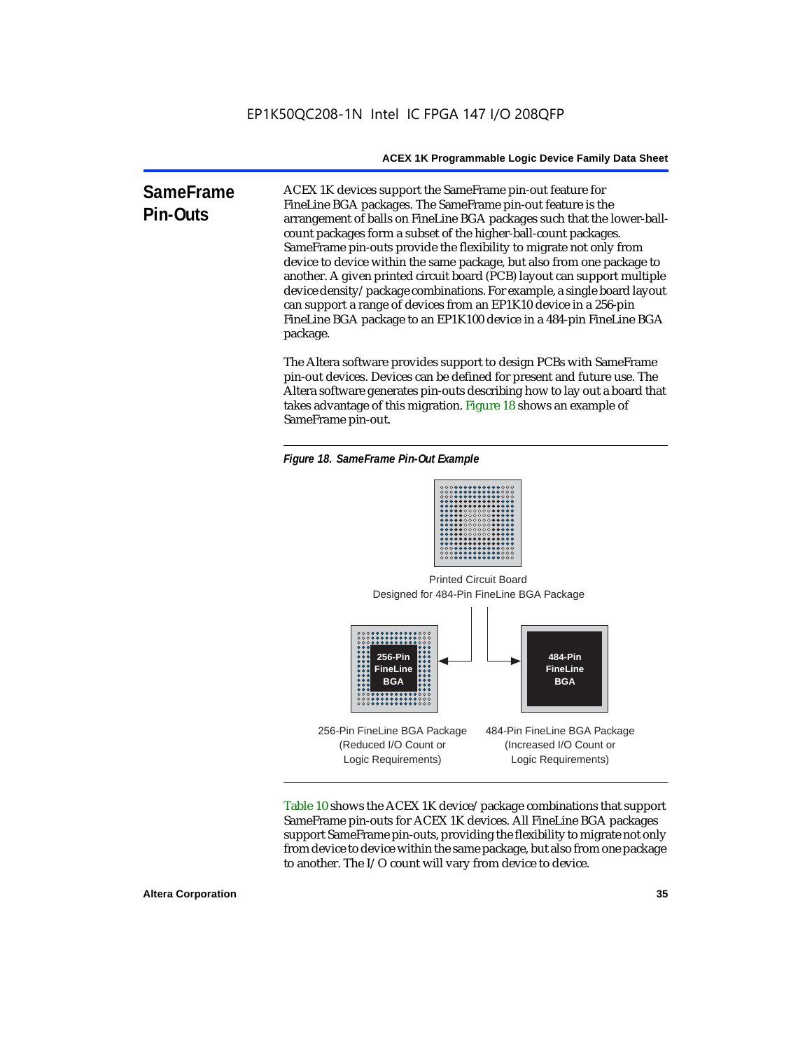## SameFrame Pin-Outs

ACEX 1K devices support the SameFrame pin-out feature for FineLine BGA packages. The SameFrame pin-out feature is the arrangement of balls on FineLine BGA packages such that the lower-ball-count packages form a subset of the higher-ball-count packages. SameFrame pin-outs provide the flexibility to migrate not only from device to device within the same package, but also from one package to another. A given printed circuit board (PCB) layout can support multiple device density/package combinations. For example, a single board layout can support a range of devices from an EP1K10 device in a 256-pin FineLine BGA package to an EP1K100 device in a 484-pin FineLine BGA package.

The Altera software provides support to design PCBs with SameFrame pin-out devices. Devices can be defined for present and future use. The Altera software generates pin-outs describing how to lay out a board that takes advantage of this migration. Figure 18 shows an example of SameFrame pin-out.

*Figure 18. SameFrame Pin-Out Example*

Printed Circuit Board
Designed for 484-Pin FineLine BGA Package

256-Pin FineLine BGA

484-Pin FineLine BGA

256-Pin FineLine BGA Package
(Reduced I/O Count or
Logic Requirements)

484-Pin FineLine BGA Package
(Increased I/O Count or
Logic Requirements)

Table 10 shows the ACEX 1K device/package combinations that support SameFrame pin-outs for ACEX 1K devices. All FineLine BGA packages support SameFrame pin-outs, providing the flexibility to migrate not only from device to device within the same package, but also from one package to another. The I/O count will vary from device to device.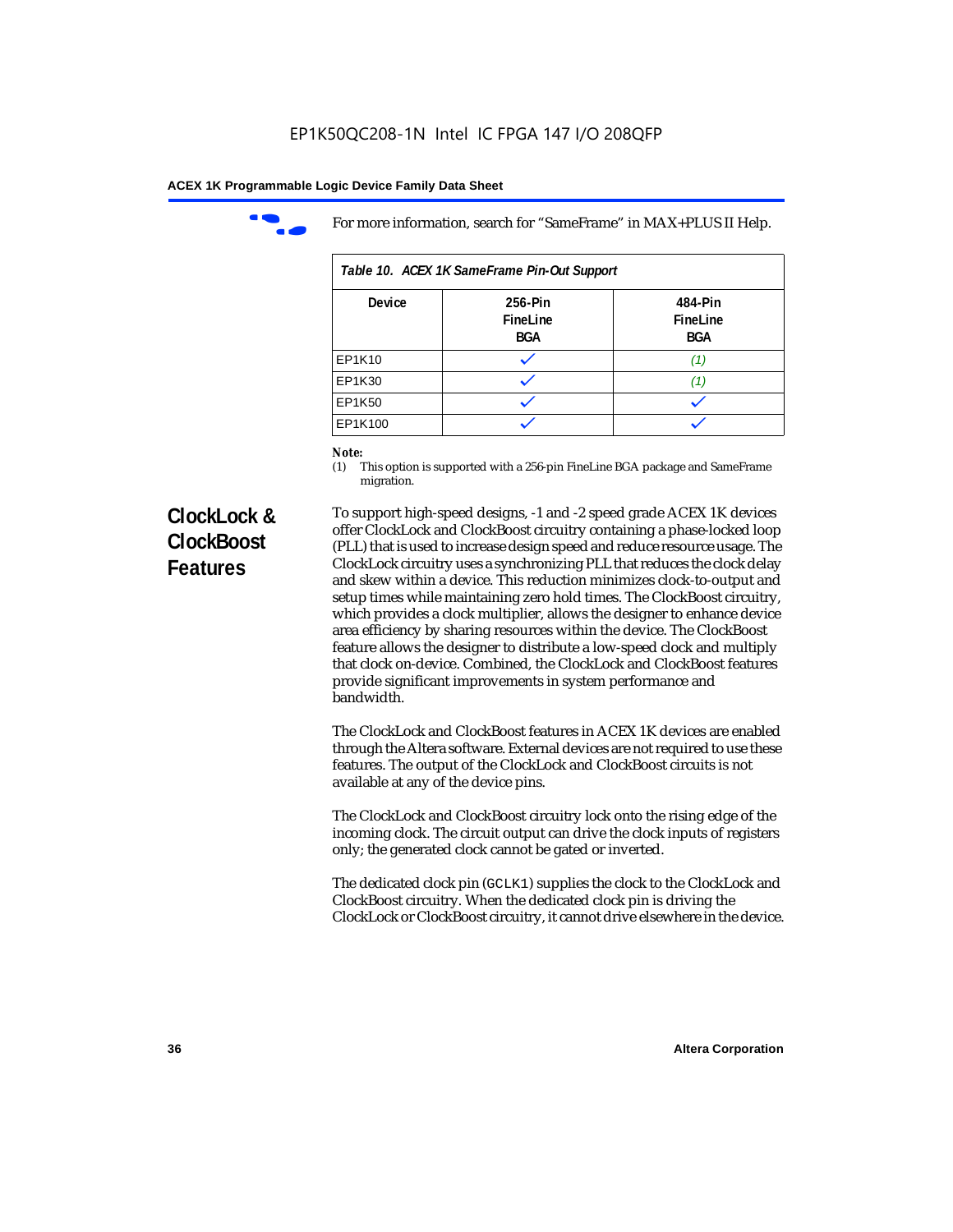For more information, search for "SameFrame" in MAX+PLUS II Help.

*Table 10. ACEX 1K SameFrame Pin-Out Support*

| Device | 256-Pin FineLine BGA | 484-Pin FineLine BGA |
|---|---|---|
| EP1K10 | ✓ | *(1)* |
| EP1K30 | ✓ | *(1)* |
| EP1K50 | ✓ | ✓ |
| EP1K100 | ✓ | ✓ |

***Note:***
(1) This option is supported with a 256-pin FineLine BGA package and SameFrame migration.

## ClockLock & ClockBoost Features

To support high-speed designs, -1 and -2 speed grade ACEX 1K devices offer ClockLock and ClockBoost circuitry containing a phase-locked loop (PLL) that is used to increase design speed and reduce resource usage. The ClockLock circuitry uses a synchronizing PLL that reduces the clock delay and skew within a device. This reduction minimizes clock-to-output and setup times while maintaining zero hold times. The ClockBoost circuitry, which provides a clock multiplier, allows the designer to enhance device area efficiency by sharing resources within the device. The ClockBoost feature allows the designer to distribute a low-speed clock and multiply that clock on-device. Combined, the ClockLock and ClockBoost features provide significant improvements in system performance and bandwidth.

The ClockLock and ClockBoost features in ACEX 1K devices are enabled through the Altera software. External devices are not required to use these features. The output of the ClockLock and ClockBoost circuits is not available at any of the device pins.

The ClockLock and ClockBoost circuitry lock onto the rising edge of the incoming clock. The circuit output can drive the clock inputs of registers only; the generated clock cannot be gated or inverted.

The dedicated clock pin (`GCLK1`) supplies the clock to the ClockLock and ClockBoost circuitry. When the dedicated clock pin is driving the ClockLock or ClockBoost circuitry, it cannot drive elsewhere in the device.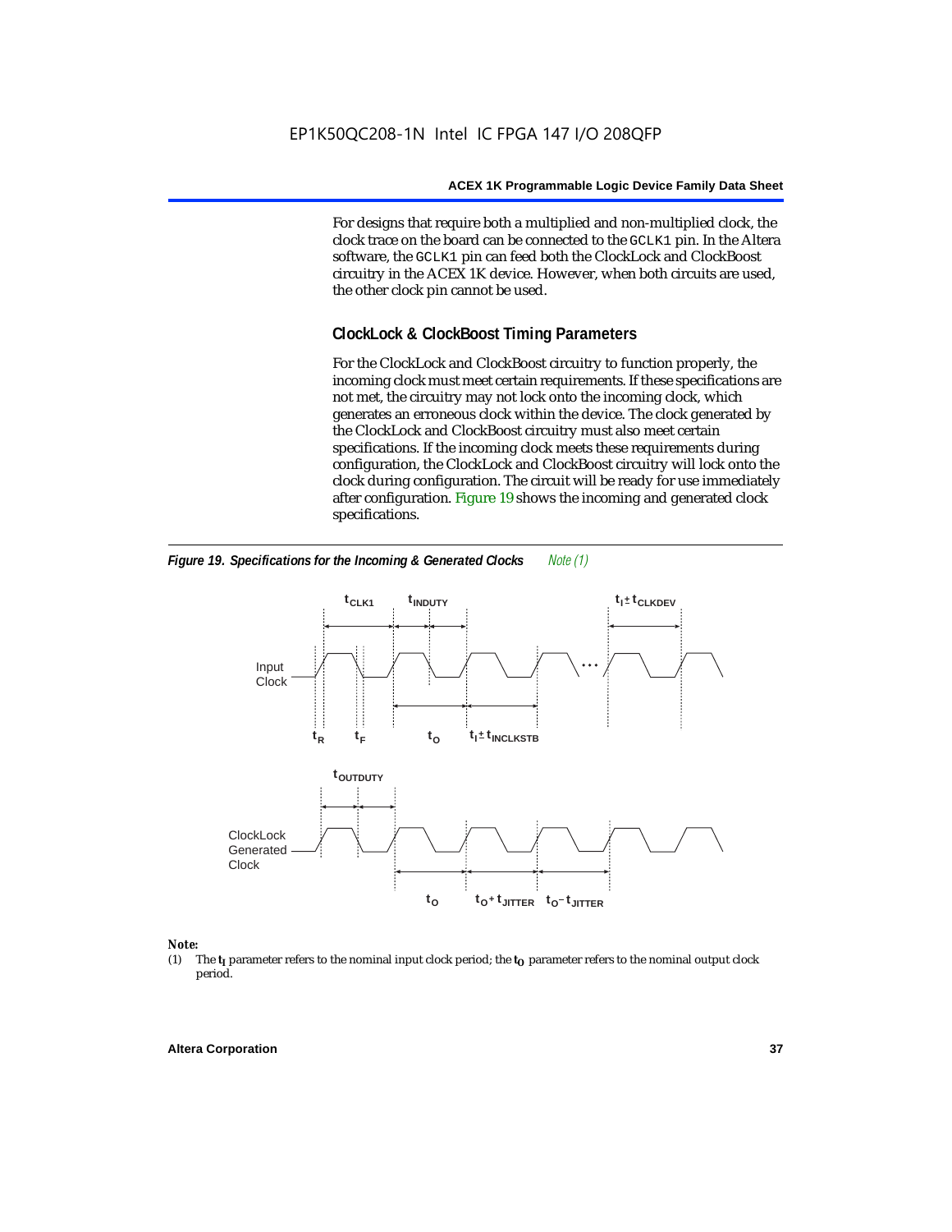For designs that require both a multiplied and non-multiplied clock, the clock trace on the board can be connected to the GCLK1 pin. In the Altera software, the GCLK1 pin can feed both the ClockLock and ClockBoost circuitry in the ACEX 1K device. However, when both circuits are used, the other clock pin cannot be used.

## ClockLock & ClockBoost Timing Parameters

For the ClockLock and ClockBoost circuitry to function properly, the incoming clock must meet certain requirements. If these specifications are not met, the circuitry may not lock onto the incoming clock, which generates an erroneous clock within the device. The clock generated by the ClockLock and ClockBoost circuitry must also meet certain specifications. If the incoming clock meets these requirements during configuration, the ClockLock and ClockBoost circuitry will lock onto the clock during configuration. The circuit will be ready for use immediately after configuration. Figure 19 shows the incoming and generated clock specifications.

***Figure 19. Specifications for the Incoming & Generated Clocks*** *Note (1)*

*Note:*

(1) The $t_I$ parameter refers to the nominal input clock period; the $t_O$ parameter refers to the nominal output clock period.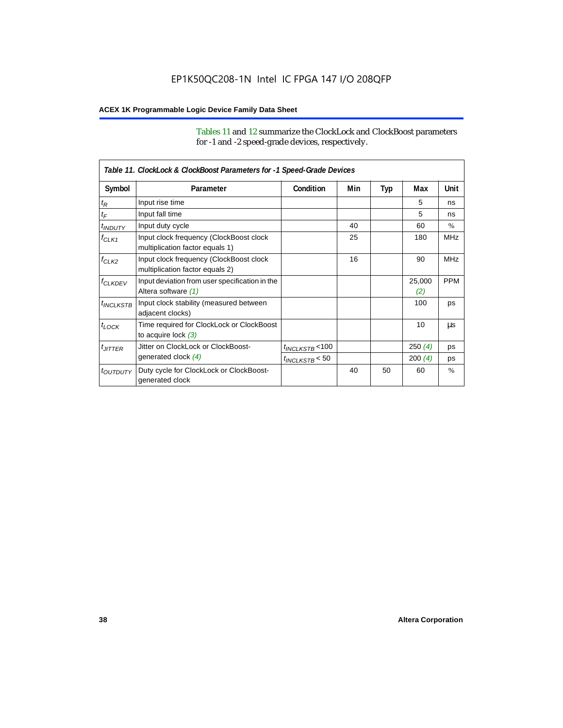Tables 11 and 12 summarize the ClockLock and ClockBoost parameters for -1 and -2 speed-grade devices, respectively.

*Table 11. ClockLock & ClockBoost Parameters for -1 Speed-Grade Devices*

| Symbol | Parameter | Condition | Min | Typ | Max | Unit |
|---|---|---|---|---|---|---|
| $t_R$ | Input rise time | | | | 5 | ns |
| $t_F$ | Input fall time | | | | 5 | ns |
| $t_{INDUTY}$ | Input duty cycle | | 40 | | 60 | % |
| $f_{CLK1}$ | Input clock frequency (ClockBoost clock multiplication factor equals 1) | | 25 | | 180 | MHz |
| $f_{CLK2}$ | Input clock frequency (ClockBoost clock multiplication factor equals 2) | | 16 | | 90 | MHz |
| $f_{CLKDEV}$ | Input deviation from user specification in the Altera software *(1)* | | | | 25,000 *(2)* | PPM |
| $t_{INCLKSTB}$ | Input clock stability (measured between adjacent clocks) | | | | 100 | ps |
| $t_{LOCK}$ | Time required for ClockLock or ClockBoost to acquire lock *(3)* | | | | 10 | µs |
| $t_{JITTER}$ | Jitter on ClockLock or ClockBoost-generated clock *(4)* | $t_{INCLKSTB}$ <100 | | | 250 *(4)* | ps |
| | | $t_{INCLKSTB}$ < 50 | | | 200 *(4)* | ps |
| $t_{OUTDUTY}$ | Duty cycle for ClockLock or ClockBoost-generated clock | | 40 | 50 | 60 | % |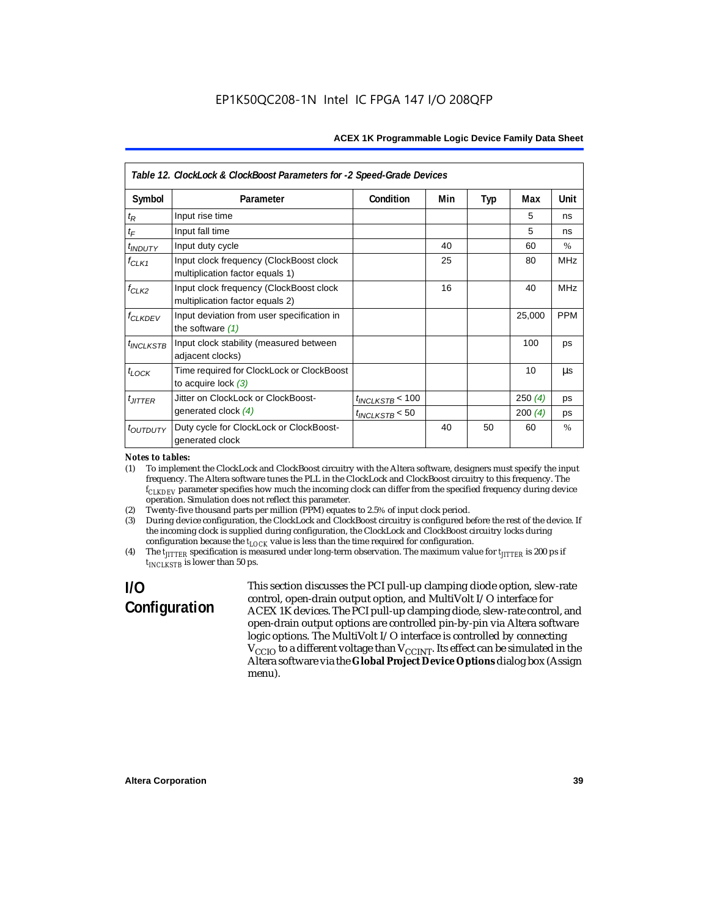**Table 12. ClockLock & ClockBoost Parameters for -2 Speed-Grade Devices**

| Symbol | Parameter | Condition | Min | Typ | Max | Unit |
|---|---|---|---|---|---|---|
| $t_R$ | Input rise time | | | | 5 | ns |
| $t_F$ | Input fall time | | | | 5 | ns |
| $t_{INDUTY}$ | Input duty cycle | | 40 | | 60 | % |
| $f_{CLK1}$ | Input clock frequency (ClockBoost clock multiplication factor equals 1) | | 25 | | 80 | MHz |
| $f_{CLK2}$ | Input clock frequency (ClockBoost clock multiplication factor equals 2) | | 16 | | 40 | MHz |
| $f_{CLKDEV}$ | Input deviation from user specification in the software *(1)* | | | | 25,000 | PPM |
| $t_{INCLKSTB}$ | Input clock stability (measured between adjacent clocks) | | | | 100 | ps |
| $t_{LOCK}$ | Time required for ClockLock or ClockBoost to acquire lock *(3)* | | | | 10 | µs |
| $t_{JITTER}$ | Jitter on ClockLock or ClockBoost-generated clock *(4)* | $t_{INCLKSTB} < 100$ | | | 250 *(4)* | ps |
| | | $t_{INCLKSTB} < 50$ | | | 200 *(4)* | ps |
| $t_{OUTDUTY}$ | Duty cycle for ClockLock or ClockBoost-generated clock | | 40 | 50 | 60 | % |

*Notes to tables:*

(1) To implement the ClockLock and ClockBoost circuitry with the Altera software, designers must specify the input frequency. The Altera software tunes the PLL in the ClockLock and ClockBoost circuitry to this frequency. The $f_{CLKDEV}$ parameter specifies how much the incoming clock can differ from the specified frequency during device operation. Simulation does not reflect this parameter.

(2) Twenty-five thousand parts per million (PPM) equates to 2.5% of input clock period.

(3) During device configuration, the ClockLock and ClockBoost circuitry is configured before the rest of the device. If the incoming clock is supplied during configuration, the ClockLock and ClockBoost circuitry locks during configuration because the $t_{LOCK}$ value is less than the time required for configuration.

(4) The $t_{JITTER}$ specification is measured under long-term observation. The maximum value for $t_{JITTER}$ is 200 ps if $t_{INCLKSTB}$ is lower than 50 ps.

## I/O Configuration

This section discusses the PCI pull-up clamping diode option, slew-rate control, open-drain output option, and MultiVolt I/O interface for ACEX 1K devices. The PCI pull-up clamping diode, slew-rate control, and open-drain output options are controlled pin-by-pin via Altera software logic options. The MultiVolt I/O interface is controlled by connecting $V_{CCIO}$ to a different voltage than $V_{CCINT}$. Its effect can be simulated in the Altera software via the **Global Project Device Options** dialog box (Assign menu).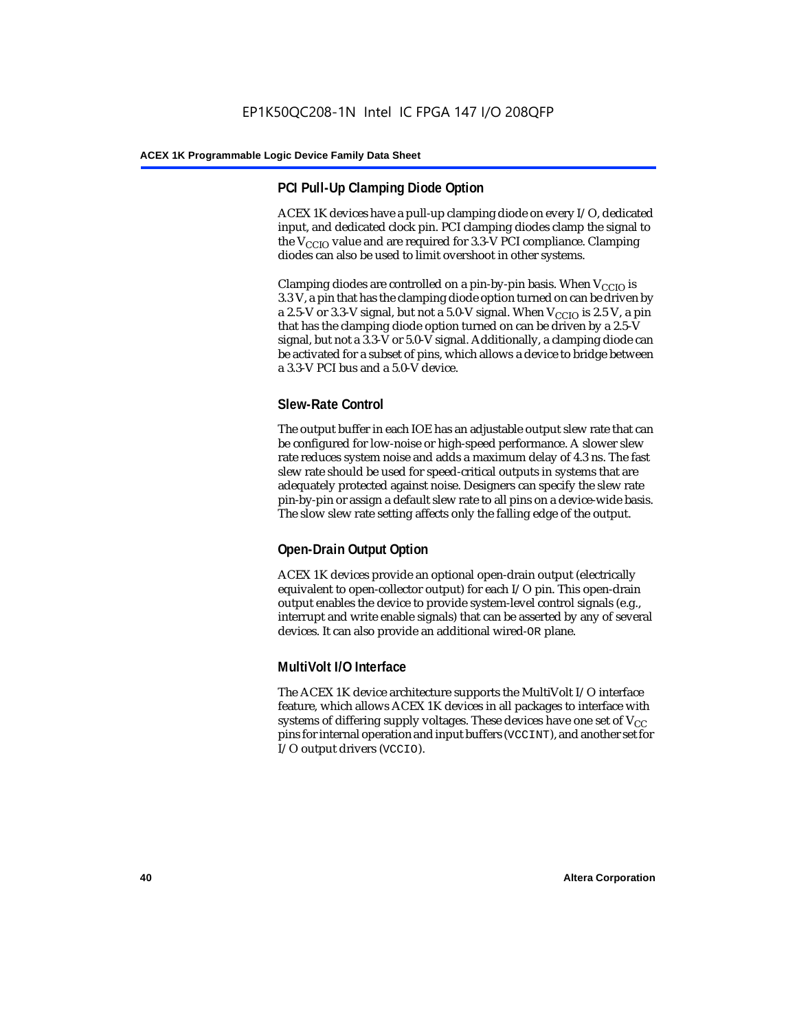### PCI Pull-Up Clamping Diode Option

ACEX 1K devices have a pull-up clamping diode on every I/O, dedicated input, and dedicated clock pin. PCI clamping diodes clamp the signal to the $V_{CCIO}$ value and are required for 3.3-V PCI compliance. Clamping diodes can also be used to limit overshoot in other systems.

Clamping diodes are controlled on a pin-by-pin basis. When $V_{CCIO}$ is 3.3 V, a pin that has the clamping diode option turned on can be driven by a 2.5-V or 3.3-V signal, but not a 5.0-V signal. When $V_{CCIO}$ is 2.5 V, a pin that has the clamping diode option turned on can be driven by a 2.5-V signal, but not a 3.3-V or 5.0-V signal. Additionally, a clamping diode can be activated for a subset of pins, which allows a device to bridge between a 3.3-V PCI bus and a 5.0-V device.

### Slew-Rate Control

The output buffer in each IOE has an adjustable output slew rate that can be configured for low-noise or high-speed performance. A slower slew rate reduces system noise and adds a maximum delay of 4.3 ns. The fast slew rate should be used for speed-critical outputs in systems that are adequately protected against noise. Designers can specify the slew rate pin-by-pin or assign a default slew rate to all pins on a device-wide basis. The slow slew rate setting affects only the falling edge of the output.

### Open-Drain Output Option

ACEX 1K devices provide an optional open-drain output (electrically equivalent to open-collector output) for each I/O pin. This open-drain output enables the device to provide system-level control signals (e.g., interrupt and write enable signals) that can be asserted by any of several devices. It can also provide an additional wired-`OR` plane.

### MultiVolt I/O Interface

The ACEX 1K device architecture supports the MultiVolt I/O interface feature, which allows ACEX 1K devices in all packages to interface with systems of differing supply voltages. These devices have one set of $V_{CC}$ pins for internal operation and input buffers (`VCCINT`), and another set for I/O output drivers (`VCCIO`).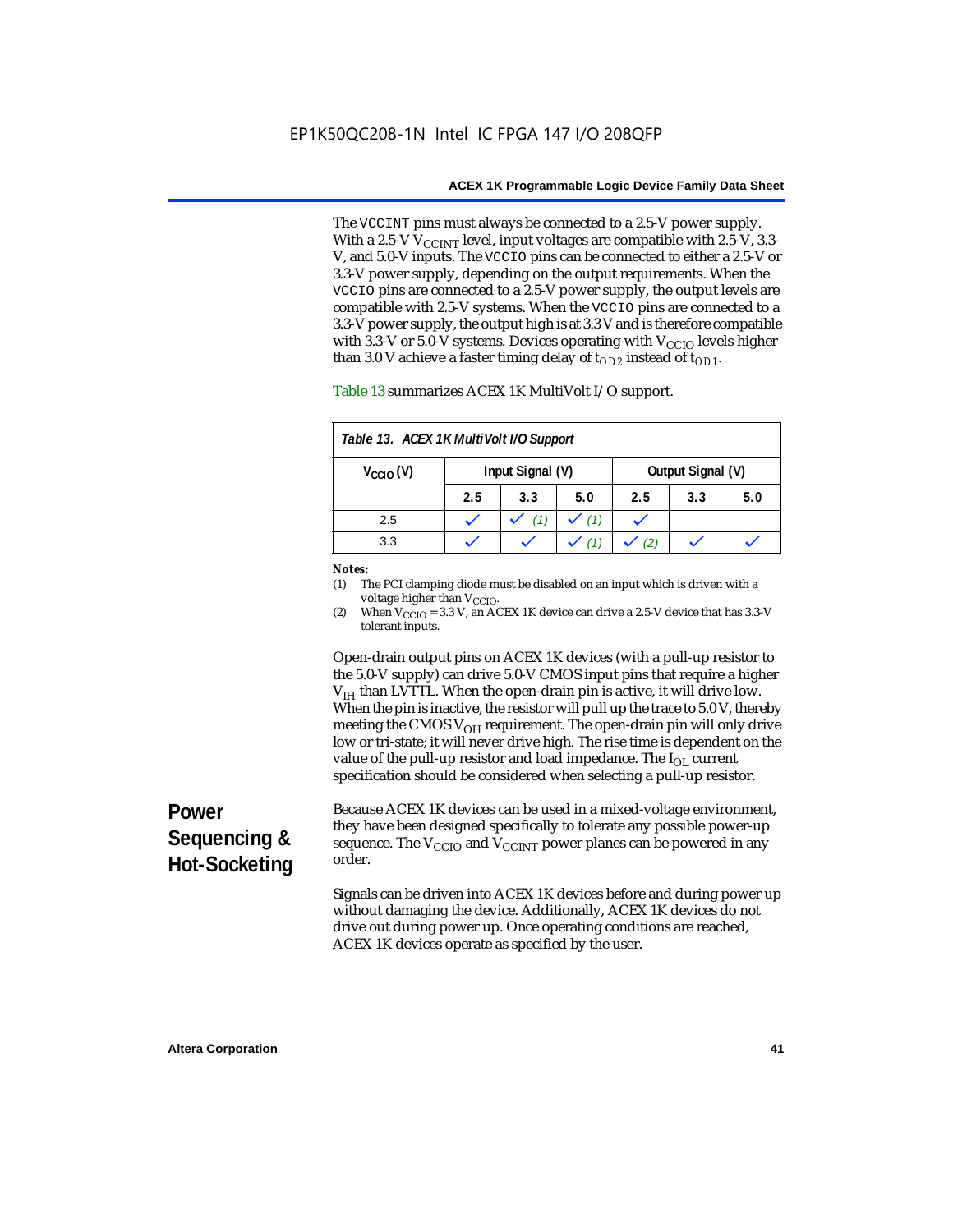The `VCCINT` pins must always be connected to a 2.5-V power supply. With a 2.5-V $V_{CCINT}$ level, input voltages are compatible with 2.5-V, 3.3-V, and 5.0-V inputs. The `VCCIO` pins can be connected to either a 2.5-V or 3.3-V power supply, depending on the output requirements. When the `VCCIO` pins are connected to a 2.5-V power supply, the output levels are compatible with 2.5-V systems. When the `VCCIO` pins are connected to a 3.3-V power supply, the output high is at 3.3 V and is therefore compatible with 3.3-V or 5.0-V systems. Devices operating with $V_{CCIO}$ levels higher than 3.0 V achieve a faster timing delay of $t_{OD2}$ instead of $t_{OD1}$.

Table 13 summarizes ACEX 1K MultiVolt I/O support.

*Table 13. ACEX 1K MultiVolt I/O Support*

| $V_{CCIO}$ (V) | Input Signal (V) | | | Output Signal (V) | | |
|---|---|---|---|---|---|---|
| | 2.5 | 3.3 | 5.0 | 2.5 | 3.3 | 5.0 |
| 2.5 | ✓ | ✓ (1) | ✓ (1) | ✓ | | |
| 3.3 | ✓ | ✓ | ✓ (1) | ✓ (2) | ✓ | ✓ |

*Notes:*
(1) The PCI clamping diode must be disabled on an input which is driven with a voltage higher than $V_{CCIO}$.
(2) When $V_{CCIO}$ = 3.3 V, an ACEX 1K device can drive a 2.5-V device that has 3.3-V tolerant inputs.

Open-drain output pins on ACEX 1K devices (with a pull-up resistor to the 5.0-V supply) can drive 5.0-V CMOS input pins that require a higher $V_{IH}$ than LVTTL. When the open-drain pin is active, it will drive low. When the pin is inactive, the resistor will pull up the trace to 5.0 V, thereby meeting the CMOS $V_{OH}$ requirement. The open-drain pin will only drive low or tri-state; it will never drive high. The rise time is dependent on the value of the pull-up resistor and load impedance. The $I_{OL}$ current specification should be considered when selecting a pull-up resistor.

## Power Sequencing & Hot-Socketing

Because ACEX 1K devices can be used in a mixed-voltage environment, they have been designed specifically to tolerate any possible power-up sequence. The $V_{CCIO}$ and $V_{CCINT}$ power planes can be powered in any order.

Signals can be driven into ACEX 1K devices before and during power up without damaging the device. Additionally, ACEX 1K devices do not drive out during power up. Once operating conditions are reached, ACEX 1K devices operate as specified by the user.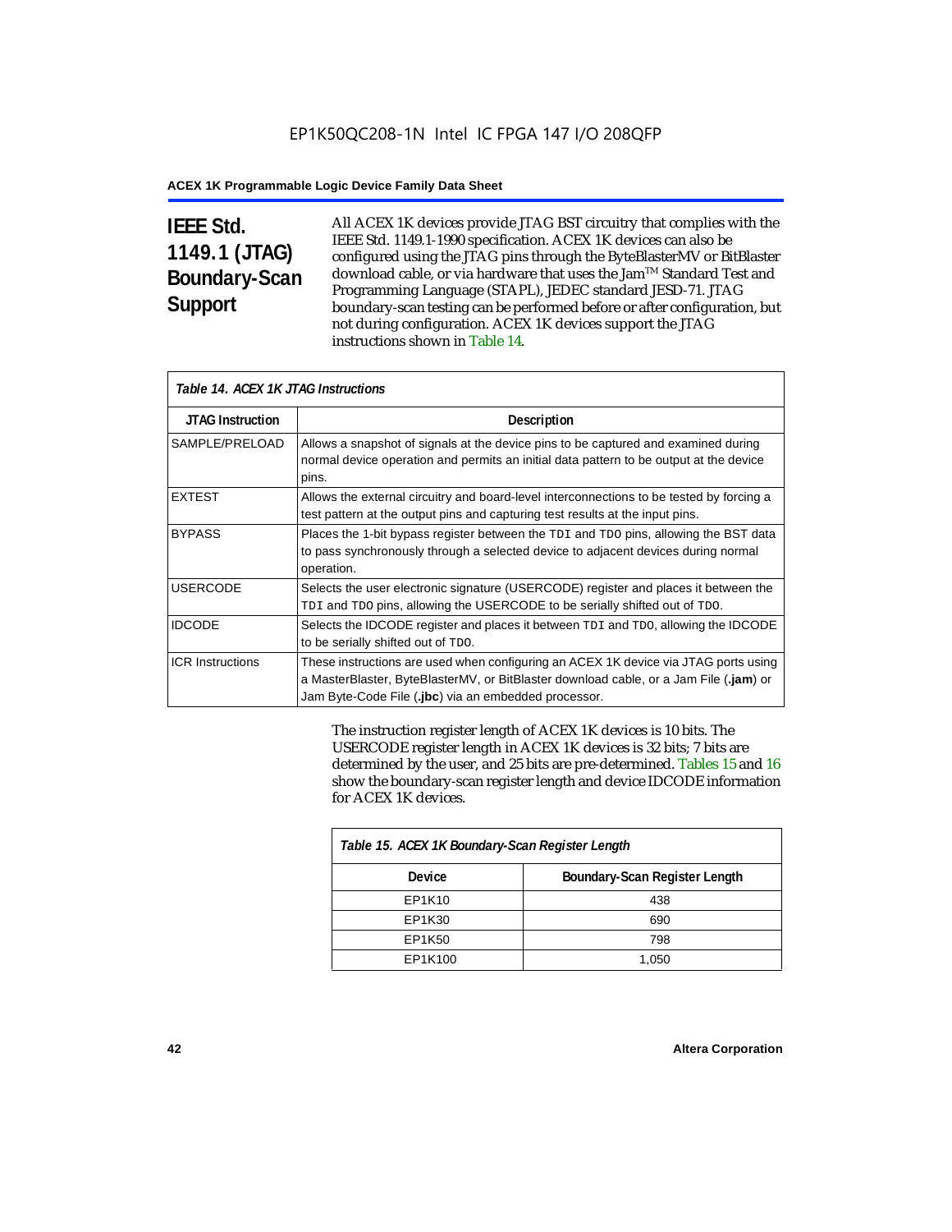## IEEE Std. 1149.1 (JTAG) Boundary-Scan Support

All ACEX 1K devices provide JTAG BST circuitry that complies with the IEEE Std. 1149.1-1990 specification. ACEX 1K devices can also be configured using the JTAG pins through the ByteBlasterMV or BitBlaster download cable, or via hardware that uses the Jam™ Standard Test and Programming Language (STAPL), JEDEC standard JESD-71. JTAG boundary-scan testing can be performed before or after configuration, but not during configuration. ACEX 1K devices support the JTAG instructions shown in Table 14.

*Table 14. ACEX 1K JTAG Instructions*

| JTAG Instruction | Description |
|---|---|
| SAMPLE/PRELOAD | Allows a snapshot of signals at the device pins to be captured and examined during normal device operation and permits an initial data pattern to be output at the device pins. |
| EXTEST | Allows the external circuitry and board-level interconnections to be tested by forcing a test pattern at the output pins and capturing test results at the input pins. |
| BYPASS | Places the 1-bit bypass register between the TDI and TDO pins, allowing the BST data to pass synchronously through a selected device to adjacent devices during normal operation. |
| USERCODE | Selects the user electronic signature (USERCODE) register and places it between the TDI and TDO pins, allowing the USERCODE to be serially shifted out of TDO. |
| IDCODE | Selects the IDCODE register and places it between TDI and TDO, allowing the IDCODE to be serially shifted out of TDO. |
| ICR Instructions | These instructions are used when configuring an ACEX 1K device via JTAG ports using a MasterBlaster, ByteBlasterMV, or BitBlaster download cable, or a Jam File (**.jam**) or Jam Byte-Code File (**.jbc**) via an embedded processor. |

The instruction register length of ACEX 1K devices is 10 bits. The USERCODE register length in ACEX 1K devices is 32 bits; 7 bits are determined by the user, and 25 bits are pre-determined. Tables 15 and 16 show the boundary-scan register length and device IDCODE information for ACEX 1K devices.

*Table 15. ACEX 1K Boundary-Scan Register Length*

| Device | Boundary-Scan Register Length |
|---|---|
| EP1K10 | 438 |
| EP1K30 | 690 |
| EP1K50 | 798 |
| EP1K100 | 1,050 |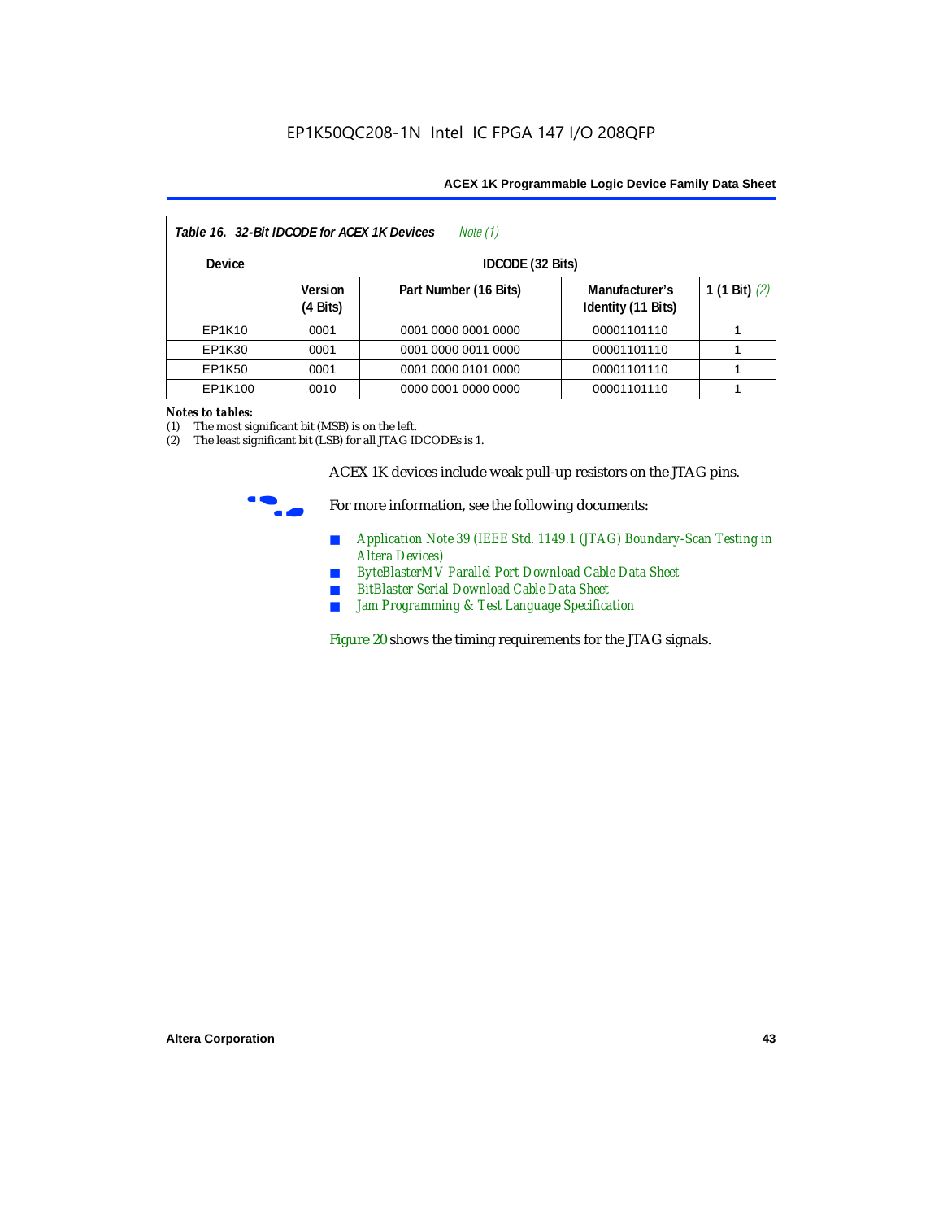| *Table 16. 32-Bit IDCODE for ACEX 1K Devices* *Note (1)* | | | | |
|---|---|---|---|---|
| **Device** | **IDCODE (32 Bits)** | | | |
| | **Version (4 Bits)** | **Part Number (16 Bits)** | **Manufacturer's Identity (11 Bits)** | **1 (1 Bit)** *(2)* |
| EP1K10 | 0001 | 0001 0000 0001 0000 | 00001101110 | 1 |
| EP1K30 | 0001 | 0001 0000 0011 0000 | 00001101110 | 1 |
| EP1K50 | 0001 | 0001 0000 0101 0000 | 00001101110 | 1 |
| EP1K100 | 0010 | 0000 0001 0000 0000 | 00001101110 | 1 |

***Notes to tables:***

(1) The most significant bit (MSB) is on the left.

(2) The least significant bit (LSB) for all JTAG IDCODEs is 1.

ACEX 1K devices include weak pull-up resistors on the JTAG pins.

For more information, see the following documents:

- *Application Note 39 (IEEE Std. 1149.1 (JTAG) Boundary-Scan Testing in Altera Devices)*
- *ByteBlasterMV Parallel Port Download Cable Data Sheet*
- *BitBlaster Serial Download Cable Data Sheet*
- *Jam Programming & Test Language Specification*

Figure 20 shows the timing requirements for the JTAG signals.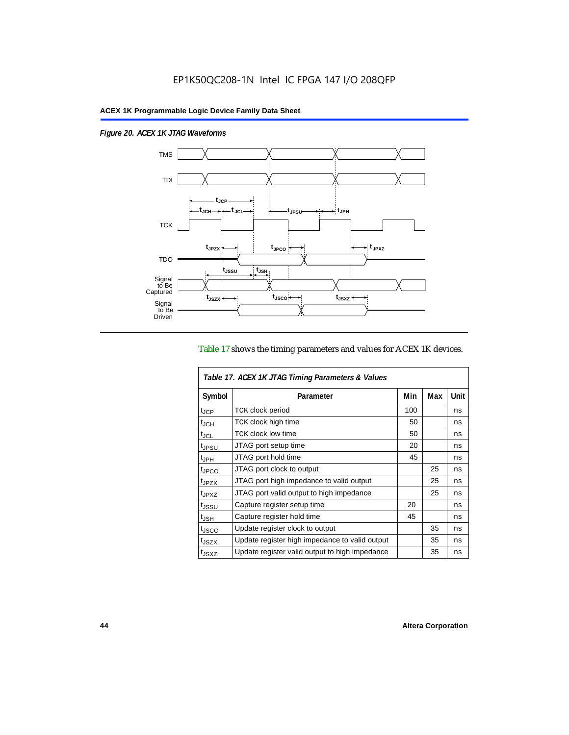EP1K50QC208-1N Intel IC FPGA 147 I/O 208QFP

*Figure 20. ACEX 1K JTAG Waveforms*

Table 17 shows the timing parameters and values for ACEX 1K devices.

*Table 17. ACEX 1K JTAG Timing Parameters & Values*

| Symbol | Parameter | Min | Max | Unit |
|---|---|---|---|---|
| $t_{JCP}$ | TCK clock period | 100 | | ns |
| $t_{JCH}$ | TCK clock high time | 50 | | ns |
| $t_{JCL}$ | TCK clock low time | 50 | | ns |
| $t_{JPSU}$ | JTAG port setup time | 20 | | ns |
| $t_{JPH}$ | JTAG port hold time | 45 | | ns |
| $t_{JPCO}$ | JTAG port clock to output | | 25 | ns |
| $t_{JPZX}$ | JTAG port high impedance to valid output | | 25 | ns |
| $t_{JPXZ}$ | JTAG port valid output to high impedance | | 25 | ns |
| $t_{JSSU}$ | Capture register setup time | 20 | | ns |
| $t_{JSH}$ | Capture register hold time | 45 | | ns |
| $t_{JSCO}$ | Update register clock to output | | 35 | ns |
| $t_{JSZX}$ | Update register high impedance to valid output | | 35 | ns |
| $t_{JSXZ}$ | Update register valid output to high impedance | | 35 | ns |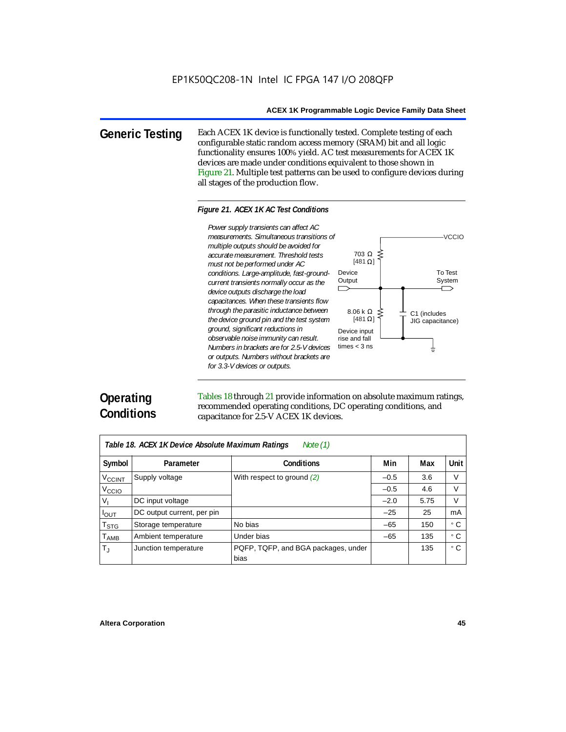## Generic Testing

Each ACEX 1K device is functionally tested. Complete testing of each configurable static random access memory (SRAM) bit and all logic functionality ensures 100% yield. AC test measurements for ACEX 1K devices are made under conditions equivalent to those shown in Figure 21. Multiple test patterns can be used to configure devices during all stages of the production flow.

*Figure 21. ACEX 1K AC Test Conditions*

*Power supply transients can affect AC measurements. Simultaneous transitions of multiple outputs should be avoided for accurate measurement. Threshold tests must not be performed under AC conditions. Large-amplitude, fast-ground-current transients normally occur as the device outputs discharge the load capacitances. When these transients flow through the parasitic inductance between the device ground pin and the test system ground, significant reductions in observable noise immunity can result. Numbers in brackets are for 2.5-V devices or outputs. Numbers without brackets are for 3.3-V devices or outputs.*

VCCIO

703 Ω [481 Ω]

Device Output

To Test System

8.06 k Ω [481 Ω]

C1 (includes JIG capacitance)

Device input rise and fall times < 3 ns

## Operating Conditions

Tables 18 through 21 provide information on absolute maximum ratings, recommended operating conditions, DC operating conditions, and capacitance for 2.5-V ACEX 1K devices.

*Table 18. ACEX 1K Device Absolute Maximum Ratings* *Note (1)*

| Symbol | Parameter | Conditions | Min | Max | Unit |
|---|---|---|---|---|---|
| $V_{CCINT}$ | Supply voltage | With respect to ground *(2)* | –0.5 | 3.6 | V |
| $V_{CCIO}$ | | | –0.5 | 4.6 | V |
| $V_I$ | DC input voltage | | –2.0 | 5.75 | V |
| $I_{OUT}$ | DC output current, per pin | | –25 | 25 | mA |
| $T_{STG}$ | Storage temperature | No bias | –65 | 150 | ° C |
| $T_{AMB}$ | Ambient temperature | Under bias | –65 | 135 | ° C |
| $T_J$ | Junction temperature | PQFP, TQFP, and BGA packages, under bias | | 135 | ° C |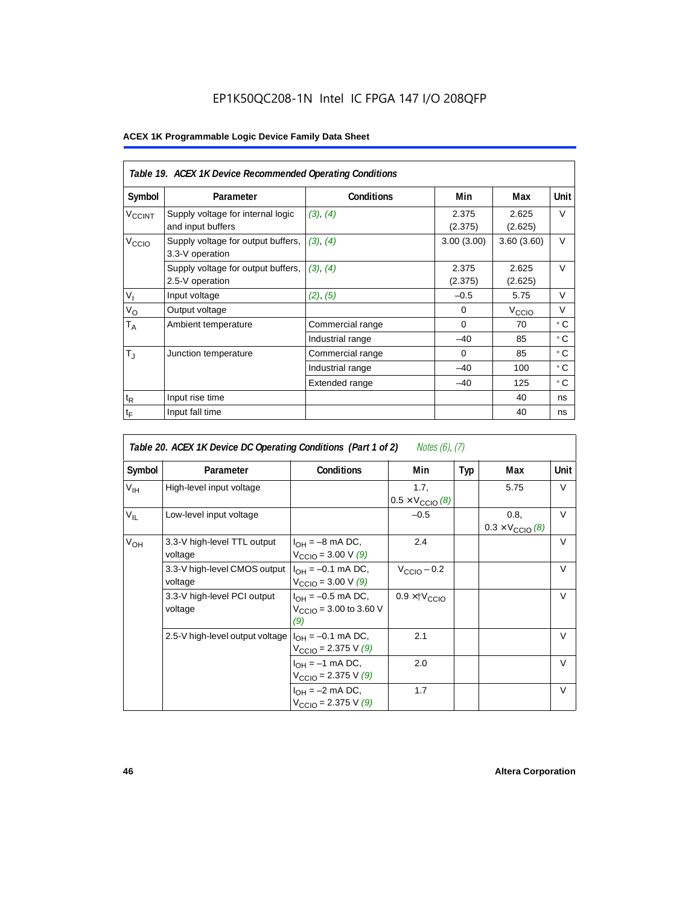EP1K50QC208-1N Intel IC FPGA 147 I/O 208QFP

**ACEX 1K Programmable Logic Device Family Data Sheet**

*Table 19. ACEX 1K Device Recommended Operating Conditions*

| Symbol | Parameter | Conditions | Min | Max | Unit |
|---|---|---|---|---|---|
| $V_{CCINT}$ | Supply voltage for internal logic and input buffers | *(3)*, *(4)* | 2.375 (2.375) | 2.625 (2.625) | V |
| $V_{CCIO}$ | Supply voltage for output buffers, 3.3-V operation | *(3)*, *(4)* | 3.00 (3.00) | 3.60 (3.60) | V |
| | Supply voltage for output buffers, 2.5-V operation | *(3)*, *(4)* | 2.375 (2.375) | 2.625 (2.625) | V |
| $V_I$ | Input voltage | *(2)*, *(5)* | –0.5 | 5.75 | V |
| $V_O$ | Output voltage | | 0 | $V_{CCIO}$ | V |
| $T_A$ | Ambient temperature | Commercial range | 0 | 70 | ° C |
| | | Industrial range | –40 | 85 | ° C |
| $T_J$ | Junction temperature | Commercial range | 0 | 85 | ° C |
| | | Industrial range | –40 | 100 | ° C |
| | | Extended range | –40 | 125 | ° C |
| $t_R$ | Input rise time | | | 40 | ns |
| $t_F$ | Input fall time | | | 40 | ns |

*Table 20. ACEX 1K Device DC Operating Conditions (Part 1 of 2)* *Notes (6), (7)*

| Symbol | Parameter | Conditions | Min | Typ | Max | Unit |
|---|---|---|---|---|---|---|
| $V_{IH}$ | High-level input voltage | | 1.7, $0.5 \times V_{CCIO}$ *(8)* | | 5.75 | V |
| $V_{IL}$ | Low-level input voltage | | –0.5 | | 0.8, $0.3 \times V_{CCIO}$ *(8)* | V |
| $V_{OH}$ | 3.3-V high-level TTL output voltage | $I_{OH}$ = –8 mA DC, $V_{CCIO}$ = 3.00 V *(9)* | 2.4 | | | V |
| | 3.3-V high-level CMOS output voltage | $I_{OH}$ = –0.1 mA DC, $V_{CCIO}$ = 3.00 V *(9)* | $V_{CCIO}$ – 0.2 | | | V |
| | 3.3-V high-level PCI output voltage | $I_{OH}$ = –0.5 mA DC, $V_{CCIO}$ = 3.00 to 3.60 V *(9)* | $0.9 \times V_{CCIO}$ | | | V |
| | 2.5-V high-level output voltage | $I_{OH}$ = –0.1 mA DC, $V_{CCIO}$ = 2.375 V *(9)* | 2.1 | | | V |
| | | $I_{OH}$ = –1 mA DC, $V_{CCIO}$ = 2.375 V *(9)* | 2.0 | | | V |
| | | $I_{OH}$ = –2 mA DC, $V_{CCIO}$ = 2.375 V *(9)* | 1.7 | | | V |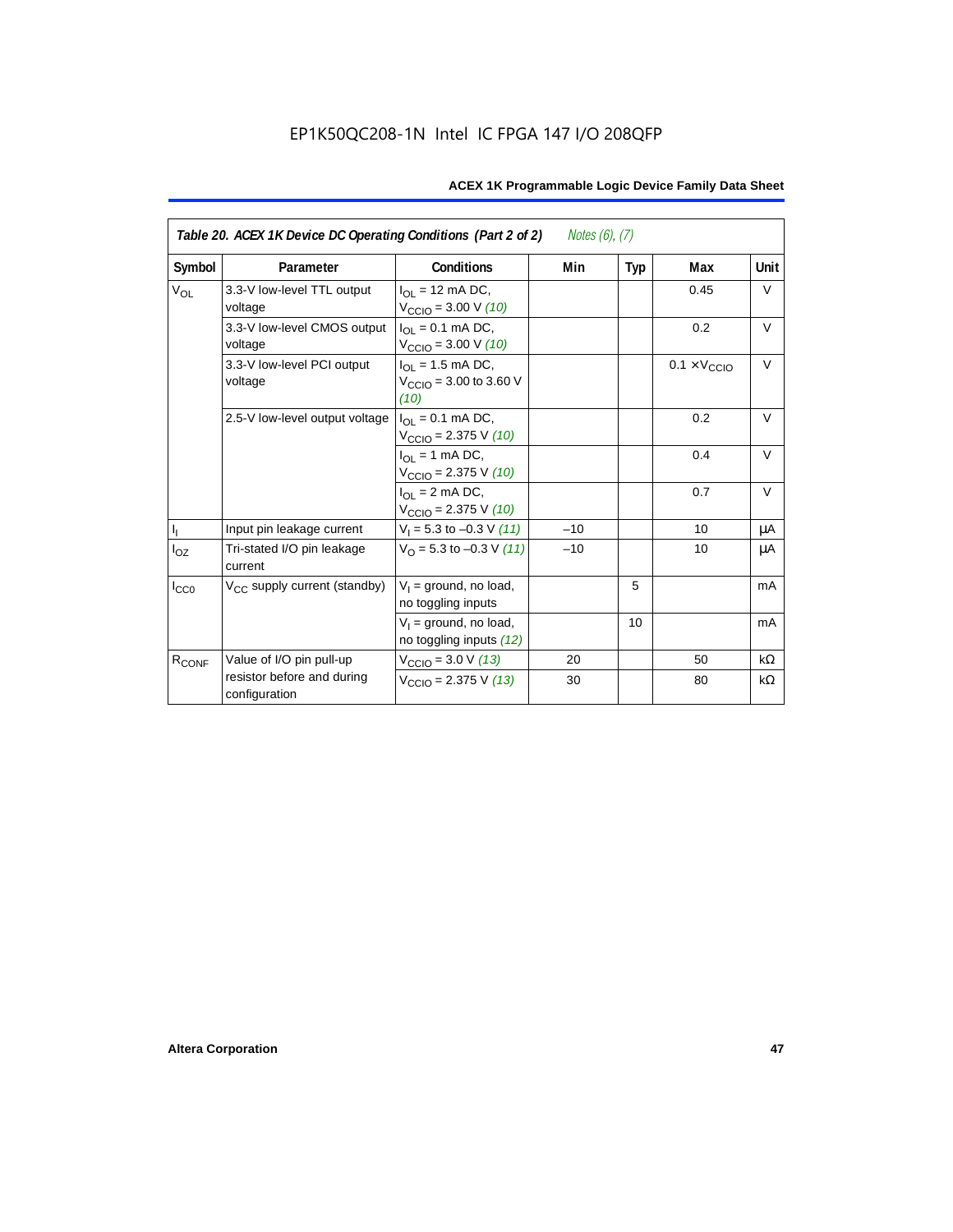**Table 20. ACEX 1K Device DC Operating Conditions (Part 2 of 2)** *Notes (6), (7)*

| Symbol | Parameter | Conditions | Min | Typ | Max | Unit |
|---|---|---|---|---|---|---|
| $V_{OL}$ | 3.3-V low-level TTL output voltage | $I_{OL}$ = 12 mA DC, $V_{CCIO}$ = 3.00 V *(10)* | | | 0.45 | V |
| | 3.3-V low-level CMOS output voltage | $I_{OL}$ = 0.1 mA DC, $V_{CCIO}$ = 3.00 V *(10)* | | | 0.2 | V |
| | 3.3-V low-level PCI output voltage | $I_{OL}$ = 1.5 mA DC, $V_{CCIO}$ = 3.00 to 3.60 V *(10)* | | | 0.1 × $V_{CCIO}$ | V |
| | 2.5-V low-level output voltage | $I_{OL}$ = 0.1 mA DC, $V_{CCIO}$ = 2.375 V *(10)* | | | 0.2 | V |
| | | $I_{OL}$ = 1 mA DC, $V_{CCIO}$ = 2.375 V *(10)* | | | 0.4 | V |
| | | $I_{OL}$ = 2 mA DC, $V_{CCIO}$ = 2.375 V *(10)* | | | 0.7 | V |
| $I_I$ | Input pin leakage current | $V_I$ = 5.3 to –0.3 V *(11)* | –10 | | 10 | μA |
| $I_{OZ}$ | Tri-stated I/O pin leakage current | $V_O$ = 5.3 to –0.3 V *(11)* | –10 | | 10 | μA |
| $I_{CC0}$ | $V_{CC}$ supply current (standby) | $V_I$ = ground, no load, no toggling inputs | | 5 | | mA |
| | | $V_I$ = ground, no load, no toggling inputs *(12)* | | 10 | | mA |
| $R_{CONF}$ | Value of I/O pin pull-up resistor before and during configuration | $V_{CCIO}$ = 3.0 V *(13)* | 20 | | 50 | kΩ |
| | | $V_{CCIO}$ = 2.375 V *(13)* | 30 | | 80 | kΩ |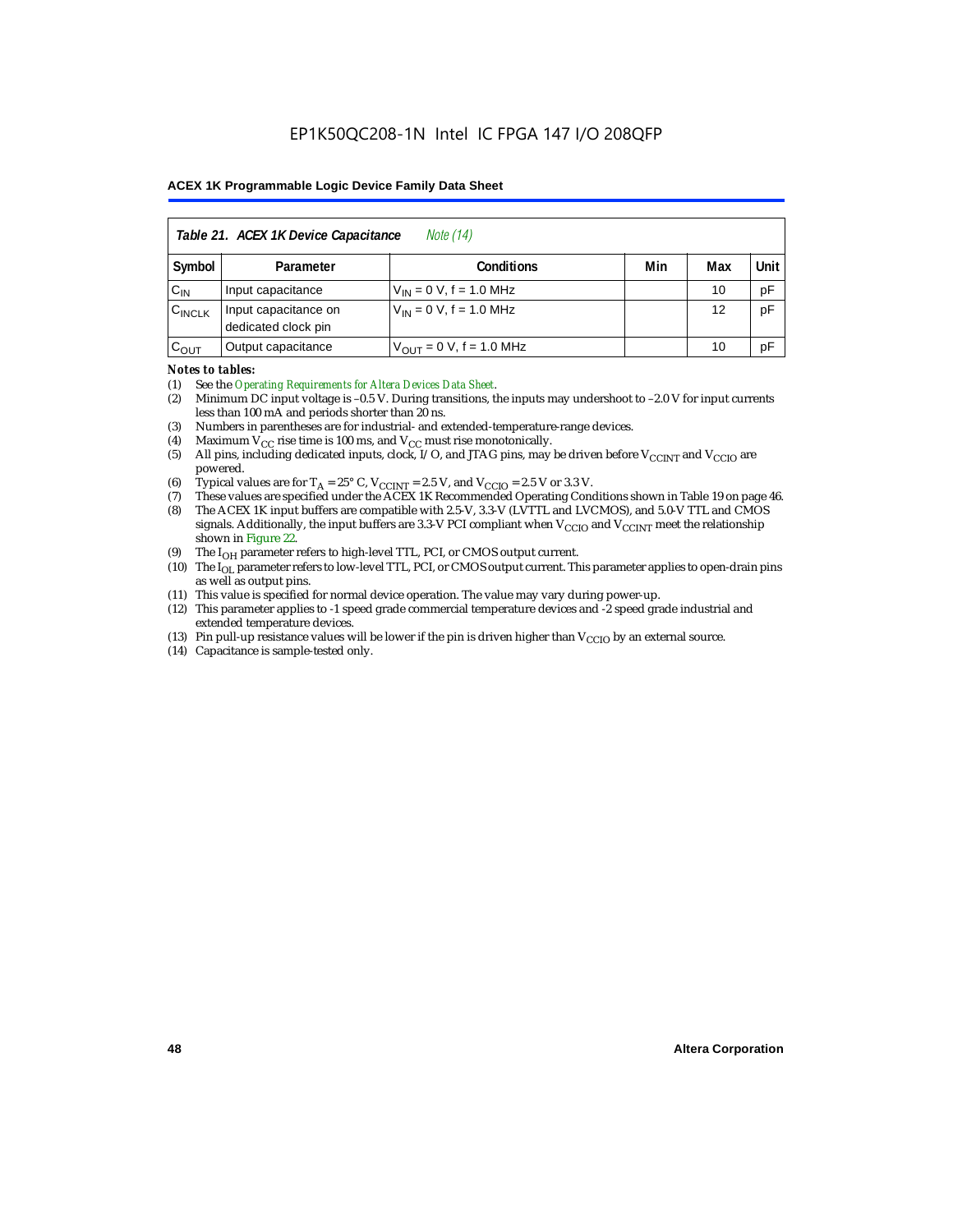| *Table 21. ACEX 1K Device Capacitance* *Note (14)* | | | | | |
|---|---|---|---|---|---|
| **Symbol** | **Parameter** | **Conditions** | **Min** | **Max** | **Unit** |
| $C_{IN}$ | Input capacitance | $V_{IN}$ = 0 V, f = 1.0 MHz | | 10 | pF |
| $C_{INCLK}$ | Input capacitance on dedicated clock pin | $V_{IN}$ = 0 V, f = 1.0 MHz | | 12 | pF |
| $C_{OUT}$ | Output capacitance | $V_{OUT}$ = 0 V, f = 1.0 MHz | | 10 | pF |

*Notes to tables:*

(1) See the *Operating Requirements for Altera Devices Data Sheet*.

(2) Minimum DC input voltage is –0.5 V. During transitions, the inputs may undershoot to –2.0 V for input currents less than 100 mA and periods shorter than 20 ns.

(3) Numbers in parentheses are for industrial- and extended-temperature-range devices.

(4) Maximum $V_{CC}$ rise time is 100 ms, and $V_{CC}$ must rise monotonically.

(5) All pins, including dedicated inputs, clock, I/O, and JTAG pins, may be driven before $V_{CCINT}$ and $V_{CCIO}$ are powered.

(6) Typical values are for $T_A$ = 25° C, $V_{CCINT}$ = 2.5 V, and $V_{CCIO}$ = 2.5 V or 3.3 V.

(7) These values are specified under the ACEX 1K Recommended Operating Conditions shown in Table 19 on page 46.

(8) The ACEX 1K input buffers are compatible with 2.5-V, 3.3-V (LVTTL and LVCMOS), and 5.0-V TTL and CMOS signals. Additionally, the input buffers are 3.3-V PCI compliant when $V_{CCIO}$ and $V_{CCINT}$ meet the relationship shown in Figure 22.

(9) The $I_{OH}$ parameter refers to high-level TTL, PCI, or CMOS output current.

(10) The $I_{OL}$ parameter refers to low-level TTL, PCI, or CMOS output current. This parameter applies to open-drain pins as well as output pins.

(11) This value is specified for normal device operation. The value may vary during power-up.

(12) This parameter applies to -1 speed grade commercial temperature devices and -2 speed grade industrial and extended temperature devices.

(13) Pin pull-up resistance values will be lower if the pin is driven higher than $V_{CCIO}$ by an external source.

(14) Capacitance is sample-tested only.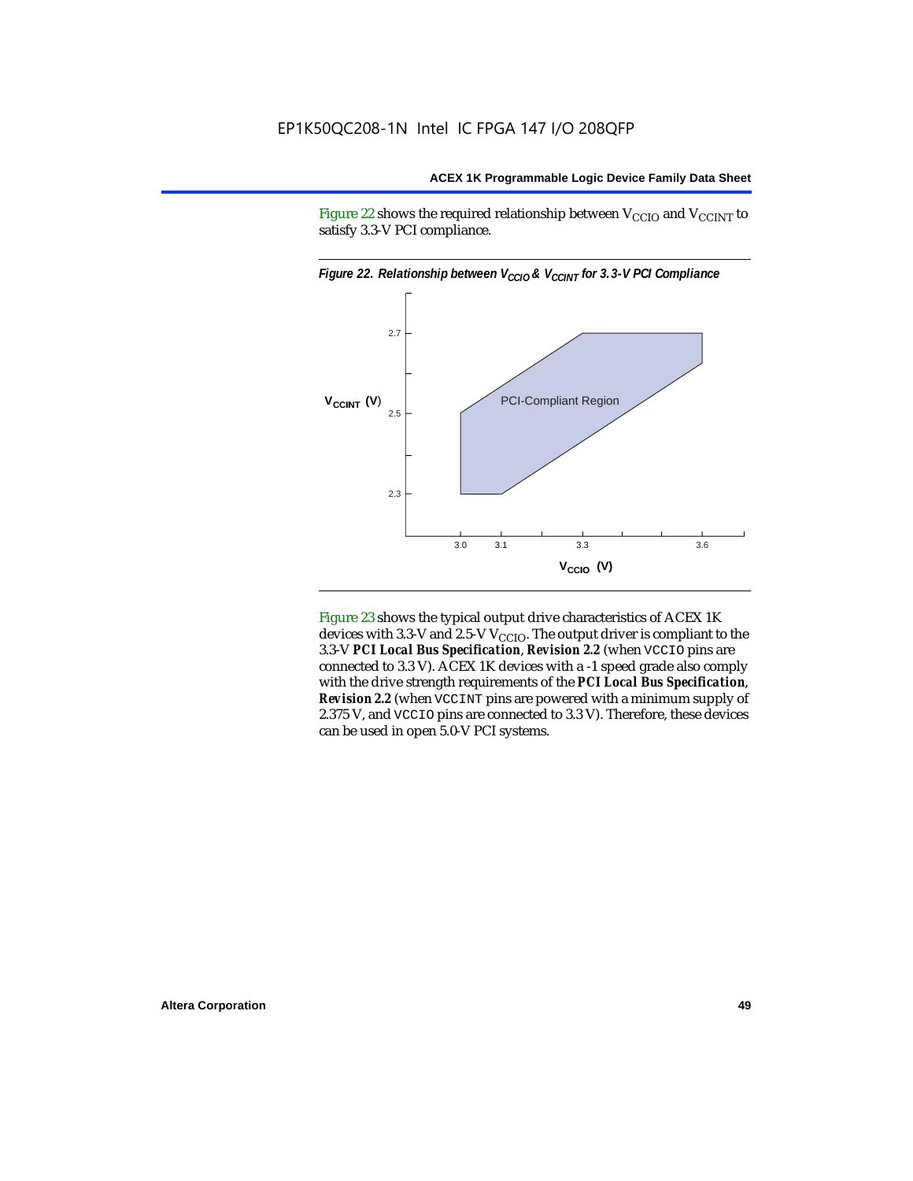Figure 22 shows the required relationship between $V_{CCIO}$ and $V_{CCINT}$ to satisfy 3.3-V PCI compliance.

*Figure 22. Relationship between $V_{CCIO}$ & $V_{CCINT}$ for 3.3-V PCI Compliance*

Figure 23 shows the typical output drive characteristics of ACEX 1K devices with 3.3-V and 2.5-V $V_{CCIO}$. The output driver is compliant to the 3.3-V ***PCI Local Bus Specification***, ***Revision 2.2*** (when `VCCIO` pins are connected to 3.3 V). ACEX 1K devices with a -1 speed grade also comply with the drive strength requirements of the ***PCI Local Bus Specification***, ***Revision 2.2*** (when `VCCINT` pins are powered with a minimum supply of 2.375 V, and `VCCIO` pins are connected to 3.3 V). Therefore, these devices can be used in open 5.0-V PCI systems.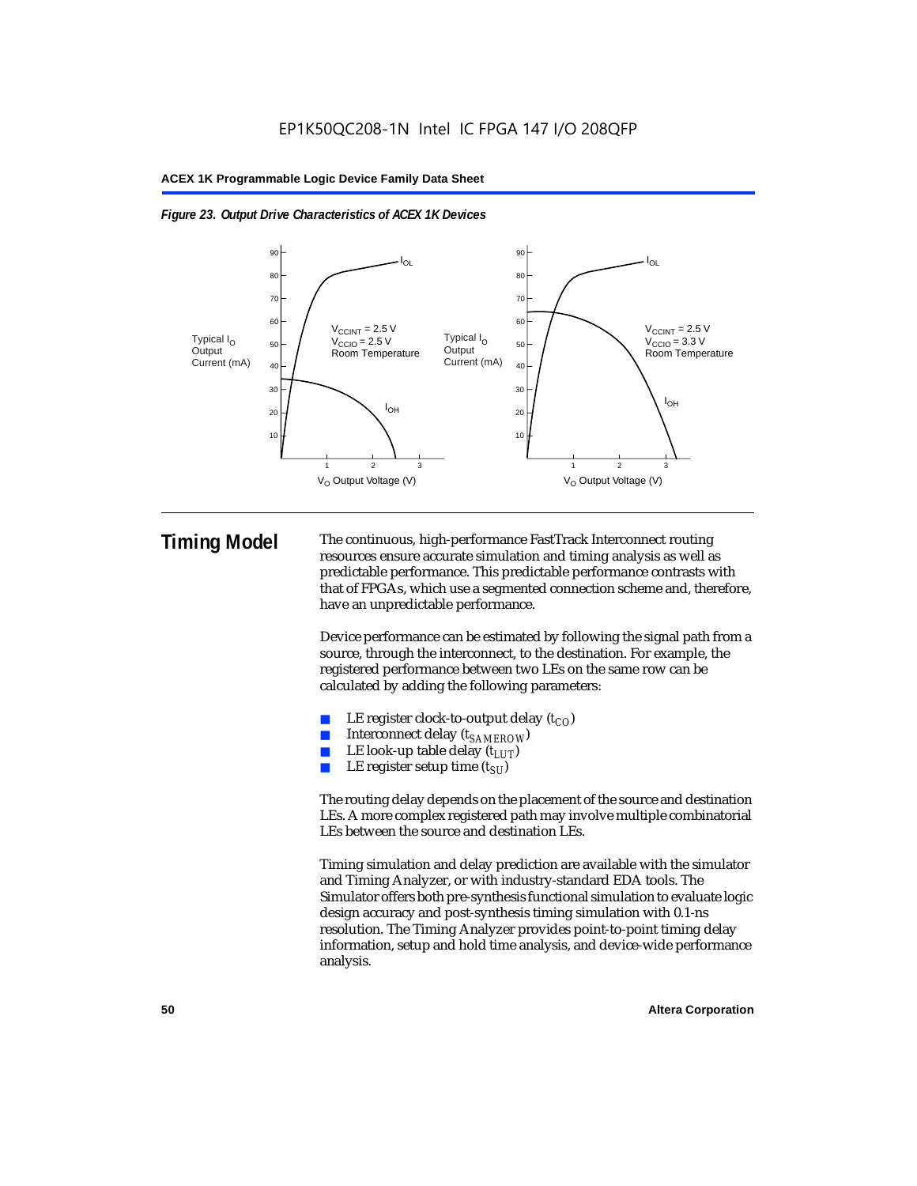*Figure 23. Output Drive Characteristics of ACEX 1K Devices*

## Timing Model

The continuous, high-performance FastTrack Interconnect routing resources ensure accurate simulation and timing analysis as well as predictable performance. This predictable performance contrasts with that of FPGAs, which use a segmented connection scheme and, therefore, have an unpredictable performance.

Device performance can be estimated by following the signal path from a source, through the interconnect, to the destination. For example, the registered performance between two LEs on the same row can be calculated by adding the following parameters:

- LE register clock-to-output delay ($t_{CO}$)
- Interconnect delay ($t_{SAMEROW}$)
- LE look-up table delay ($t_{LUT}$)
- LE register setup time ($t_{SU}$)

The routing delay depends on the placement of the source and destination LEs. A more complex registered path may involve multiple combinatorial LEs between the source and destination LEs.

Timing simulation and delay prediction are available with the simulator and Timing Analyzer, or with industry-standard EDA tools. The Simulator offers both pre-synthesis functional simulation to evaluate logic design accuracy and post-synthesis timing simulation with 0.1-ns resolution. The Timing Analyzer provides point-to-point timing delay information, setup and hold time analysis, and device-wide performance analysis.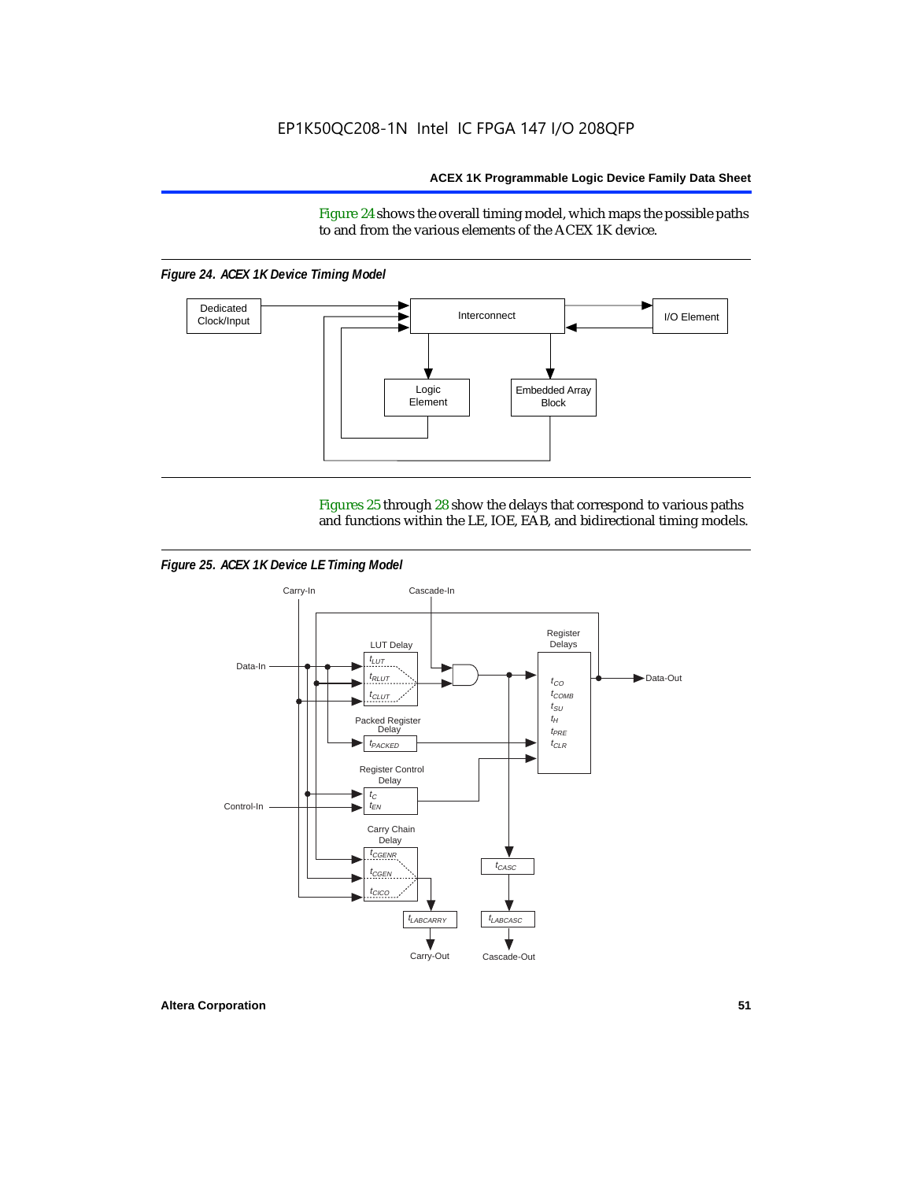Figure 24 shows the overall timing model, which maps the possible paths to and from the various elements of the ACEX 1K device.

*Figure 24. ACEX 1K Device Timing Model*

Figures 25 through 28 show the delays that correspond to various paths and functions within the LE, IOE, EAB, and bidirectional timing models.

*Figure 25. ACEX 1K Device LE Timing Model*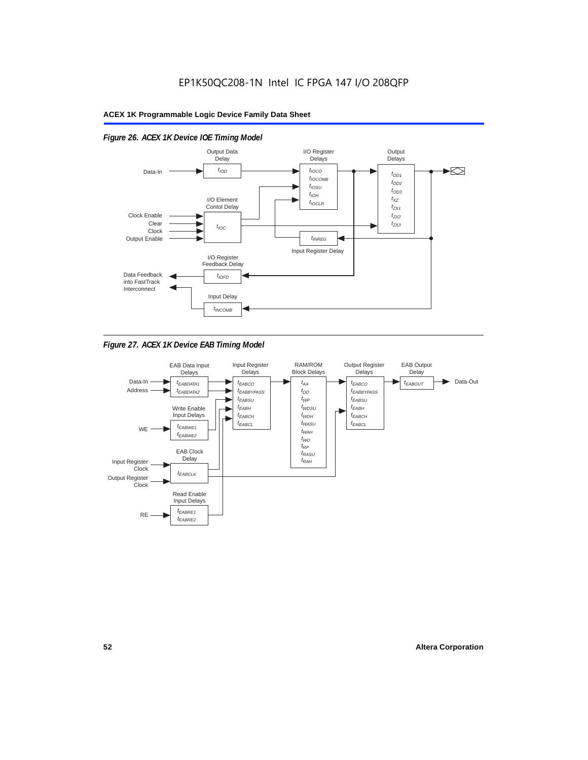*Figure 26. ACEX 1K Device IOE Timing Model*

*Figure 27. ACEX 1K Device EAB Timing Model*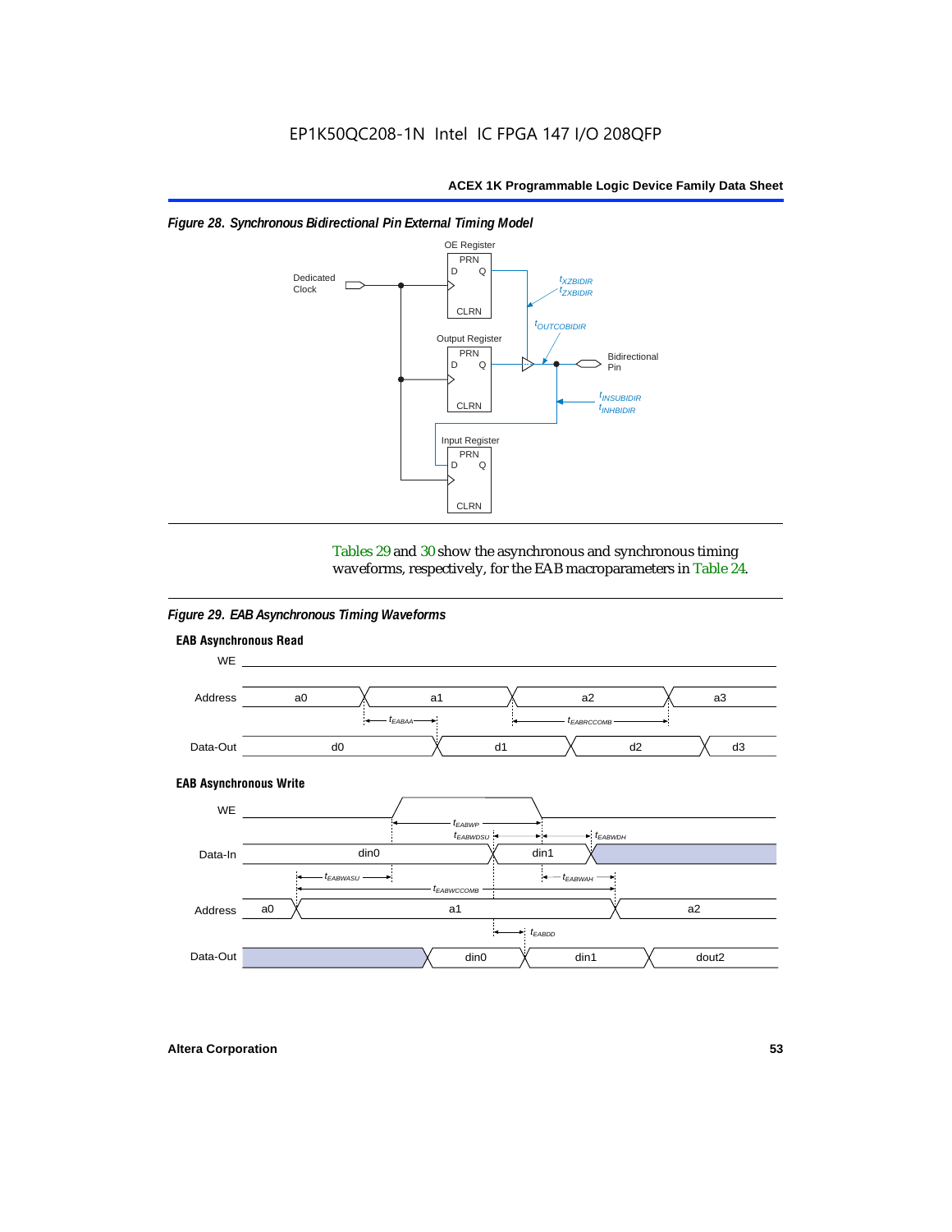*Figure 28. Synchronous Bidirectional Pin External Timing Model*

Tables 29 and 30 show the asynchronous and synchronous timing waveforms, respectively, for the EAB macroparameters in Table 24.

*Figure 29. EAB Asynchronous Timing Waveforms*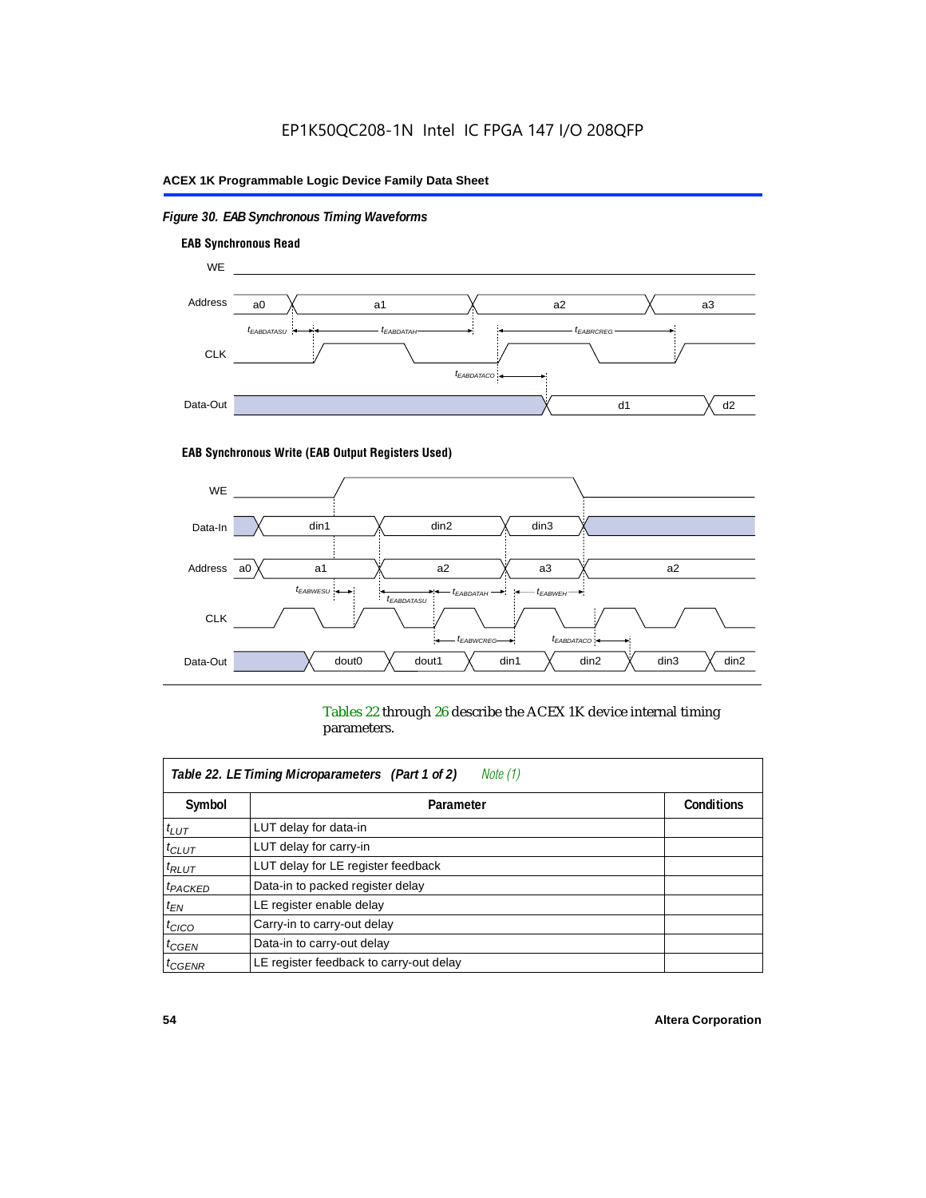*Figure 30. EAB Synchronous Timing Waveforms*

**EAB Synchronous Read**

**EAB Synchronous Write (EAB Output Registers Used)**

Tables 22 through 26 describe the ACEX 1K device internal timing parameters.

| *Table 22. LE Timing Microparameters (Part 1 of 2) Note (1)* | | |
|---|---|---|
| **Symbol** | **Parameter** | **Conditions** |
| $t_{LUT}$ | LUT delay for data-in | |
| $t_{CLUT}$ | LUT delay for carry-in | |
| $t_{RLUT}$ | LUT delay for LE register feedback | |
| $t_{PACKED}$ | Data-in to packed register delay | |
| $t_{EN}$ | LE register enable delay | |
| $t_{CICO}$ | Carry-in to carry-out delay | |
| $t_{CGEN}$ | Data-in to carry-out delay | |
| $t_{CGENR}$ | LE register feedback to carry-out delay | |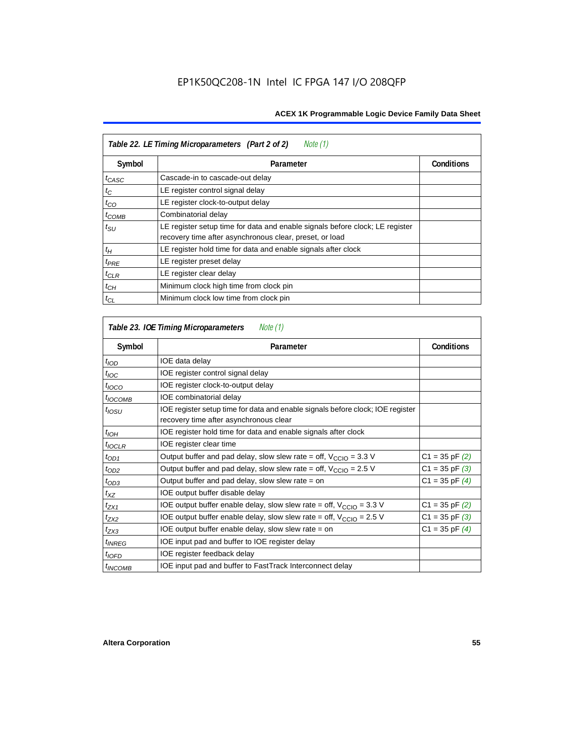| Table 22. LE Timing Microparameters (Part 2 of 2) *Note (1)* | | |
|---|---|---|
| **Symbol** | **Parameter** | **Conditions** |
| $t_{CASC}$ | Cascade-in to cascade-out delay | |
| $t_C$ | LE register control signal delay | |
| $t_{CO}$ | LE register clock-to-output delay | |
| $t_{COMB}$ | Combinatorial delay | |
| $t_{SU}$ | LE register setup time for data and enable signals before clock; LE register recovery time after asynchronous clear, preset, or load | |
| $t_H$ | LE register hold time for data and enable signals after clock | |
| $t_{PRE}$ | LE register preset delay | |
| $t_{CLR}$ | LE register clear delay | |
| $t_{CH}$ | Minimum clock high time from clock pin | |
| $t_{CL}$ | Minimum clock low time from clock pin | |

| Table 23. IOE Timing Microparameters *Note (1)* | | |
|---|---|---|
| **Symbol** | **Parameter** | **Conditions** |
| $t_{IOD}$ | IOE data delay | |
| $t_{IOC}$ | IOE register control signal delay | |
| $t_{IOCO}$ | IOE register clock-to-output delay | |
| $t_{IOCOMB}$ | IOE combinatorial delay | |
| $t_{IOSU}$ | IOE register setup time for data and enable signals before clock; IOE register recovery time after asynchronous clear | |
| $t_{IOH}$ | IOE register hold time for data and enable signals after clock | |
| $t_{IOCLR}$ | IOE register clear time | |
| $t_{OD1}$ | Output buffer and pad delay, slow slew rate = off, $V_{CCIO}$ = 3.3 V | C1 = 35 pF *(2)* |
| $t_{OD2}$ | Output buffer and pad delay, slow slew rate = off, $V_{CCIO}$ = 2.5 V | C1 = 35 pF *(3)* |
| $t_{OD3}$ | Output buffer and pad delay, slow slew rate = on | C1 = 35 pF *(4)* |
| $t_{XZ}$ | IOE output buffer disable delay | |
| $t_{ZX1}$ | IOE output buffer enable delay, slow slew rate = off, $V_{CCIO}$ = 3.3 V | C1 = 35 pF *(2)* |
| $t_{ZX2}$ | IOE output buffer enable delay, slow slew rate = off, $V_{CCIO}$ = 2.5 V | C1 = 35 pF *(3)* |
| $t_{ZX3}$ | IOE output buffer enable delay, slow slew rate = on | C1 = 35 pF *(4)* |
| $t_{INREG}$ | IOE input pad and buffer to IOE register delay | |
| $t_{IOFD}$ | IOE register feedback delay | |
| $t_{INCOMB}$ | IOE input pad and buffer to FastTrack Interconnect delay | |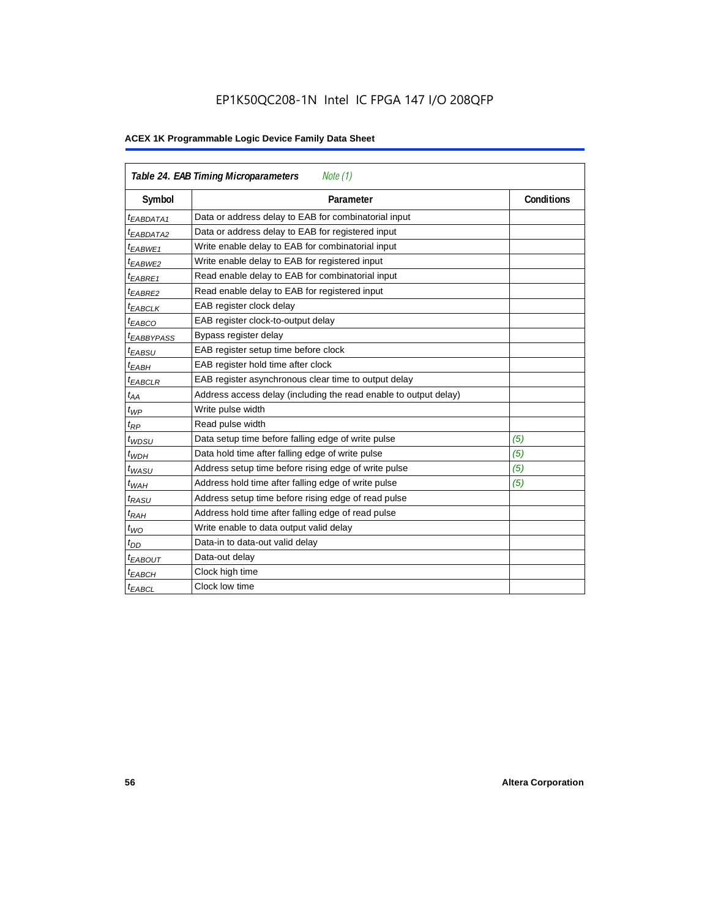| *Table 24. EAB Timing Microparameters* *Note (1)* | | |
|---|---|---|
| **Symbol** | **Parameter** | **Conditions** |
| $t_{EABDATA1}$ | Data or address delay to EAB for combinatorial input | |
| $t_{EABDATA2}$ | Data or address delay to EAB for registered input | |
| $t_{EABWE1}$ | Write enable delay to EAB for combinatorial input | |
| $t_{EABWE2}$ | Write enable delay to EAB for registered input | |
| $t_{EABRE1}$ | Read enable delay to EAB for combinatorial input | |
| $t_{EABRE2}$ | Read enable delay to EAB for registered input | |
| $t_{EABCLK}$ | EAB register clock delay | |
| $t_{EABCO}$ | EAB register clock-to-output delay | |
| $t_{EABBYPASS}$ | Bypass register delay | |
| $t_{EABSU}$ | EAB register setup time before clock | |
| $t_{EABH}$ | EAB register hold time after clock | |
| $t_{EABCLR}$ | EAB register asynchronous clear time to output delay | |
| $t_{AA}$ | Address access delay (including the read enable to output delay) | |
| $t_{WP}$ | Write pulse width | |
| $t_{RP}$ | Read pulse width | |
| $t_{WDSU}$ | Data setup time before falling edge of write pulse | *(5)* |
| $t_{WDH}$ | Data hold time after falling edge of write pulse | *(5)* |
| $t_{WASU}$ | Address setup time before rising edge of write pulse | *(5)* |
| $t_{WAH}$ | Address hold time after falling edge of write pulse | *(5)* |
| $t_{RASU}$ | Address setup time before rising edge of read pulse | |
| $t_{RAH}$ | Address hold time after falling edge of read pulse | |
| $t_{WO}$ | Write enable to data output valid delay | |
| $t_{DD}$ | Data-in to data-out valid delay | |
| $t_{EABOUT}$ | Data-out delay | |
| $t_{EABCH}$ | Clock high time | |
| $t_{EABCL}$ | Clock low time | |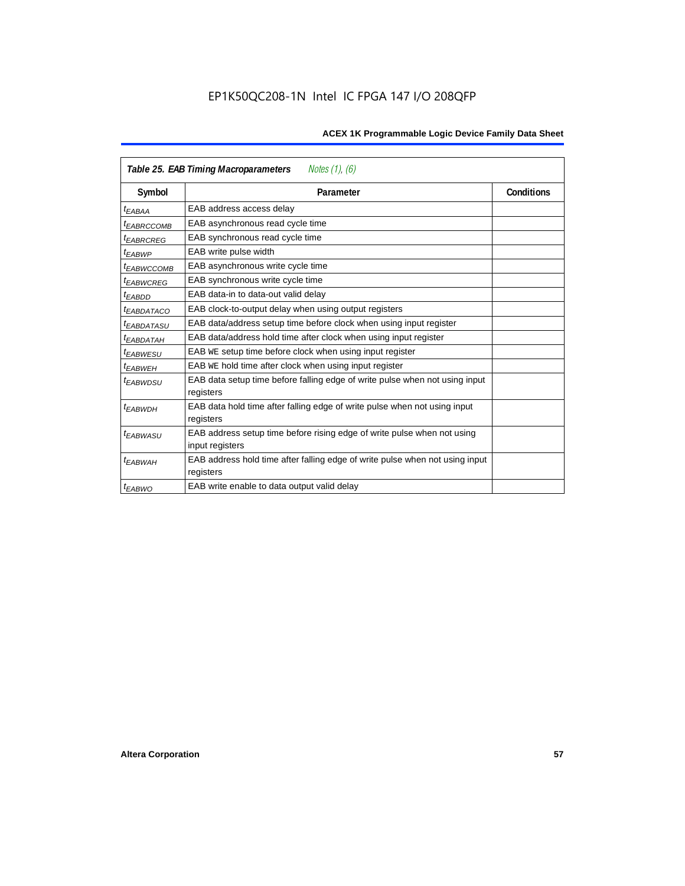| *Table 25. EAB Timing Macroparameters* *Notes (1), (6)* | | |
|---|---|---|
| **Symbol** | **Parameter** | **Conditions** |
| $t_{EABAA}$ | EAB address access delay | |
| $t_{EABRCCOMB}$ | EAB asynchronous read cycle time | |
| $t_{EABRCREG}$ | EAB synchronous read cycle time | |
| $t_{EABWP}$ | EAB write pulse width | |
| $t_{EABWCCOMB}$ | EAB asynchronous write cycle time | |
| $t_{EABWCREG}$ | EAB synchronous write cycle time | |
| $t_{EABDD}$ | EAB data-in to data-out valid delay | |
| $t_{EABDATACO}$ | EAB clock-to-output delay when using output registers | |
| $t_{EABDATASU}$ | EAB data/address setup time before clock when using input register | |
| $t_{EABDATAH}$ | EAB data/address hold time after clock when using input register | |
| $t_{EABWESU}$ | EAB WE setup time before clock when using input register | |
| $t_{EABWEH}$ | EAB WE hold time after clock when using input register | |
| $t_{EABWDSU}$ | EAB data setup time before falling edge of write pulse when not using input registers | |
| $t_{EABWDH}$ | EAB data hold time after falling edge of write pulse when not using input registers | |
| $t_{EABWASU}$ | EAB address setup time before rising edge of write pulse when not using input registers | |
| $t_{EABWAH}$ | EAB address hold time after falling edge of write pulse when not using input registers | |
| $t_{EABWO}$ | EAB write enable to data output valid delay | |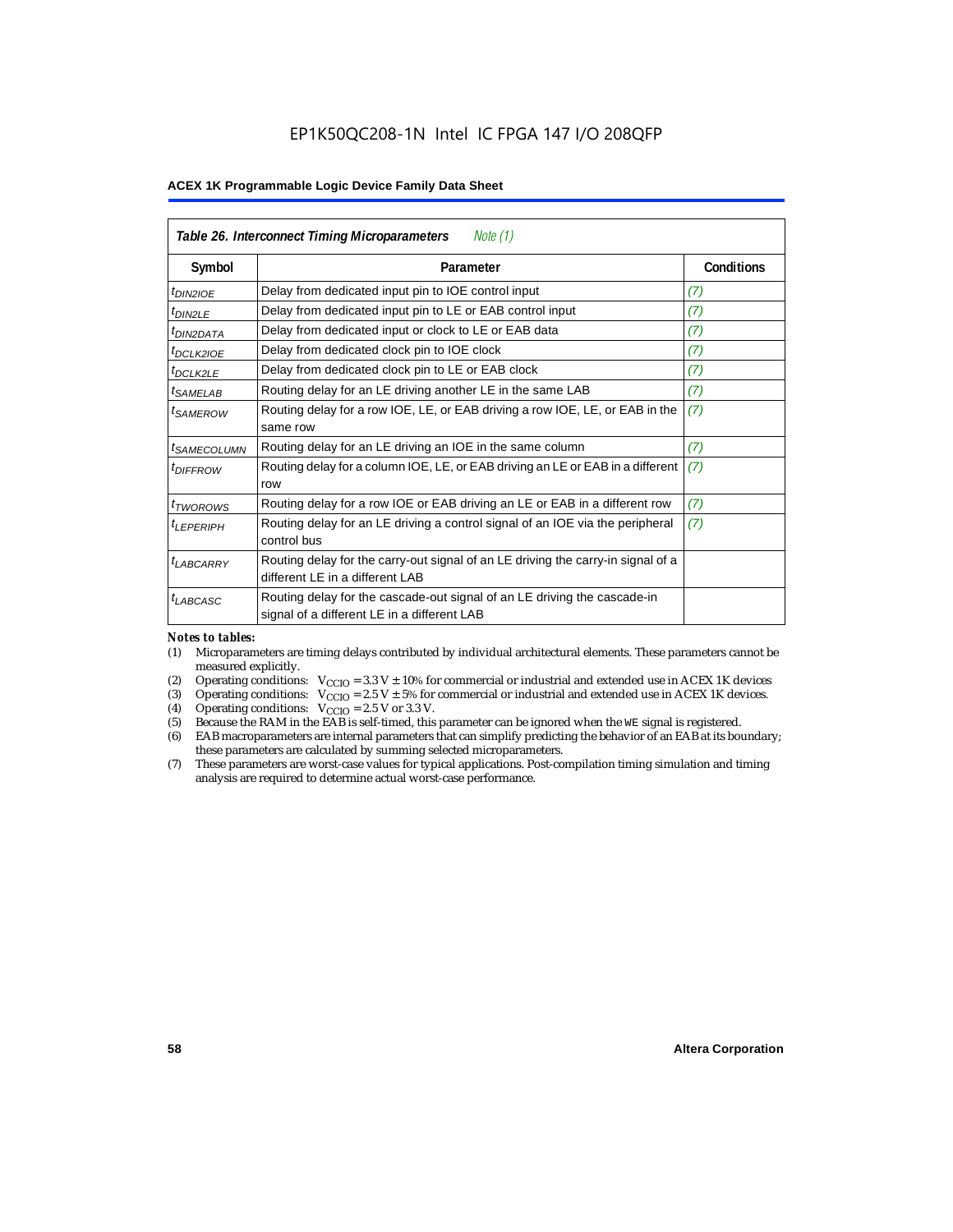| *Table 26. Interconnect Timing Microparameters* *Note (1)* | | |
|---|---|---|
| **Symbol** | **Parameter** | **Conditions** |
| $t_{DIN2IOE}$ | Delay from dedicated input pin to IOE control input | *(7)* |
| $t_{DIN2LE}$ | Delay from dedicated input pin to LE or EAB control input | *(7)* |
| $t_{DIN2DATA}$ | Delay from dedicated input or clock to LE or EAB data | *(7)* |
| $t_{DCLK2IOE}$ | Delay from dedicated clock pin to IOE clock | *(7)* |
| $t_{DCLK2LE}$ | Delay from dedicated clock pin to LE or EAB clock | *(7)* |
| $t_{SAMELAB}$ | Routing delay for an LE driving another LE in the same LAB | *(7)* |
| $t_{SAMEROW}$ | Routing delay for a row IOE, LE, or EAB driving a row IOE, LE, or EAB in the same row | *(7)* |
| $t_{SAMECOLUMN}$ | Routing delay for an LE driving an IOE in the same column | *(7)* |
| $t_{DIFFROW}$ | Routing delay for a column IOE, LE, or EAB driving an LE or EAB in a different row | *(7)* |
| $t_{TWOROWS}$ | Routing delay for a row IOE or EAB driving an LE or EAB in a different row | *(7)* |
| $t_{LEPERIPH}$ | Routing delay for an LE driving a control signal of an IOE via the peripheral control bus | *(7)* |
| $t_{LABCARRY}$ | Routing delay for the carry-out signal of an LE driving the carry-in signal of a different LE in a different LAB | |
| $t_{LABCASC}$ | Routing delay for the cascade-out signal of an LE driving the cascade-in signal of a different LE in a different LAB | |

*Notes to tables:*

(1) Microparameters are timing delays contributed by individual architectural elements. These parameters cannot be measured explicitly.

(2) Operating conditions: $V_{CCIO} = 3.3\text{ V} \pm 10\%$ for commercial or industrial and extended use in ACEX 1K devices

(3) Operating conditions: $V_{CCIO} = 2.5\text{ V} \pm 5\%$ for commercial or industrial and extended use in ACEX 1K devices.

(4) Operating conditions: $V_{CCIO} = 2.5\text{ V}$ or $3.3\text{ V}$.

(5) Because the RAM in the EAB is self-timed, this parameter can be ignored when the `WE` signal is registered.

(6) EAB macroparameters are internal parameters that can simplify predicting the behavior of an EAB at its boundary; these parameters are calculated by summing selected microparameters.

(7) These parameters are worst-case values for typical applications. Post-compilation timing simulation and timing analysis are required to determine actual worst-case performance.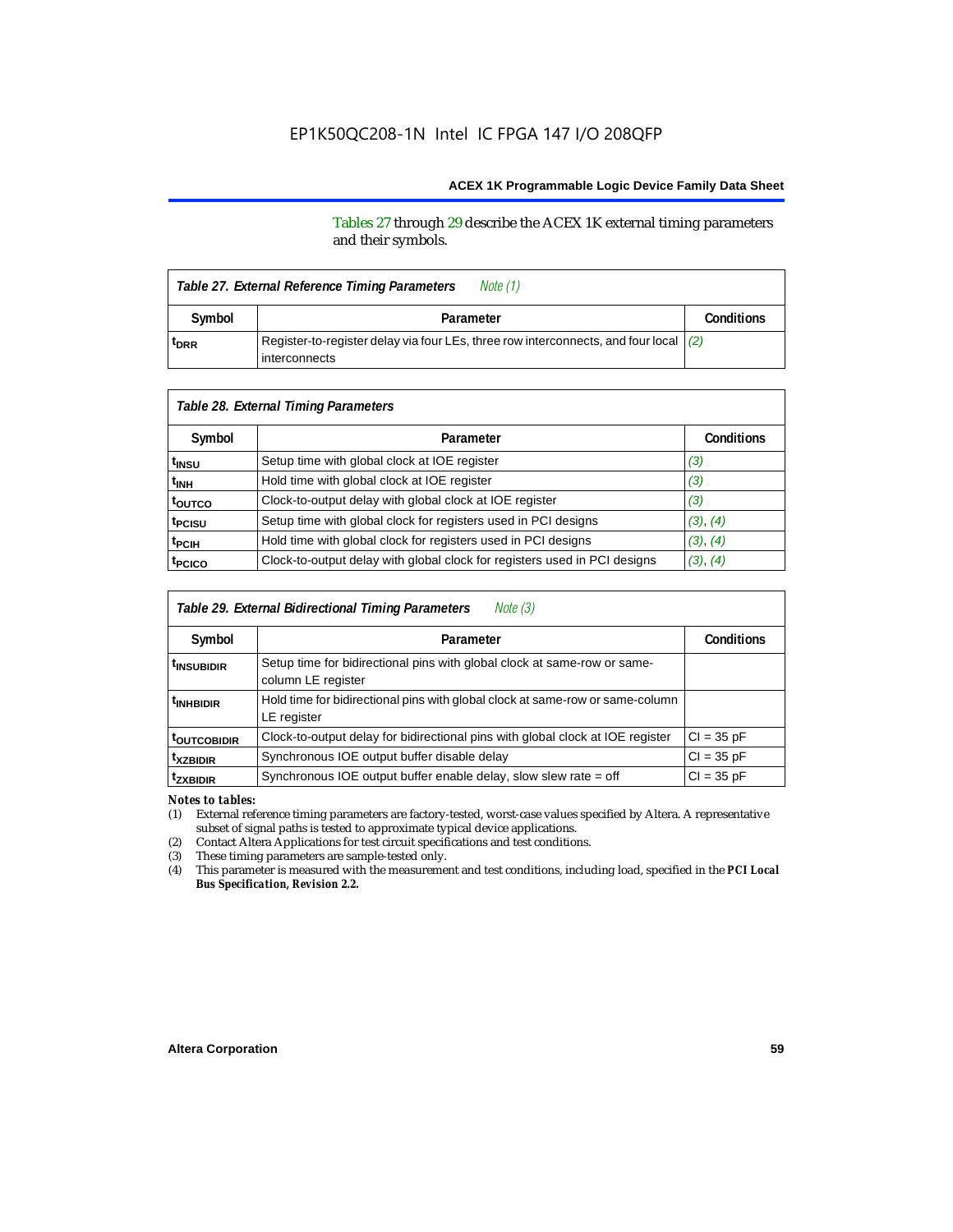Tables 27 through 29 describe the ACEX 1K external timing parameters and their symbols.

| *Table 27. External Reference Timing Parameters* *Note (1)* | | |
|---|---|---|
| **Symbol** | **Parameter** | **Conditions** |
| $t_{DRR}$ | Register-to-register delay via four LEs, three row interconnects, and four local interconnects | *(2)* |

| *Table 28. External Timing Parameters* | | |
|---|---|---|
| **Symbol** | **Parameter** | **Conditions** |
| $t_{INSU}$ | Setup time with global clock at IOE register | *(3)* |
| $t_{INH}$ | Hold time with global clock at IOE register | *(3)* |
| $t_{OUTCO}$ | Clock-to-output delay with global clock at IOE register | *(3)* |
| $t_{PCISU}$ | Setup time with global clock for registers used in PCI designs | *(3)*, *(4)* |
| $t_{PCIH}$ | Hold time with global clock for registers used in PCI designs | *(3)*, *(4)* |
| $t_{PCICO}$ | Clock-to-output delay with global clock for registers used in PCI designs | *(3)*, *(4)* |

| *Table 29. External Bidirectional Timing Parameters* *Note (3)* | | |
|---|---|---|
| **Symbol** | **Parameter** | **Conditions** |
| $t_{INSUBIDIR}$ | Setup time for bidirectional pins with global clock at same-row or same-column LE register | |
| $t_{INHBIDIR}$ | Hold time for bidirectional pins with global clock at same-row or same-column LE register | |
| $t_{OUTCOBIDIR}$ | Clock-to-output delay for bidirectional pins with global clock at IOE register | CI = 35 pF |
| $t_{XZBIDIR}$ | Synchronous IOE output buffer disable delay | CI = 35 pF |
| $t_{ZXBIDIR}$ | Synchronous IOE output buffer enable delay, slow slew rate = off | CI = 35 pF |

*Notes to tables:*

(1) External reference timing parameters are factory-tested, worst-case values specified by Altera. A representative subset of signal paths is tested to approximate typical device applications.

(2) Contact Altera Applications for test circuit specifications and test conditions.

(3) These timing parameters are sample-tested only.

(4) This parameter is measured with the measurement and test conditions, including load, specified in the ***PCI Local Bus Specification, Revision 2.2.***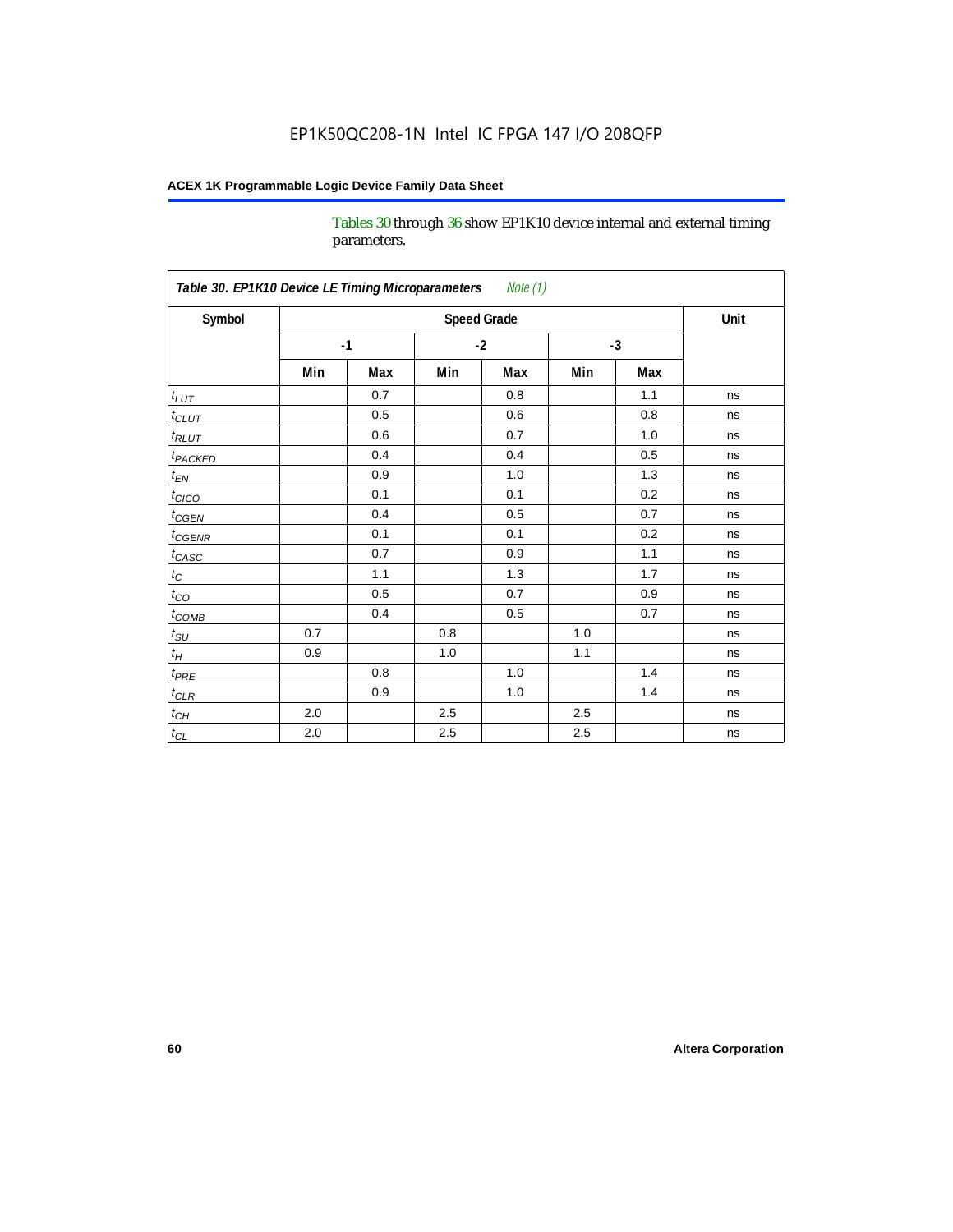Tables 30 through 36 show EP1K10 device internal and external timing parameters.

**Table 30. EP1K10 Device LE Timing Microparameters** *Note (1)*

| Symbol | Speed Grade | | | | | | Unit |
|---|---|---|---|---|---|---|---|
| | -1 | | -2 | | -3 | | |
| | Min | Max | Min | Max | Min | Max | |
| $t_{LUT}$ | | 0.7 | | 0.8 | | 1.1 | ns |
| $t_{CLUT}$ | | 0.5 | | 0.6 | | 0.8 | ns |
| $t_{RLUT}$ | | 0.6 | | 0.7 | | 1.0 | ns |
| $t_{PACKED}$ | | 0.4 | | 0.4 | | 0.5 | ns |
| $t_{EN}$ | | 0.9 | | 1.0 | | 1.3 | ns |
| $t_{CICO}$ | | 0.1 | | 0.1 | | 0.2 | ns |
| $t_{CGEN}$ | | 0.4 | | 0.5 | | 0.7 | ns |
| $t_{CGENR}$ | | 0.1 | | 0.1 | | 0.2 | ns |
| $t_{CASC}$ | | 0.7 | | 0.9 | | 1.1 | ns |
| $t_{C}$ | | 1.1 | | 1.3 | | 1.7 | ns |
| $t_{CO}$ | | 0.5 | | 0.7 | | 0.9 | ns |
| $t_{COMB}$ | | 0.4 | | 0.5 | | 0.7 | ns |
| $t_{SU}$ | 0.7 | | 0.8 | | 1.0 | | ns |
| $t_{H}$ | 0.9 | | 1.0 | | 1.1 | | ns |
| $t_{PRE}$ | | 0.8 | | 1.0 | | 1.4 | ns |
| $t_{CLR}$ | | 0.9 | | 1.0 | | 1.4 | ns |
| $t_{CH}$ | 2.0 | | 2.5 | | 2.5 | | ns |
| $t_{CL}$ | 2.0 | | 2.5 | | 2.5 | | ns |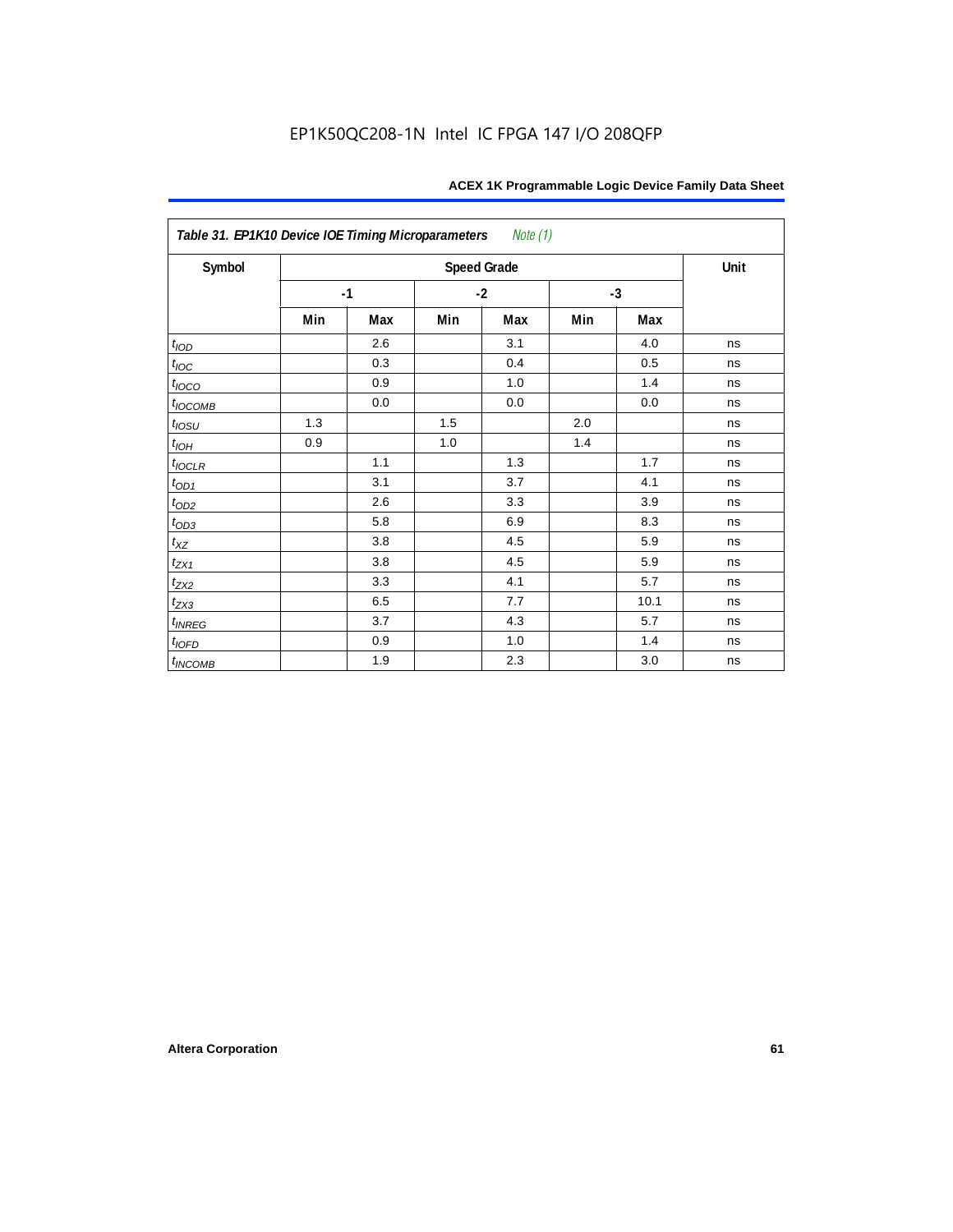EP1K50QC208-1N Intel IC FPGA 147 I/O 208QFP

| *Table 31. EP1K10 Device IOE Timing Microparameters* *Note (1)* | | | | | | | |
|---|---|---|---|---|---|---|---|
| Symbol | Speed Grade | | | | | | Unit |
| | -1 | | -2 | | -3 | | |
| | Min | Max | Min | Max | Min | Max | |
| $t_{IOD}$ | | 2.6 | | 3.1 | | 4.0 | ns |
| $t_{IOC}$ | | 0.3 | | 0.4 | | 0.5 | ns |
| $t_{IOCO}$ | | 0.9 | | 1.0 | | 1.4 | ns |
| $t_{IOCOMB}$ | | 0.0 | | 0.0 | | 0.0 | ns |
| $t_{IOSU}$ | 1.3 | | 1.5 | | 2.0 | | ns |
| $t_{IOH}$ | 0.9 | | 1.0 | | 1.4 | | ns |
| $t_{IOCLR}$ | | 1.1 | | 1.3 | | 1.7 | ns |
| $t_{OD1}$ | | 3.1 | | 3.7 | | 4.1 | ns |
| $t_{OD2}$ | | 2.6 | | 3.3 | | 3.9 | ns |
| $t_{OD3}$ | | 5.8 | | 6.9 | | 8.3 | ns |
| $t_{XZ}$ | | 3.8 | | 4.5 | | 5.9 | ns |
| $t_{ZX1}$ | | 3.8 | | 4.5 | | 5.9 | ns |
| $t_{ZX2}$ | | 3.3 | | 4.1 | | 5.7 | ns |
| $t_{ZX3}$ | | 6.5 | | 7.7 | | 10.1 | ns |
| $t_{INREG}$ | | 3.7 | | 4.3 | | 5.7 | ns |
| $t_{IOFD}$ | | 0.9 | | 1.0 | | 1.4 | ns |
| $t_{INCOMB}$ | | 1.9 | | 2.3 | | 3.0 | ns |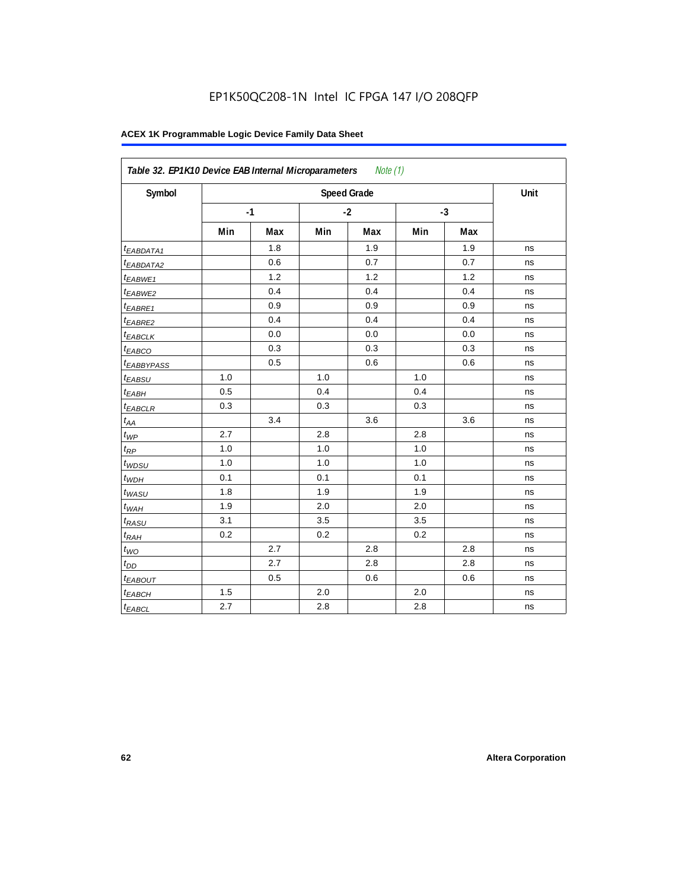EP1K50QC208-1N Intel IC FPGA 147 I/O 208QFP

**ACEX 1K Programmable Logic Device Family Data Sheet**

| *Table 32. EP1K10 Device EAB Internal Microparameters* *Note (1)* | | | | | | | |
|---|---|---|---|---|---|---|---|
| Symbol | Speed Grade | | | | | | Unit |
| | -1 | | -2 | | -3 | | |
| | Min | Max | Min | Max | Min | Max | |
| $t_{EABDATA1}$ | | 1.8 | | 1.9 | | 1.9 | ns |
| $t_{EABDATA2}$ | | 0.6 | | 0.7 | | 0.7 | ns |
| $t_{EABWE1}$ | | 1.2 | | 1.2 | | 1.2 | ns |
| $t_{EABWE2}$ | | 0.4 | | 0.4 | | 0.4 | ns |
| $t_{EABRE1}$ | | 0.9 | | 0.9 | | 0.9 | ns |
| $t_{EABRE2}$ | | 0.4 | | 0.4 | | 0.4 | ns |
| $t_{EABCLK}$ | | 0.0 | | 0.0 | | 0.0 | ns |
| $t_{EABCO}$ | | 0.3 | | 0.3 | | 0.3 | ns |
| $t_{EABBYPASS}$ | | 0.5 | | 0.6 | | 0.6 | ns |
| $t_{EABSU}$ | 1.0 | | 1.0 | | 1.0 | | ns |
| $t_{EABH}$ | 0.5 | | 0.4 | | 0.4 | | ns |
| $t_{EABCLR}$ | 0.3 | | 0.3 | | 0.3 | | ns |
| $t_{AA}$ | | 3.4 | | 3.6 | | 3.6 | ns |
| $t_{WP}$ | 2.7 | | 2.8 | | 2.8 | | ns |
| $t_{RP}$ | 1.0 | | 1.0 | | 1.0 | | ns |
| $t_{WDSU}$ | 1.0 | | 1.0 | | 1.0 | | ns |
| $t_{WDH}$ | 0.1 | | 0.1 | | 0.1 | | ns |
| $t_{WASU}$ | 1.8 | | 1.9 | | 1.9 | | ns |
| $t_{WAH}$ | 1.9 | | 2.0 | | 2.0 | | ns |
| $t_{RASU}$ | 3.1 | | 3.5 | | 3.5 | | ns |
| $t_{RAH}$ | 0.2 | | 0.2 | | 0.2 | | ns |
| $t_{WO}$ | | 2.7 | | 2.8 | | 2.8 | ns |
| $t_{DD}$ | | 2.7 | | 2.8 | | 2.8 | ns |
| $t_{EABOUT}$ | | 0.5 | | 0.6 | | 0.6 | ns |
| $t_{EABCH}$ | 1.5 | | 2.0 | | 2.0 | | ns |
| $t_{EABCL}$ | 2.7 | | 2.8 | | 2.8 | | ns |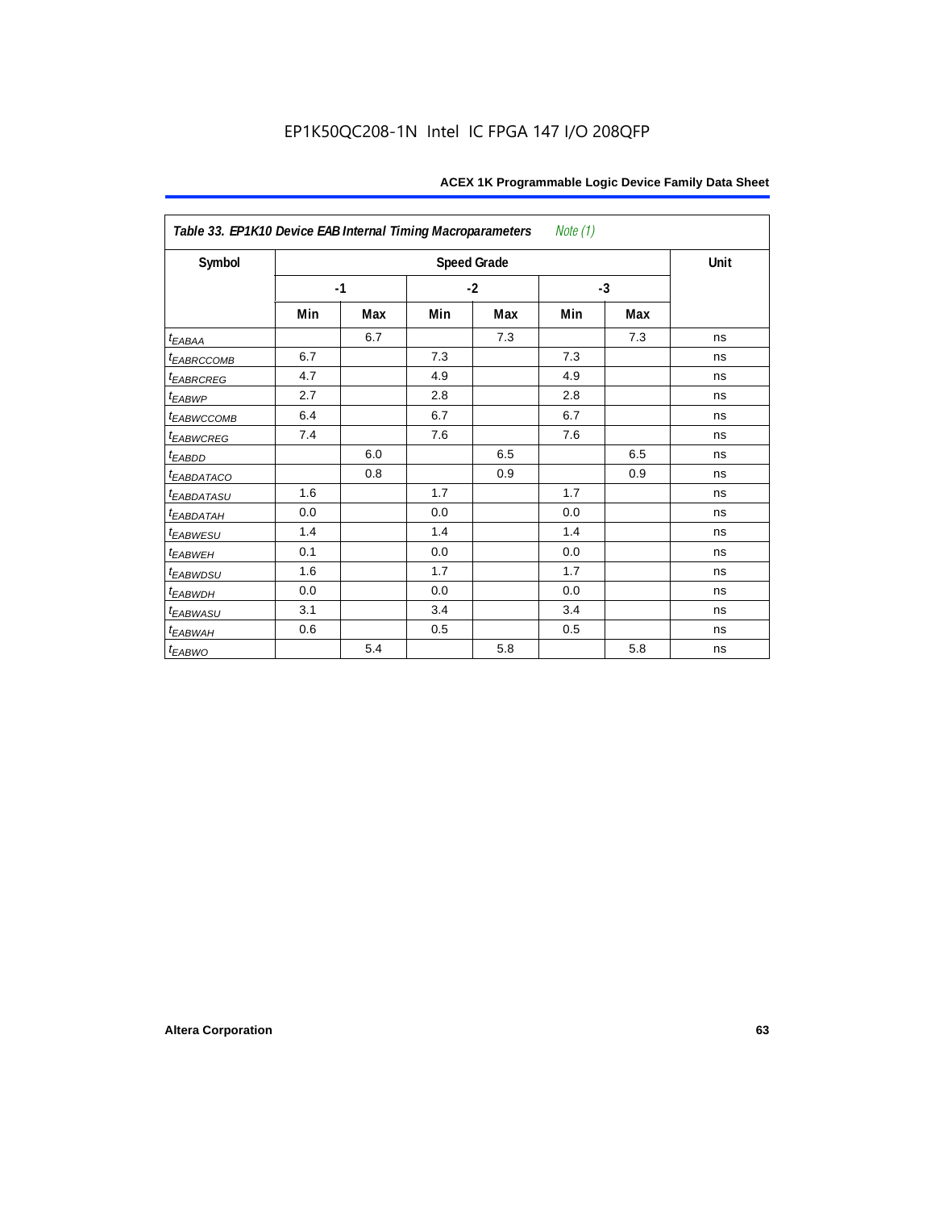EP1K50QC208-1N Intel IC FPGA 147 I/O 208QFP

| Table 33. EP1K10 Device EAB Internal Timing Macroparameters *Note (1)* | | | | | | | |
|---|---|---|---|---|---|---|---|
| Symbol | Speed Grade | | | | | | Unit |
| | -1 | | -2 | | -3 | | |
| | Min | Max | Min | Max | Min | Max | |
| $t_{EABAA}$ | | 6.7 | | 7.3 | | 7.3 | ns |
| $t_{EABRCCOMB}$ | 6.7 | | 7.3 | | 7.3 | | ns |
| $t_{EABRCREG}$ | 4.7 | | 4.9 | | 4.9 | | ns |
| $t_{EABWP}$ | 2.7 | | 2.8 | | 2.8 | | ns |
| $t_{EABWCCOMB}$ | 6.4 | | 6.7 | | 6.7 | | ns |
| $t_{EABWCREG}$ | 7.4 | | 7.6 | | 7.6 | | ns |
| $t_{EABDD}$ | | 6.0 | | 6.5 | | 6.5 | ns |
| $t_{EABDATACO}$ | | 0.8 | | 0.9 | | 0.9 | ns |
| $t_{EABDATASU}$ | 1.6 | | 1.7 | | 1.7 | | ns |
| $t_{EABDATAH}$ | 0.0 | | 0.0 | | 0.0 | | ns |
| $t_{EABWESU}$ | 1.4 | | 1.4 | | 1.4 | | ns |
| $t_{EABWEH}$ | 0.1 | | 0.0 | | 0.0 | | ns |
| $t_{EABWDSU}$ | 1.6 | | 1.7 | | 1.7 | | ns |
| $t_{EABWDH}$ | 0.0 | | 0.0 | | 0.0 | | ns |
| $t_{EABWASU}$ | 3.1 | | 3.4 | | 3.4 | | ns |
| $t_{EABWAH}$ | 0.6 | | 0.5 | | 0.5 | | ns |
| $t_{EABWO}$ | | 5.4 | | 5.8 | | 5.8 | ns |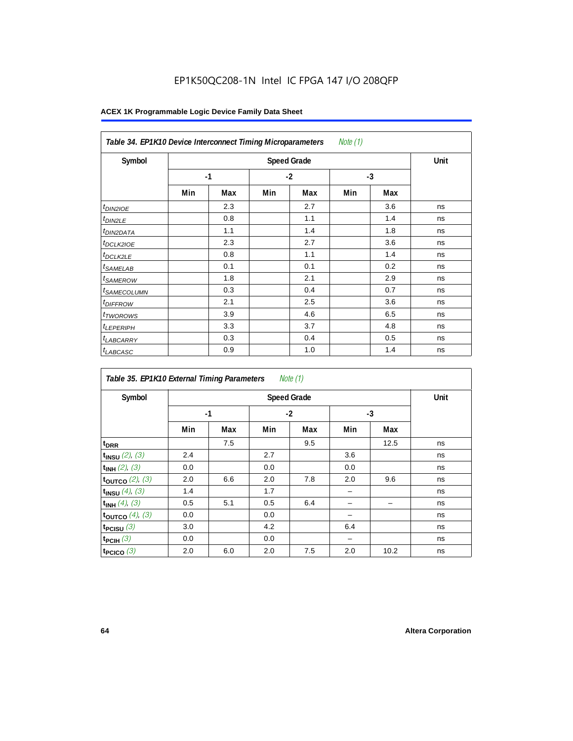EP1K50QC208-1N Intel IC FPGA 147 I/O 208QFP

**ACEX 1K Programmable Logic Device Family Data Sheet**

**Table 34. EP1K10 Device Interconnect Timing Microparameters** *Note (1)*

| Symbol | Speed Grade | | | | | | Unit |
|---|---|---|---|---|---|---|---|
| | -1 | | -2 | | -3 | | |
| | Min | Max | Min | Max | Min | Max | |
| $t_{DIN2IOE}$ | | 2.3 | | 2.7 | | 3.6 | ns |
| $t_{DIN2LE}$ | | 0.8 | | 1.1 | | 1.4 | ns |
| $t_{DIN2DATA}$ | | 1.1 | | 1.4 | | 1.8 | ns |
| $t_{DCLK2IOE}$ | | 2.3 | | 2.7 | | 3.6 | ns |
| $t_{DCLK2LE}$ | | 0.8 | | 1.1 | | 1.4 | ns |
| $t_{SAMELAB}$ | | 0.1 | | 0.1 | | 0.2 | ns |
| $t_{SAMEROW}$ | | 1.8 | | 2.1 | | 2.9 | ns |
| $t_{SAMECOLUMN}$ | | 0.3 | | 0.4 | | 0.7 | ns |
| $t_{DIFFROW}$ | | 2.1 | | 2.5 | | 3.6 | ns |
| $t_{TWOROWS}$ | | 3.9 | | 4.6 | | 6.5 | ns |
| $t_{LEPERIPH}$ | | 3.3 | | 3.7 | | 4.8 | ns |
| $t_{LABCARRY}$ | | 0.3 | | 0.4 | | 0.5 | ns |
| $t_{LABCASC}$ | | 0.9 | | 1.0 | | 1.4 | ns |

**Table 35. EP1K10 External Timing Parameters** *Note (1)*

| Symbol | Speed Grade | | | | | | Unit |
|---|---|---|---|---|---|---|---|
| | -1 | | -2 | | -3 | | |
| | Min | Max | Min | Max | Min | Max | |
| $t_{DRR}$ | | 7.5 | | 9.5 | | 12.5 | ns |
| $t_{INSU}$ *(2), (3)* | 2.4 | | 2.7 | | 3.6 | | ns |
| $t_{INH}$ *(2), (3)* | 0.0 | | 0.0 | | 0.0 | | ns |
| $t_{OUTCO}$ *(2), (3)* | 2.0 | 6.6 | 2.0 | 7.8 | 2.0 | 9.6 | ns |
| $t_{INSU}$ *(4), (3)* | 1.4 | | 1.7 | | – | | ns |
| $t_{INH}$ *(4), (3)* | 0.5 | 5.1 | 0.5 | 6.4 | – | – | ns |
| $t_{OUTCO}$ *(4), (3)* | 0.0 | | 0.0 | | – | | ns |
| $t_{PCISU}$ *(3)* | 3.0 | | 4.2 | | 6.4 | | ns |
| $t_{PCIH}$ *(3)* | 0.0 | | 0.0 | | – | | ns |
| $t_{PCICO}$ *(3)* | 2.0 | 6.0 | 2.0 | 7.5 | 2.0 | 10.2 | ns |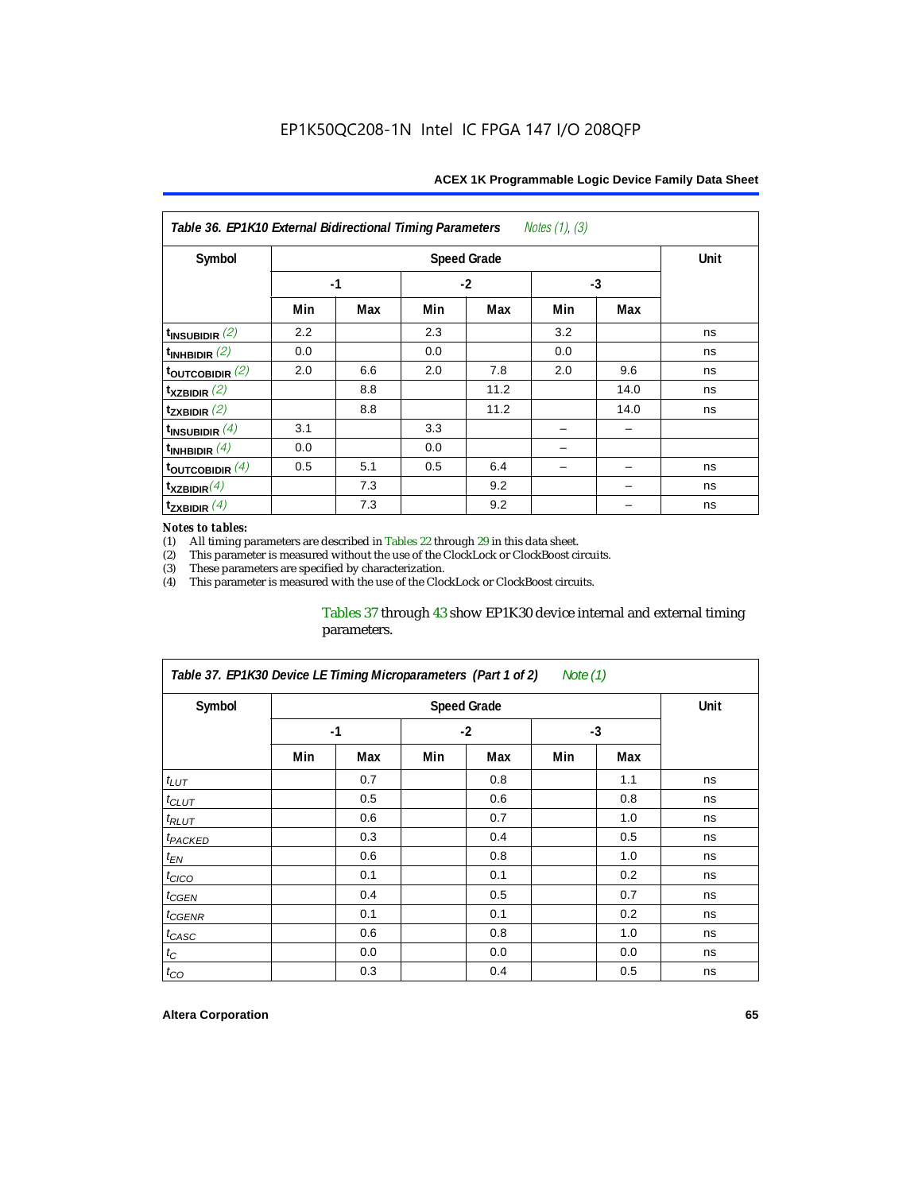| Table 36. EP1K10 External Bidirectional Timing Parameters *Notes (1), (3)* | | | | | | | |
|---|---|---|---|---|---|---|---|
| Symbol | Speed Grade | | | | | | Unit |
| | -1 | | -2 | | -3 | | |
| | Min | Max | Min | Max | Min | Max | |
| $t_{INSUBIDIR}$ *(2)* | 2.2 | | 2.3 | | 3.2 | | ns |
| $t_{INHBIDIR}$ *(2)* | 0.0 | | 0.0 | | 0.0 | | ns |
| $t_{OUTCOBIDIR}$ *(2)* | 2.0 | 6.6 | 2.0 | 7.8 | 2.0 | 9.6 | ns |
| $t_{XZBIDIR}$ *(2)* | | 8.8 | | 11.2 | | 14.0 | ns |
| $t_{ZXBIDIR}$ *(2)* | | 8.8 | | 11.2 | | 14.0 | ns |
| $t_{INSUBIDIR}$ *(4)* | 3.1 | | 3.3 | | – | – | |
| $t_{INHBIDIR}$ *(4)* | 0.0 | | 0.0 | | – | | |
| $t_{OUTCOBIDIR}$ *(4)* | 0.5 | 5.1 | 0.5 | 6.4 | – | – | ns |
| $t_{XZBIDIR}$ *(4)* | | 7.3 | | 9.2 | | – | ns |
| $t_{ZXBIDIR}$ *(4)* | | 7.3 | | 9.2 | | – | ns |

*Notes to tables:*

(1) All timing parameters are described in Tables 22 through 29 in this data sheet.
(2) This parameter is measured without the use of the ClockLock or ClockBoost circuits.
(3) These parameters are specified by characterization.
(4) This parameter is measured with the use of the ClockLock or ClockBoost circuits.

Tables 37 through 43 show EP1K30 device internal and external timing parameters.

| Table 37. EP1K30 Device LE Timing Microparameters (Part 1 of 2) *Note (1)* | | | | | | | |
|---|---|---|---|---|---|---|---|
| Symbol | Speed Grade | | | | | | Unit |
| | -1 | | -2 | | -3 | | |
| | Min | Max | Min | Max | Min | Max | |
| $t_{LUT}$ | | 0.7 | | 0.8 | | 1.1 | ns |
| $t_{CLUT}$ | | 0.5 | | 0.6 | | 0.8 | ns |
| $t_{RLUT}$ | | 0.6 | | 0.7 | | 1.0 | ns |
| $t_{PACKED}$ | | 0.3 | | 0.4 | | 0.5 | ns |
| $t_{EN}$ | | 0.6 | | 0.8 | | 1.0 | ns |
| $t_{CICO}$ | | 0.1 | | 0.1 | | 0.2 | ns |
| $t_{CGEN}$ | | 0.4 | | 0.5 | | 0.7 | ns |
| $t_{CGENR}$ | | 0.1 | | 0.1 | | 0.2 | ns |
| $t_{CASC}$ | | 0.6 | | 0.8 | | 1.0 | ns |
| $t_{C}$ | | 0.0 | | 0.0 | | 0.0 | ns |
| $t_{CO}$ | | 0.3 | | 0.4 | | 0.5 | ns |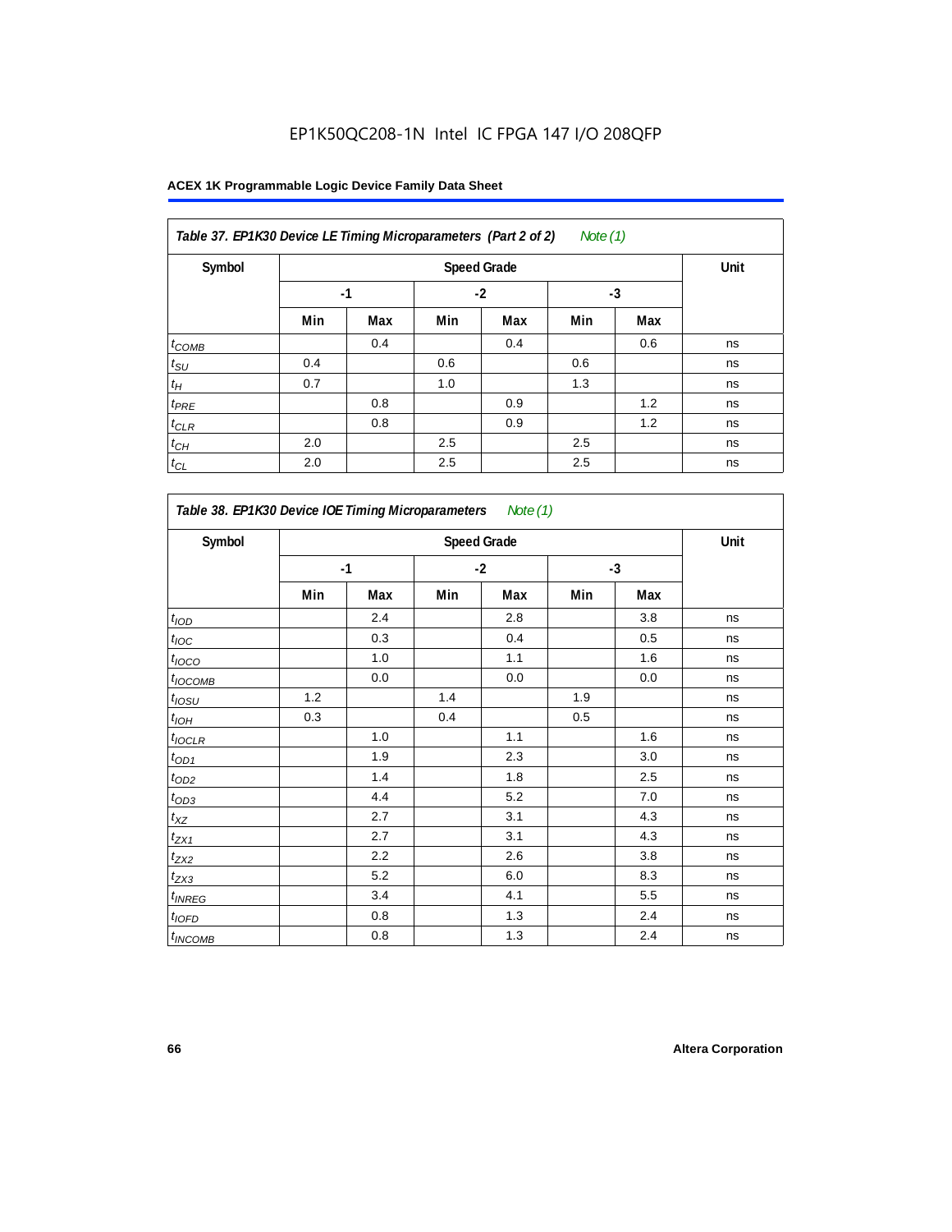# EP1K50QC208-1N Intel IC FPGA 147 I/O 208QFP

**ACEX 1K Programmable Logic Device Family Data Sheet**

*Table 37. EP1K30 Device LE Timing Microparameters (Part 2 of 2) Note (1)*

| Symbol | Speed Grade | | | | | | Unit |
|---|---|---|---|---|---|---|---|
| | -1 | | -2 | | -3 | | |
| | Min | Max | Min | Max | Min | Max | |
| $t_{COMB}$ | | 0.4 | | 0.4 | | 0.6 | ns |
| $t_{SU}$ | 0.4 | | 0.6 | | 0.6 | | ns |
| $t_H$ | 0.7 | | 1.0 | | 1.3 | | ns |
| $t_{PRE}$ | | 0.8 | | 0.9 | | 1.2 | ns |
| $t_{CLR}$ | | 0.8 | | 0.9 | | 1.2 | ns |
| $t_{CH}$ | 2.0 | | 2.5 | | 2.5 | | ns |
| $t_{CL}$ | 2.0 | | 2.5 | | 2.5 | | ns |

*Table 38. EP1K30 Device IOE Timing Microparameters Note (1)*

| Symbol | Speed Grade | | | | | | Unit |
|---|---|---|---|---|---|---|---|
| | -1 | | -2 | | -3 | | |
| | Min | Max | Min | Max | Min | Max | |
| $t_{IOD}$ | | 2.4 | | 2.8 | | 3.8 | ns |
| $t_{IOC}$ | | 0.3 | | 0.4 | | 0.5 | ns |
| $t_{IOCO}$ | | 1.0 | | 1.1 | | 1.6 | ns |
| $t_{IOCOMB}$ | | 0.0 | | 0.0 | | 0.0 | ns |
| $t_{IOSU}$ | 1.2 | | 1.4 | | 1.9 | | ns |
| $t_{IOH}$ | 0.3 | | 0.4 | | 0.5 | | ns |
| $t_{IOCLR}$ | | 1.0 | | 1.1 | | 1.6 | ns |
| $t_{OD1}$ | | 1.9 | | 2.3 | | 3.0 | ns |
| $t_{OD2}$ | | 1.4 | | 1.8 | | 2.5 | ns |
| $t_{OD3}$ | | 4.4 | | 5.2 | | 7.0 | ns |
| $t_{XZ}$ | | 2.7 | | 3.1 | | 4.3 | ns |
| $t_{ZX1}$ | | 2.7 | | 3.1 | | 4.3 | ns |
| $t_{ZX2}$ | | 2.2 | | 2.6 | | 3.8 | ns |
| $t_{ZX3}$ | | 5.2 | | 6.0 | | 8.3 | ns |
| $t_{INREG}$ | | 3.4 | | 4.1 | | 5.5 | ns |
| $t_{IOFD}$ | | 0.8 | | 1.3 | | 2.4 | ns |
| $t_{INCOMB}$ | | 0.8 | | 1.3 | | 2.4 | ns |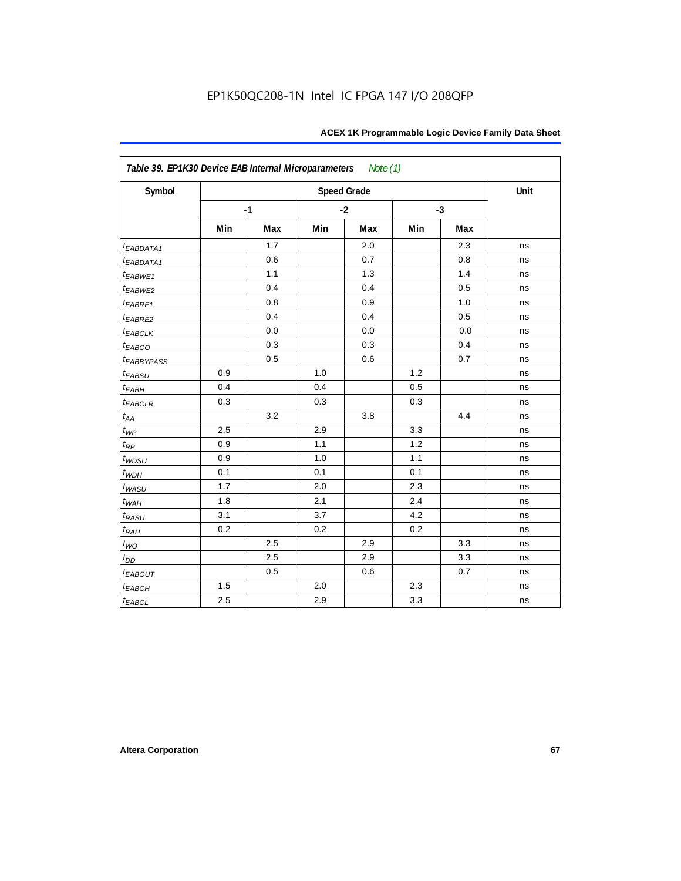EP1K50QC208-1N Intel IC FPGA 147 I/O 208QFP

| Table 39. EP1K30 Device EAB Internal Microparameters *Note (1)* | | | | | | | |
|---|---|---|---|---|---|---|---|
| Symbol | Speed Grade | | | | | | Unit |
| | -1 | | -2 | | -3 | | |
| | Min | Max | Min | Max | Min | Max | |
| $t_{EABDATA1}$ | | 1.7 | | 2.0 | | 2.3 | ns |
| $t_{EABDATA1}$ | | 0.6 | | 0.7 | | 0.8 | ns |
| $t_{EABWE1}$ | | 1.1 | | 1.3 | | 1.4 | ns |
| $t_{EABWE2}$ | | 0.4 | | 0.4 | | 0.5 | ns |
| $t_{EABRE1}$ | | 0.8 | | 0.9 | | 1.0 | ns |
| $t_{EABRE2}$ | | 0.4 | | 0.4 | | 0.5 | ns |
| $t_{EABCLK}$ | | 0.0 | | 0.0 | | 0.0 | ns |
| $t_{EABCO}$ | | 0.3 | | 0.3 | | 0.4 | ns |
| $t_{EABBYPASS}$ | | 0.5 | | 0.6 | | 0.7 | ns |
| $t_{EABSU}$ | 0.9 | | 1.0 | | 1.2 | | ns |
| $t_{EABH}$ | 0.4 | | 0.4 | | 0.5 | | ns |
| $t_{EABCLR}$ | 0.3 | | 0.3 | | 0.3 | | ns |
| $t_{AA}$ | | 3.2 | | 3.8 | | 4.4 | ns |
| $t_{WP}$ | 2.5 | | 2.9 | | 3.3 | | ns |
| $t_{RP}$ | 0.9 | | 1.1 | | 1.2 | | ns |
| $t_{WDSU}$ | 0.9 | | 1.0 | | 1.1 | | ns |
| $t_{WDH}$ | 0.1 | | 0.1 | | 0.1 | | ns |
| $t_{WASU}$ | 1.7 | | 2.0 | | 2.3 | | ns |
| $t_{WAH}$ | 1.8 | | 2.1 | | 2.4 | | ns |
| $t_{RASU}$ | 3.1 | | 3.7 | | 4.2 | | ns |
| $t_{RAH}$ | 0.2 | | 0.2 | | 0.2 | | ns |
| $t_{WO}$ | | 2.5 | | 2.9 | | 3.3 | ns |
| $t_{DD}$ | | 2.5 | | 2.9 | | 3.3 | ns |
| $t_{EABOUT}$ | | 0.5 | | 0.6 | | 0.7 | ns |
| $t_{EABCH}$ | 1.5 | | 2.0 | | 2.3 | | ns |
| $t_{EABCL}$ | 2.5 | | 2.9 | | 3.3 | | ns |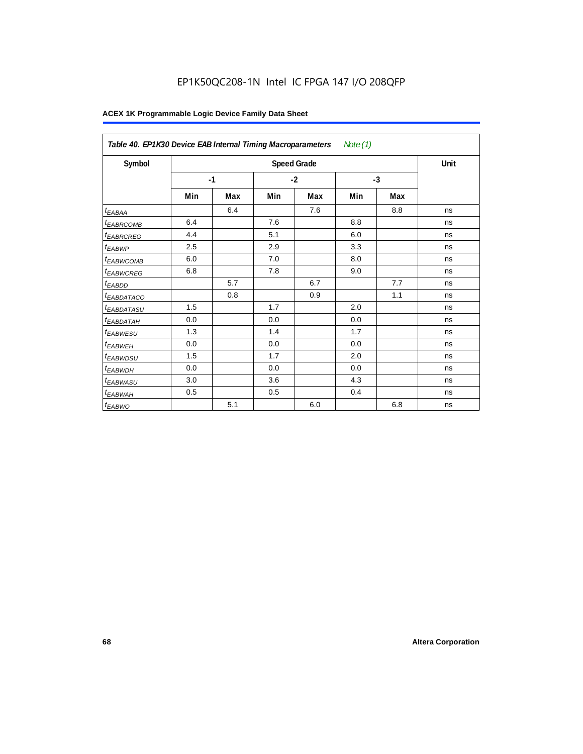**Table 40. EP1K30 Device EAB Internal Timing Macroparameters** *Note (1)*

| Symbol | Speed Grade | | | | | | Unit |
|---|---|---|---|---|---|---|---|
| | -1 | | -2 | | -3 | | |
| | Min | Max | Min | Max | Min | Max | |
| $t_{EABAA}$ | | 6.4 | | 7.6 | | 8.8 | ns |
| $t_{EABRCOMB}$ | 6.4 | | 7.6 | | 8.8 | | ns |
| $t_{EABRCREG}$ | 4.4 | | 5.1 | | 6.0 | | ns |
| $t_{EABWP}$ | 2.5 | | 2.9 | | 3.3 | | ns |
| $t_{EABWCOMB}$ | 6.0 | | 7.0 | | 8.0 | | ns |
| $t_{EABWCREG}$ | 6.8 | | 7.8 | | 9.0 | | ns |
| $t_{EABDD}$ | | 5.7 | | 6.7 | | 7.7 | ns |
| $t_{EABDATACO}$ | | 0.8 | | 0.9 | | 1.1 | ns |
| $t_{EABDATASU}$ | 1.5 | | 1.7 | | 2.0 | | ns |
| $t_{EABDATAH}$ | 0.0 | | 0.0 | | 0.0 | | ns |
| $t_{EABWESU}$ | 1.3 | | 1.4 | | 1.7 | | ns |
| $t_{EABWEH}$ | 0.0 | | 0.0 | | 0.0 | | ns |
| $t_{EABWDSU}$ | 1.5 | | 1.7 | | 2.0 | | ns |
| $t_{EABWDH}$ | 0.0 | | 0.0 | | 0.0 | | ns |
| $t_{EABWASU}$ | 3.0 | | 3.6 | | 4.3 | | ns |
| $t_{EABWAH}$ | 0.5 | | 0.5 | | 0.4 | | ns |
| $t_{EABWO}$ | | 5.1 | | 6.0 | | 6.8 | ns |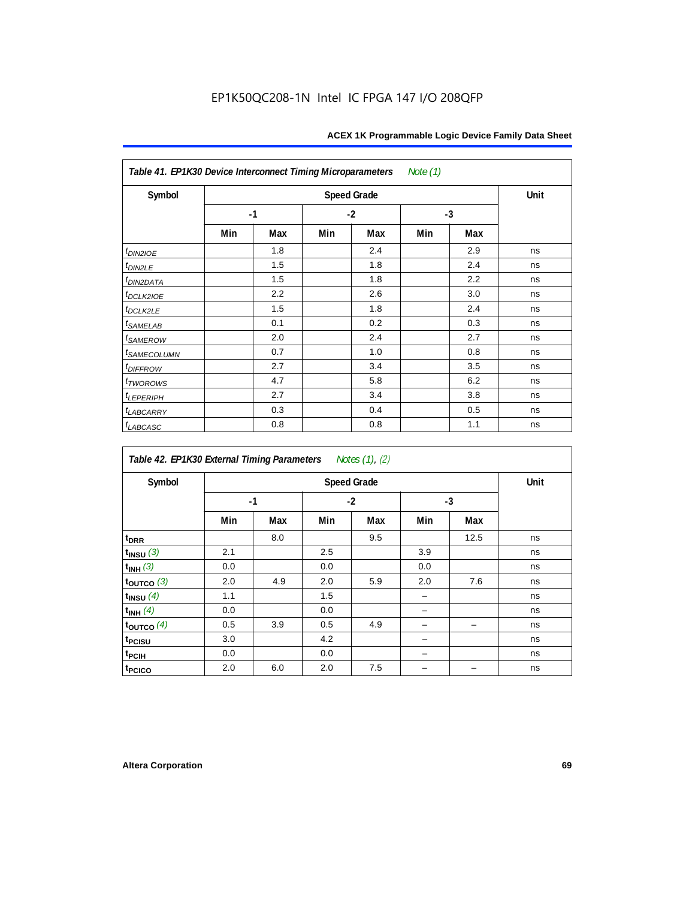EP1K50QC208-1N Intel IC FPGA 147 I/O 208QFP

**Table 41. EP1K30 Device Interconnect Timing Microparameters** *Note (1)*

| Symbol | Speed Grade | | | | | | Unit |
|---|---|---|---|---|---|---|---|
| | -1 | | -2 | | -3 | | |
| | Min | Max | Min | Max | Min | Max | |
| $t_{DIN2IOE}$ | | 1.8 | | 2.4 | | 2.9 | ns |
| $t_{DIN2LE}$ | | 1.5 | | 1.8 | | 2.4 | ns |
| $t_{DIN2DATA}$ | | 1.5 | | 1.8 | | 2.2 | ns |
| $t_{DCLK2IOE}$ | | 2.2 | | 2.6 | | 3.0 | ns |
| $t_{DCLK2LE}$ | | 1.5 | | 1.8 | | 2.4 | ns |
| $t_{SAMELAB}$ | | 0.1 | | 0.2 | | 0.3 | ns |
| $t_{SAMEROW}$ | | 2.0 | | 2.4 | | 2.7 | ns |
| $t_{SAMECOLUMN}$ | | 0.7 | | 1.0 | | 0.8 | ns |
| $t_{DIFFROW}$ | | 2.7 | | 3.4 | | 3.5 | ns |
| $t_{TWOROWS}$ | | 4.7 | | 5.8 | | 6.2 | ns |
| $t_{LEPERIPH}$ | | 2.7 | | 3.4 | | 3.8 | ns |
| $t_{LABCARRY}$ | | 0.3 | | 0.4 | | 0.5 | ns |
| $t_{LABCASC}$ | | 0.8 | | 0.8 | | 1.1 | ns |

**Table 42. EP1K30 External Timing Parameters** *Notes (1), (2)*

| Symbol | Speed Grade | | | | | | Unit |
|---|---|---|---|---|---|---|---|
| | -1 | | -2 | | -3 | | |
| | Min | Max | Min | Max | Min | Max | |
| $t_{DRR}$ | | 8.0 | | 9.5 | | 12.5 | ns |
| $t_{INSU}$ *(3)* | 2.1 | | 2.5 | | 3.9 | | ns |
| $t_{INH}$ *(3)* | 0.0 | | 0.0 | | 0.0 | | ns |
| $t_{OUTCO}$ *(3)* | 2.0 | 4.9 | 2.0 | 5.9 | 2.0 | 7.6 | ns |
| $t_{INSU}$ *(4)* | 1.1 | | 1.5 | | – | | ns |
| $t_{INH}$ *(4)* | 0.0 | | 0.0 | | – | | ns |
| $t_{OUTCO}$ *(4)* | 0.5 | 3.9 | 0.5 | 4.9 | – | – | ns |
| $t_{PCISU}$ | 3.0 | | 4.2 | | – | | ns |
| $t_{PCIH}$ | 0.0 | | 0.0 | | – | | ns |
| $t_{PCICO}$ | 2.0 | 6.0 | 2.0 | 7.5 | – | – | ns |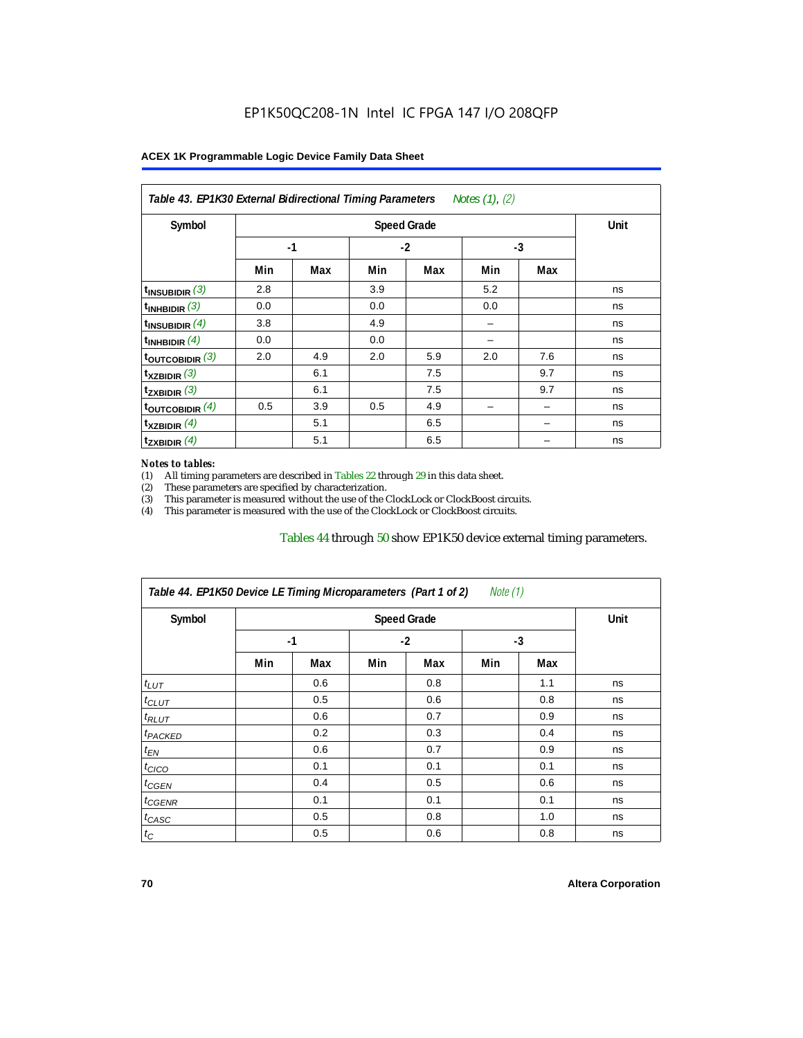EP1K50QC208-1N Intel IC FPGA 147 I/O 208QFP

| Table 43. EP1K30 External Bidirectional Timing Parameters Notes (1), (2) | | | | | | | |
|---|---|---|---|---|---|---|---|
| Symbol | Speed Grade | | | | | | Unit |
| | -1 | | -2 | | -3 | | |
| | Min | Max | Min | Max | Min | Max | |
| $t_{INSUBIDIR}$ (3) | 2.8 | | 3.9 | | 5.2 | | ns |
| $t_{INHBIDIR}$ (3) | 0.0 | | 0.0 | | 0.0 | | ns |
| $t_{INSUBIDIR}$ (4) | 3.8 | | 4.9 | | – | | ns |
| $t_{INHBIDIR}$ (4) | 0.0 | | 0.0 | | – | | ns |
| $t_{OUTCOBIDIR}$ (3) | 2.0 | 4.9 | 2.0 | 5.9 | 2.0 | 7.6 | ns |
| $t_{XZBIDIR}$ (3) | | 6.1 | | 7.5 | | 9.7 | ns |
| $t_{ZXBIDIR}$ (3) | | 6.1 | | 7.5 | | 9.7 | ns |
| $t_{OUTCOBIDIR}$ (4) | 0.5 | 3.9 | 0.5 | 4.9 | – | – | ns |
| $t_{XZBIDIR}$ (4) | | 5.1 | | 6.5 | | – | ns |
| $t_{ZXBIDIR}$ (4) | | 5.1 | | 6.5 | | – | ns |

*Notes to tables:*

(1) All timing parameters are described in Tables 22 through 29 in this data sheet.
(2) These parameters are specified by characterization.
(3) This parameter is measured without the use of the ClockLock or ClockBoost circuits.
(4) This parameter is measured with the use of the ClockLock or ClockBoost circuits.

Tables 44 through 50 show EP1K50 device external timing parameters.

| Table 44. EP1K50 Device LE Timing Microparameters (Part 1 of 2) Note (1) | | | | | | | |
|---|---|---|---|---|---|---|---|
| Symbol | Speed Grade | | | | | | Unit |
| | -1 | | -2 | | -3 | | |
| | Min | Max | Min | Max | Min | Max | |
| $t_{LUT}$ | | 0.6 | | 0.8 | | 1.1 | ns |
| $t_{CLUT}$ | | 0.5 | | 0.6 | | 0.8 | ns |
| $t_{RLUT}$ | | 0.6 | | 0.7 | | 0.9 | ns |
| $t_{PACKED}$ | | 0.2 | | 0.3 | | 0.4 | ns |
| $t_{EN}$ | | 0.6 | | 0.7 | | 0.9 | ns |
| $t_{CICO}$ | | 0.1 | | 0.1 | | 0.1 | ns |
| $t_{CGEN}$ | | 0.4 | | 0.5 | | 0.6 | ns |
| $t_{CGENR}$ | | 0.1 | | 0.1 | | 0.1 | ns |
| $t_{CASC}$ | | 0.5 | | 0.8 | | 1.0 | ns |
| $t_{C}$ | | 0.5 | | 0.6 | | 0.8 | ns |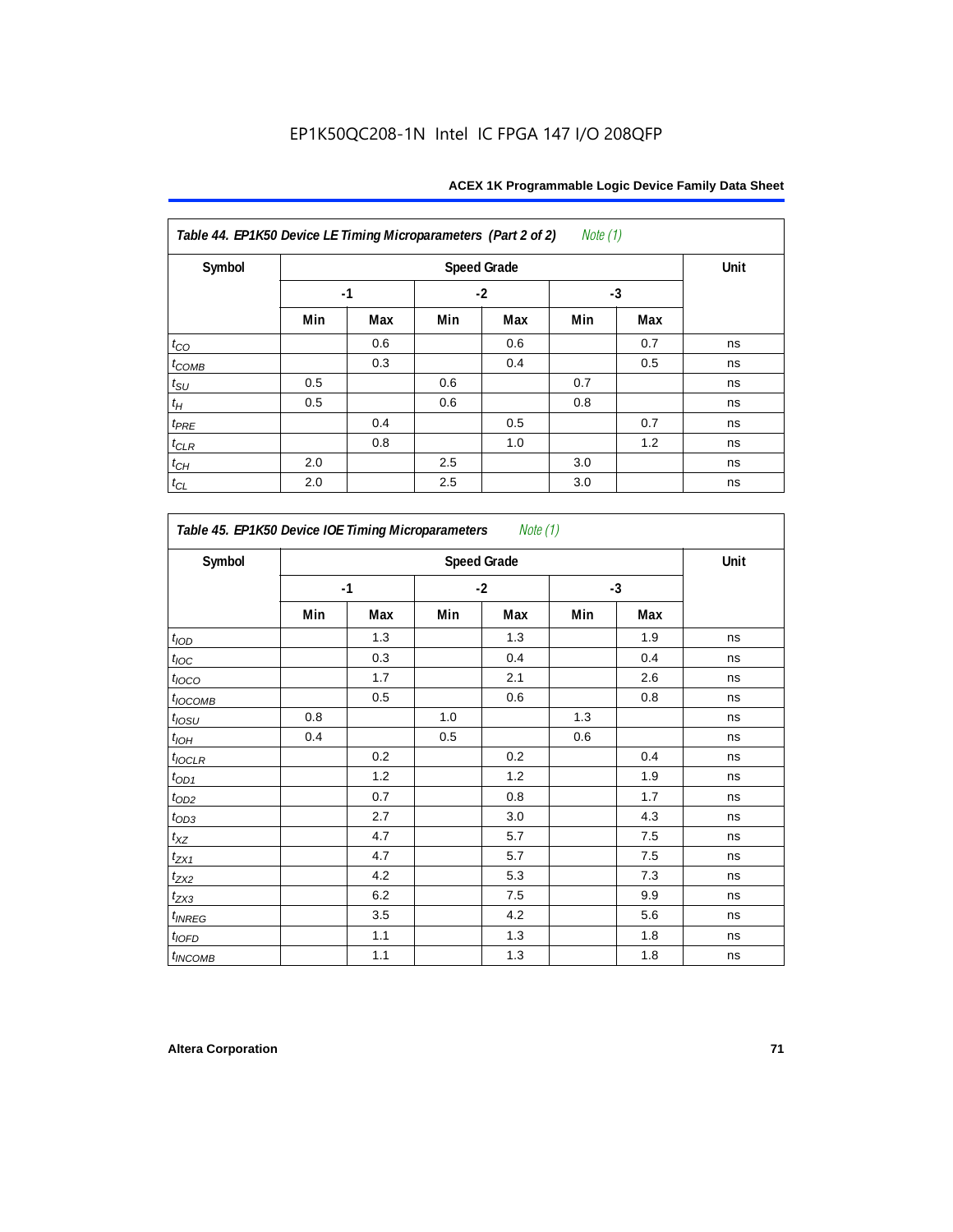| *Table 44. EP1K50 Device LE Timing Microparameters (Part 2 of 2) Note (1)* | | | | | | | |
|---|---|---|---|---|---|---|---|
| **Symbol** | **Speed Grade** | | | | | | **Unit** |
| | **-1** | | **-2** | | **-3** | | |
| | **Min** | **Max** | **Min** | **Max** | **Min** | **Max** | |
| $t_{CO}$ | | 0.6 | | 0.6 | | 0.7 | ns |
| $t_{COMB}$ | | 0.3 | | 0.4 | | 0.5 | ns |
| $t_{SU}$ | 0.5 | | 0.6 | | 0.7 | | ns |
| $t_{H}$ | 0.5 | | 0.6 | | 0.8 | | ns |
| $t_{PRE}$ | | 0.4 | | 0.5 | | 0.7 | ns |
| $t_{CLR}$ | | 0.8 | | 1.0 | | 1.2 | ns |
| $t_{CH}$ | 2.0 | | 2.5 | | 3.0 | | ns |
| $t_{CL}$ | 2.0 | | 2.5 | | 3.0 | | ns |

| *Table 45. EP1K50 Device IOE Timing Microparameters Note (1)* | | | | | | | |
|---|---|---|---|---|---|---|---|
| **Symbol** | **Speed Grade** | | | | | | **Unit** |
| | **-1** | | **-2** | | **-3** | | |
| | **Min** | **Max** | **Min** | **Max** | **Min** | **Max** | |
| $t_{IOD}$ | | 1.3 | | 1.3 | | 1.9 | ns |
| $t_{IOC}$ | | 0.3 | | 0.4 | | 0.4 | ns |
| $t_{IOCO}$ | | 1.7 | | 2.1 | | 2.6 | ns |
| $t_{IOCOMB}$ | | 0.5 | | 0.6 | | 0.8 | ns |
| $t_{IOSU}$ | 0.8 | | 1.0 | | 1.3 | | ns |
| $t_{IOH}$ | 0.4 | | 0.5 | | 0.6 | | ns |
| $t_{IOCLR}$ | | 0.2 | | 0.2 | | 0.4 | ns |
| $t_{OD1}$ | | 1.2 | | 1.2 | | 1.9 | ns |
| $t_{OD2}$ | | 0.7 | | 0.8 | | 1.7 | ns |
| $t_{OD3}$ | | 2.7 | | 3.0 | | 4.3 | ns |
| $t_{XZ}$ | | 4.7 | | 5.7 | | 7.5 | ns |
| $t_{ZX1}$ | | 4.7 | | 5.7 | | 7.5 | ns |
| $t_{ZX2}$ | | 4.2 | | 5.3 | | 7.3 | ns |
| $t_{ZX3}$ | | 6.2 | | 7.5 | | 9.9 | ns |
| $t_{INREG}$ | | 3.5 | | 4.2 | | 5.6 | ns |
| $t_{IOFD}$ | | 1.1 | | 1.3 | | 1.8 | ns |
| $t_{INCOMB}$ | | 1.1 | | 1.3 | | 1.8 | ns |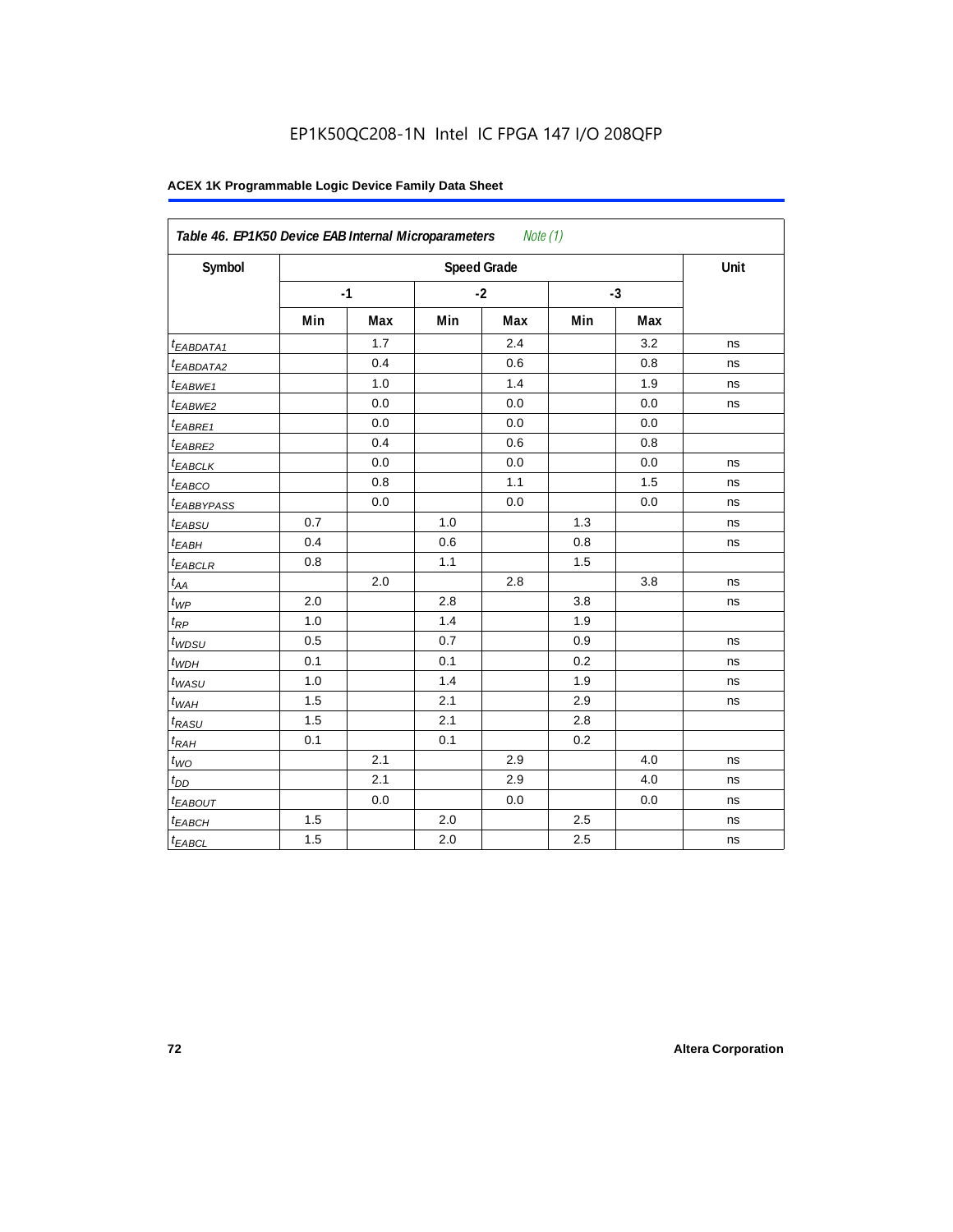**Table 46. EP1K50 Device EAB Internal Microparameters** *Note (1)*

| Symbol | Speed Grade | | | | | | Unit |
|---|---|---|---|---|---|---|---|
| | -1 | | -2 | | -3 | | |
| | Min | Max | Min | Max | Min | Max | |
| $t_{EABDATA1}$ | | 1.7 | | 2.4 | | 3.2 | ns |
| $t_{EABDATA2}$ | | 0.4 | | 0.6 | | 0.8 | ns |
| $t_{EABWE1}$ | | 1.0 | | 1.4 | | 1.9 | ns |
| $t_{EABWE2}$ | | 0.0 | | 0.0 | | 0.0 | ns |
| $t_{EABRE1}$ | | 0.0 | | 0.0 | | 0.0 | |
| $t_{EABRE2}$ | | 0.4 | | 0.6 | | 0.8 | |
| $t_{EABCLK}$ | | 0.0 | | 0.0 | | 0.0 | ns |
| $t_{EABCO}$ | | 0.8 | | 1.1 | | 1.5 | ns |
| $t_{EABBYPASS}$ | | 0.0 | | 0.0 | | 0.0 | ns |
| $t_{EABSU}$ | 0.7 | | 1.0 | | 1.3 | | ns |
| $t_{EABH}$ | 0.4 | | 0.6 | | 0.8 | | ns |
| $t_{EABCLR}$ | 0.8 | | 1.1 | | 1.5 | | |
| $t_{AA}$ | | 2.0 | | 2.8 | | 3.8 | ns |
| $t_{WP}$ | 2.0 | | 2.8 | | 3.8 | | ns |
| $t_{RP}$ | 1.0 | | 1.4 | | 1.9 | | |
| $t_{WDSU}$ | 0.5 | | 0.7 | | 0.9 | | ns |
| $t_{WDH}$ | 0.1 | | 0.1 | | 0.2 | | ns |
| $t_{WASU}$ | 1.0 | | 1.4 | | 1.9 | | ns |
| $t_{WAH}$ | 1.5 | | 2.1 | | 2.9 | | ns |
| $t_{RASU}$ | 1.5 | | 2.1 | | 2.8 | | |
| $t_{RAH}$ | 0.1 | | 0.1 | | 0.2 | | |
| $t_{WO}$ | | 2.1 | | 2.9 | | 4.0 | ns |
| $t_{DD}$ | | 2.1 | | 2.9 | | 4.0 | ns |
| $t_{EABOUT}$ | | 0.0 | | 0.0 | | 0.0 | ns |
| $t_{EABCH}$ | 1.5 | | 2.0 | | 2.5 | | ns |
| $t_{EABCL}$ | 1.5 | | 2.0 | | 2.5 | | ns |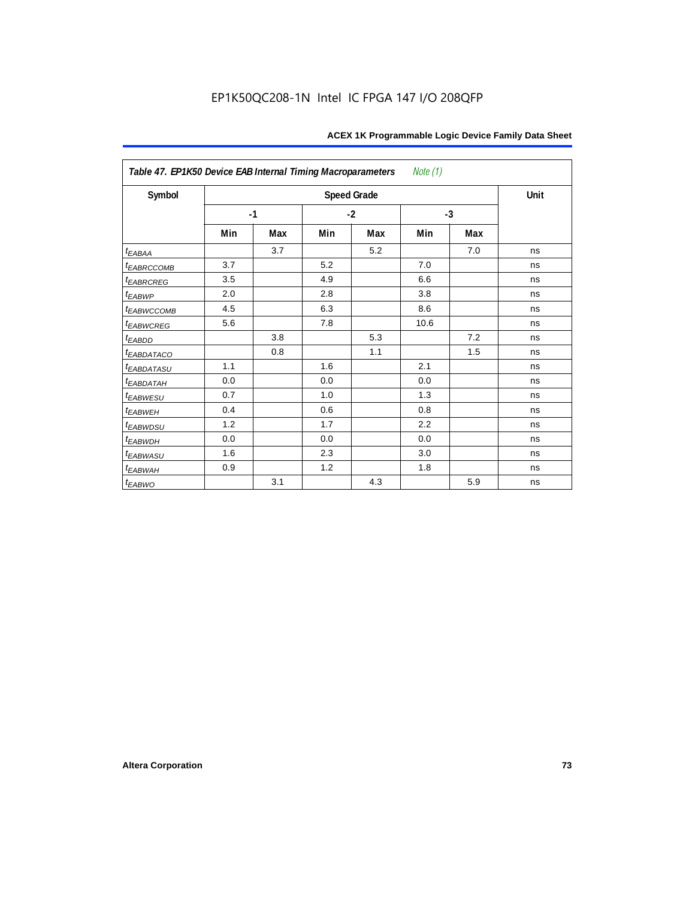| Table 47. EP1K50 Device EAB Internal Timing Macroparameters *Note (1)* | | | | | | | |
|---|---|---|---|---|---|---|---|
| Symbol | Speed Grade | | | | | | Unit |
| | -1 | | -2 | | -3 | | |
| | Min | Max | Min | Max | Min | Max | |
| $t_{EABAA}$ | | 3.7 | | 5.2 | | 7.0 | ns |
| $t_{EABRCCOMB}$ | 3.7 | | 5.2 | | 7.0 | | ns |
| $t_{EABRCREG}$ | 3.5 | | 4.9 | | 6.6 | | ns |
| $t_{EABWP}$ | 2.0 | | 2.8 | | 3.8 | | ns |
| $t_{EABWCCOMB}$ | 4.5 | | 6.3 | | 8.6 | | ns |
| $t_{EABWCREG}$ | 5.6 | | 7.8 | | 10.6 | | ns |
| $t_{EABDD}$ | | 3.8 | | 5.3 | | 7.2 | ns |
| $t_{EABDATACO}$ | | 0.8 | | 1.1 | | 1.5 | ns |
| $t_{EABDATASU}$ | 1.1 | | 1.6 | | 2.1 | | ns |
| $t_{EABDATAH}$ | 0.0 | | 0.0 | | 0.0 | | ns |
| $t_{EABWESU}$ | 0.7 | | 1.0 | | 1.3 | | ns |
| $t_{EABWEH}$ | 0.4 | | 0.6 | | 0.8 | | ns |
| $t_{EABWDSU}$ | 1.2 | | 1.7 | | 2.2 | | ns |
| $t_{EABWDH}$ | 0.0 | | 0.0 | | 0.0 | | ns |
| $t_{EABWASU}$ | 1.6 | | 2.3 | | 3.0 | | ns |
| $t_{EABWAH}$ | 0.9 | | 1.2 | | 1.8 | | ns |
| $t_{EABWO}$ | | 3.1 | | 4.3 | | 5.9 | ns |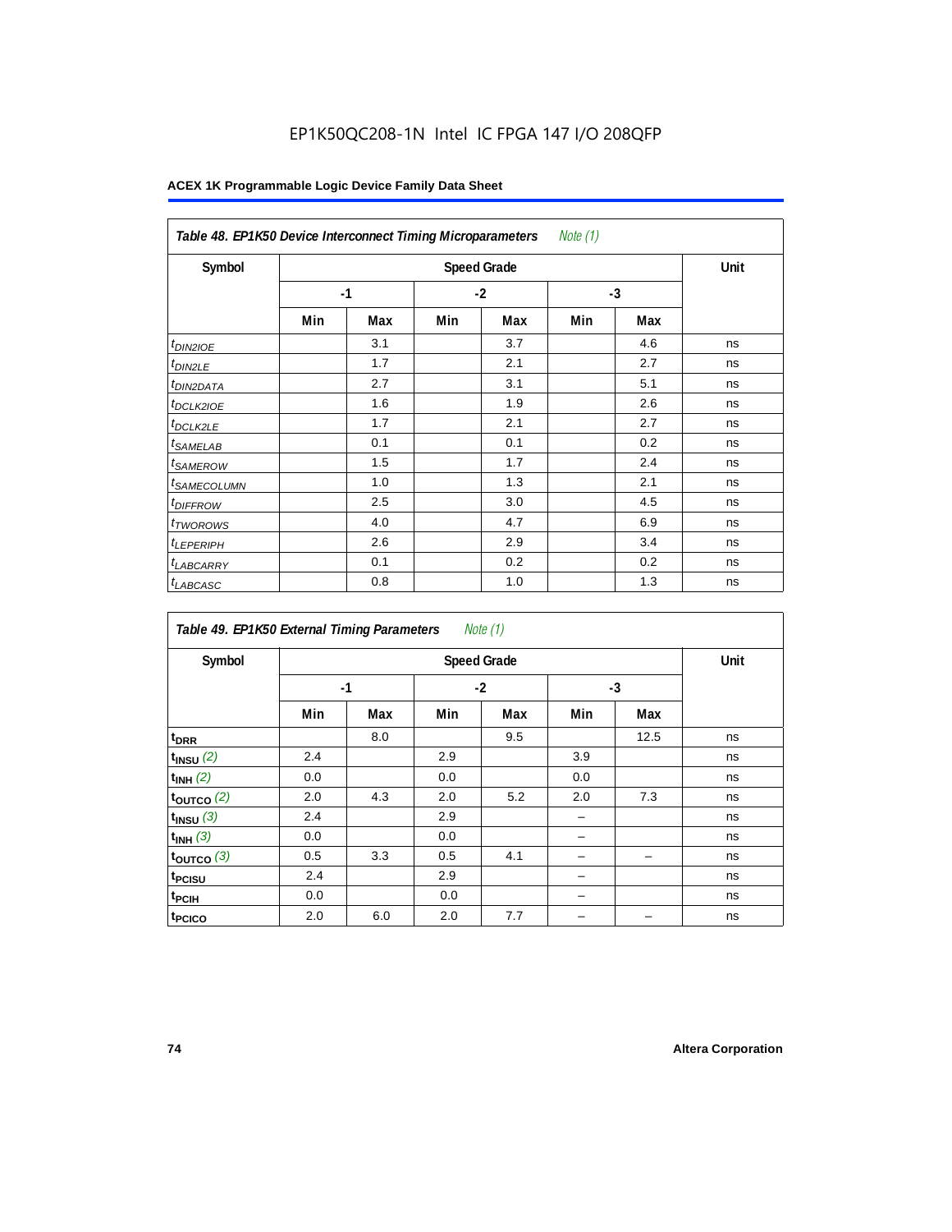EP1K50QC208-1N Intel IC FPGA 147 I/O 208QFP

**Table 48. EP1K50 Device Interconnect Timing Microparameters** *Note (1)*

| Symbol | Speed Grade | | | | | | Unit |
|---|---|---|---|---|---|---|---|
| | -1 | | -2 | | -3 | | |
| | Min | Max | Min | Max | Min | Max | |
| $t_{DIN2IOE}$ | | 3.1 | | 3.7 | | 4.6 | ns |
| $t_{DIN2LE}$ | | 1.7 | | 2.1 | | 2.7 | ns |
| $t_{DIN2DATA}$ | | 2.7 | | 3.1 | | 5.1 | ns |
| $t_{DCLK2IOE}$ | | 1.6 | | 1.9 | | 2.6 | ns |
| $t_{DCLK2LE}$ | | 1.7 | | 2.1 | | 2.7 | ns |
| $t_{SAMELAB}$ | | 0.1 | | 0.1 | | 0.2 | ns |
| $t_{SAMEROW}$ | | 1.5 | | 1.7 | | 2.4 | ns |
| $t_{SAMECOLUMN}$ | | 1.0 | | 1.3 | | 2.1 | ns |
| $t_{DIFFROW}$ | | 2.5 | | 3.0 | | 4.5 | ns |
| $t_{TWOROWS}$ | | 4.0 | | 4.7 | | 6.9 | ns |
| $t_{LEPERIPH}$ | | 2.6 | | 2.9 | | 3.4 | ns |
| $t_{LABCARRY}$ | | 0.1 | | 0.2 | | 0.2 | ns |
| $t_{LABCASC}$ | | 0.8 | | 1.0 | | 1.3 | ns |

**Table 49. EP1K50 External Timing Parameters** *Note (1)*

| Symbol | Speed Grade | | | | | | Unit |
|---|---|---|---|---|---|---|---|
| | -1 | | -2 | | -3 | | |
| | Min | Max | Min | Max | Min | Max | |
| $t_{DRR}$ | | 8.0 | | 9.5 | | 12.5 | ns |
| $t_{INSU}$ *(2)* | 2.4 | | 2.9 | | 3.9 | | ns |
| $t_{INH}$ *(2)* | 0.0 | | 0.0 | | 0.0 | | ns |
| $t_{OUTCO}$ *(2)* | 2.0 | 4.3 | 2.0 | 5.2 | 2.0 | 7.3 | ns |
| $t_{INSU}$ *(3)* | 2.4 | | 2.9 | | – | | ns |
| $t_{INH}$ *(3)* | 0.0 | | 0.0 | | – | | ns |
| $t_{OUTCO}$ *(3)* | 0.5 | 3.3 | 0.5 | 4.1 | – | – | ns |
| $t_{PCISU}$ | 2.4 | | 2.9 | | – | | ns |
| $t_{PCIH}$ | 0.0 | | 0.0 | | – | | ns |
| $t_{PCICO}$ | 2.0 | 6.0 | 2.0 | 7.7 | – | – | ns |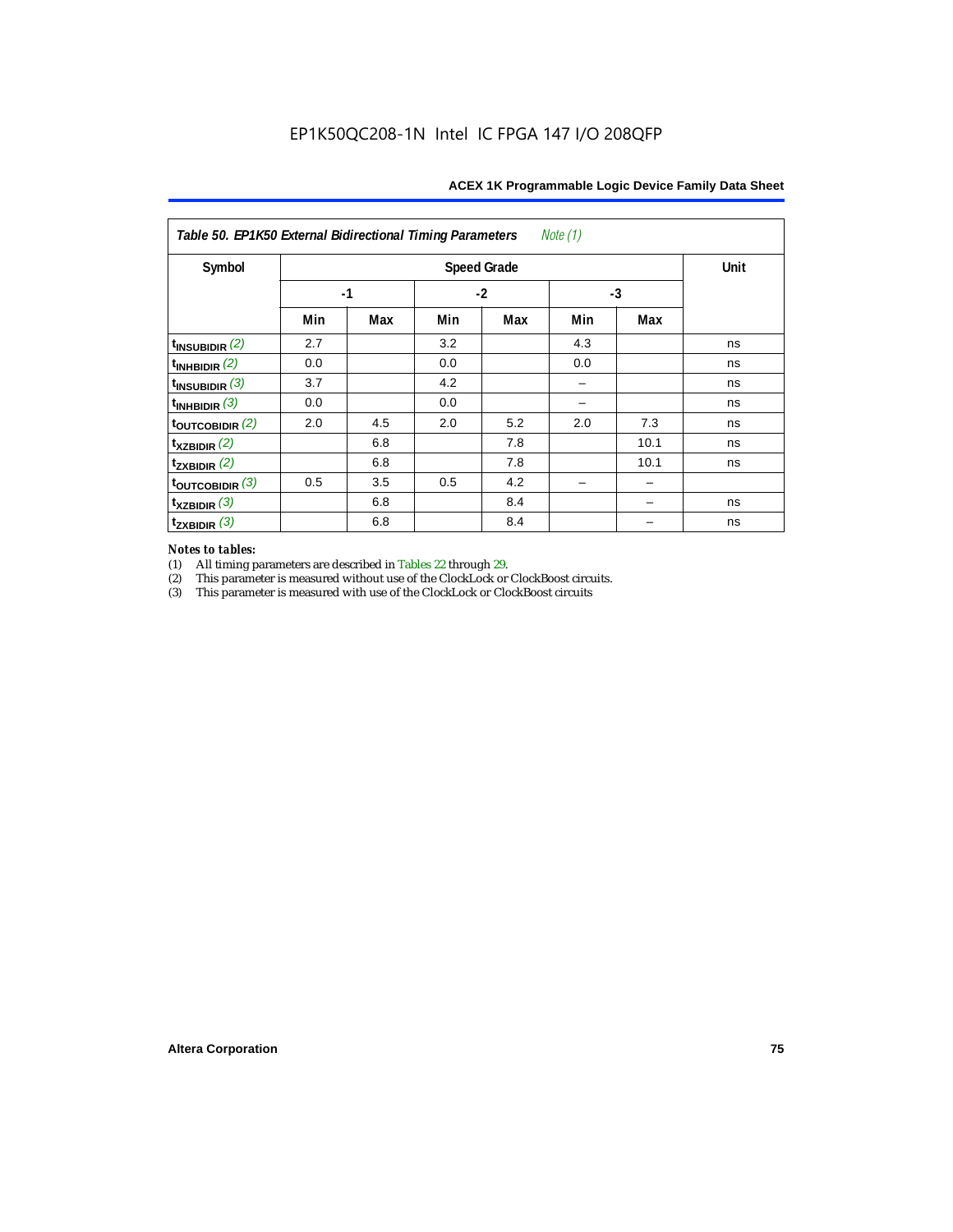**Table 50. EP1K50 External Bidirectional Timing Parameters** *Note (1)*

| Symbol | Speed Grade | | | | | | Unit |
|---|---|---|---|---|---|---|---|
| | -1 | | -2 | | -3 | | |
| | Min | Max | Min | Max | Min | Max | |
| $t_{INSUBIDIR}$ *(2)* | 2.7 | | 3.2 | | 4.3 | | ns |
| $t_{INHBIDIR}$ *(2)* | 0.0 | | 0.0 | | 0.0 | | ns |
| $t_{INSUBIDIR}$ *(3)* | 3.7 | | 4.2 | | – | | ns |
| $t_{INHBIDIR}$ *(3)* | 0.0 | | 0.0 | | – | | ns |
| $t_{OUTCOBIDIR}$ *(2)* | 2.0 | 4.5 | 2.0 | 5.2 | 2.0 | 7.3 | ns |
| $t_{XZBIDIR}$ *(2)* | | 6.8 | | 7.8 | | 10.1 | ns |
| $t_{ZXBIDIR}$ *(2)* | | 6.8 | | 7.8 | | 10.1 | ns |
| $t_{OUTCOBIDIR}$ *(3)* | 0.5 | 3.5 | 0.5 | 4.2 | – | – | |
| $t_{XZBIDIR}$ *(3)* | | 6.8 | | 8.4 | | – | ns |
| $t_{ZXBIDIR}$ *(3)* | | 6.8 | | 8.4 | | – | ns |

*Notes to tables:*

(1) All timing parameters are described in Tables 22 through 29.

(2) This parameter is measured without use of the ClockLock or ClockBoost circuits.

(3) This parameter is measured with use of the ClockLock or ClockBoost circuits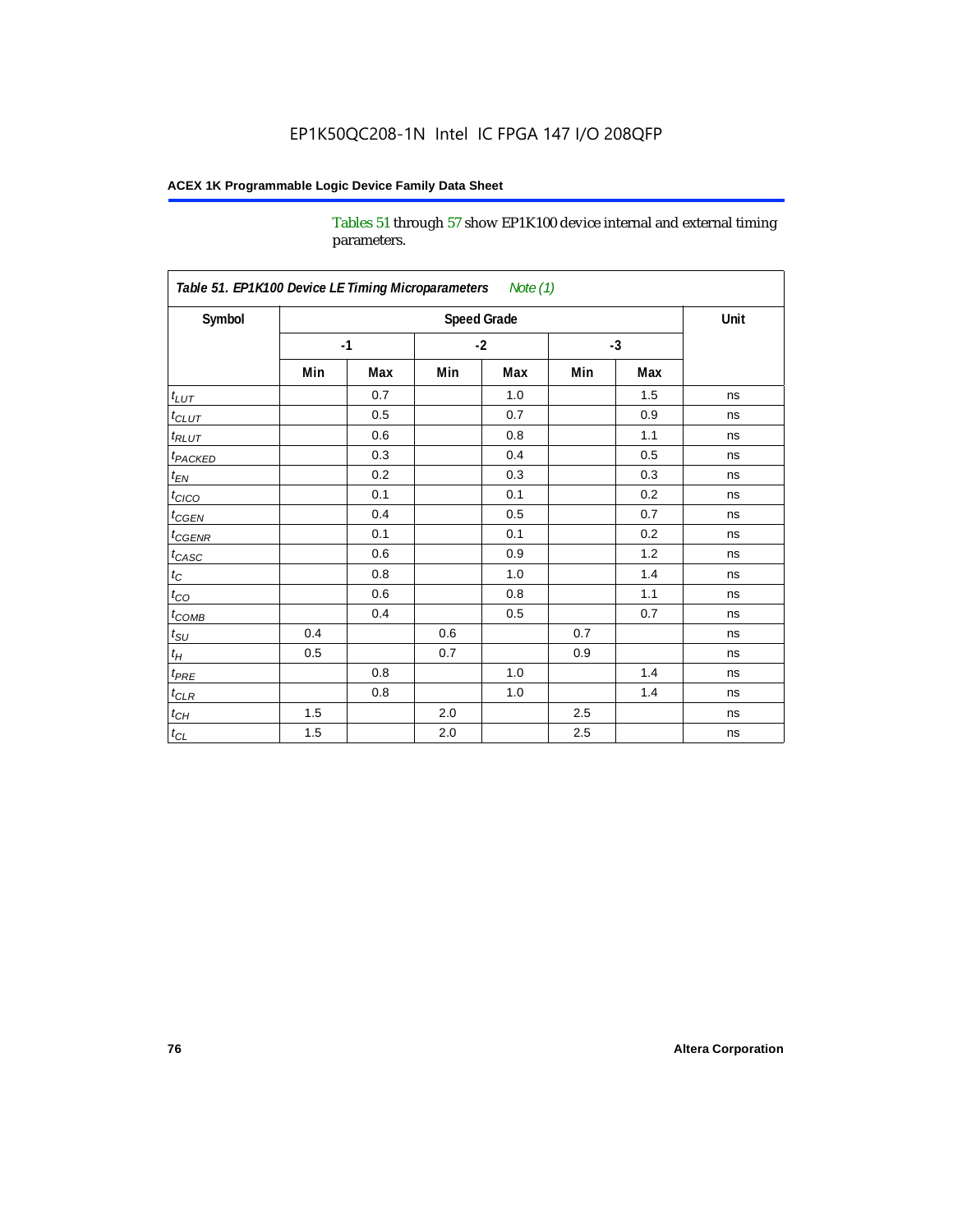Tables 51 through 57 show EP1K100 device internal and external timing parameters.

| Table 51. EP1K100 Device LE Timing Microparameters *Note (1)* | | | | | | | |
|---|---|---|---|---|---|---|---|
| Symbol | Speed Grade | | | | | | Unit |
| | -1 | | -2 | | -3 | | |
| | Min | Max | Min | Max | Min | Max | |
| $t_{LUT}$ | | 0.7 | | 1.0 | | 1.5 | ns |
| $t_{CLUT}$ | | 0.5 | | 0.7 | | 0.9 | ns |
| $t_{RLUT}$ | | 0.6 | | 0.8 | | 1.1 | ns |
| $t_{PACKED}$ | | 0.3 | | 0.4 | | 0.5 | ns |
| $t_{EN}$ | | 0.2 | | 0.3 | | 0.3 | ns |
| $t_{CICO}$ | | 0.1 | | 0.1 | | 0.2 | ns |
| $t_{CGEN}$ | | 0.4 | | 0.5 | | 0.7 | ns |
| $t_{CGENR}$ | | 0.1 | | 0.1 | | 0.2 | ns |
| $t_{CASC}$ | | 0.6 | | 0.9 | | 1.2 | ns |
| $t_{C}$ | | 0.8 | | 1.0 | | 1.4 | ns |
| $t_{CO}$ | | 0.6 | | 0.8 | | 1.1 | ns |
| $t_{COMB}$ | | 0.4 | | 0.5 | | 0.7 | ns |
| $t_{SU}$ | 0.4 | | 0.6 | | 0.7 | | ns |
| $t_{H}$ | 0.5 | | 0.7 | | 0.9 | | ns |
| $t_{PRE}$ | | 0.8 | | 1.0 | | 1.4 | ns |
| $t_{CLR}$ | | 0.8 | | 1.0 | | 1.4 | ns |
| $t_{CH}$ | 1.5 | | 2.0 | | 2.5 | | ns |
| $t_{CL}$ | 1.5 | | 2.0 | | 2.5 | | ns |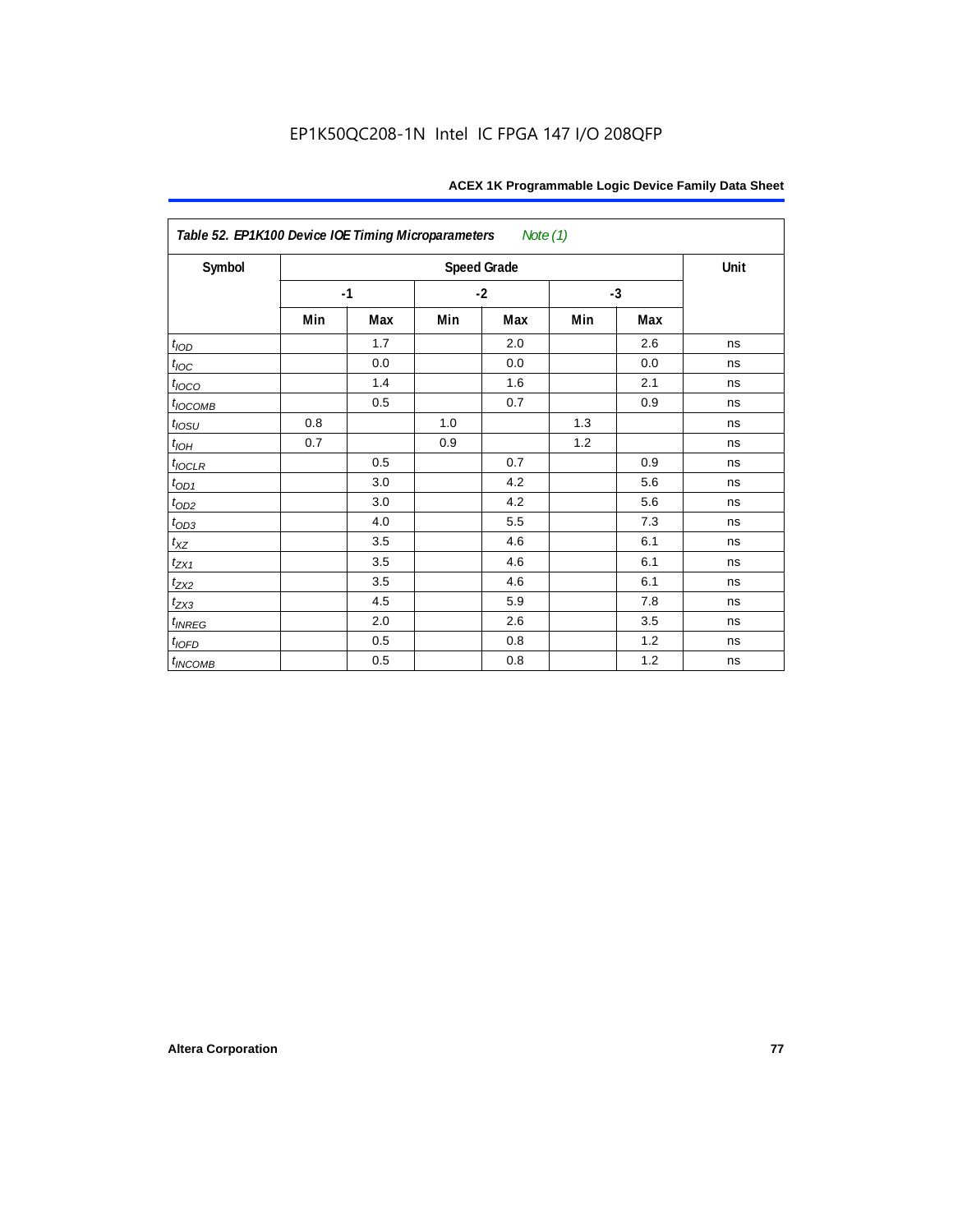**Table 52. EP1K100 Device IOE Timing Microparameters** *Note (1)*

| Symbol | Speed Grade | | | | | | Unit |
|---|---|---|---|---|---|---|---|
| | -1 | | -2 | | -3 | | |
| | Min | Max | Min | Max | Min | Max | |
| $t_{IOD}$ | | 1.7 | | 2.0 | | 2.6 | ns |
| $t_{IOC}$ | | 0.0 | | 0.0 | | 0.0 | ns |
| $t_{IOCO}$ | | 1.4 | | 1.6 | | 2.1 | ns |
| $t_{IOCOMB}$ | | 0.5 | | 0.7 | | 0.9 | ns |
| $t_{IOSU}$ | 0.8 | | 1.0 | | 1.3 | | ns |
| $t_{IOH}$ | 0.7 | | 0.9 | | 1.2 | | ns |
| $t_{IOCLR}$ | | 0.5 | | 0.7 | | 0.9 | ns |
| $t_{OD1}$ | | 3.0 | | 4.2 | | 5.6 | ns |
| $t_{OD2}$ | | 3.0 | | 4.2 | | 5.6 | ns |
| $t_{OD3}$ | | 4.0 | | 5.5 | | 7.3 | ns |
| $t_{XZ}$ | | 3.5 | | 4.6 | | 6.1 | ns |
| $t_{ZX1}$ | | 3.5 | | 4.6 | | 6.1 | ns |
| $t_{ZX2}$ | | 3.5 | | 4.6 | | 6.1 | ns |
| $t_{ZX3}$ | | 4.5 | | 5.9 | | 7.8 | ns |
| $t_{INREG}$ | | 2.0 | | 2.6 | | 3.5 | ns |
| $t_{IOFD}$ | | 0.5 | | 0.8 | | 1.2 | ns |
| $t_{INCOMB}$ | | 0.5 | | 0.8 | | 1.2 | ns |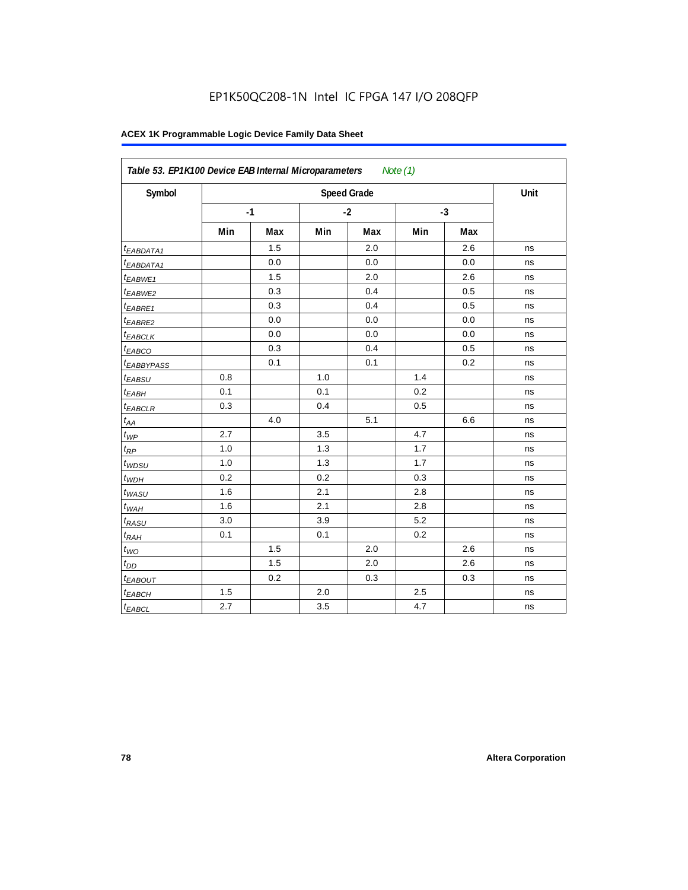EP1K50QC208-1N Intel IC FPGA 147 I/O 208QFP

**ACEX 1K Programmable Logic Device Family Data Sheet**

| *Table 53. EP1K100 Device EAB Internal Microparameters* *Note (1)* | | | | | | | |
|---|---|---|---|---|---|---|---|
| Symbol | Speed Grade | | | | | | Unit |
| | -1 | | -2 | | -3 | | |
| | Min | Max | Min | Max | Min | Max | |
| $t_{EABDATA1}$ | | 1.5 | | 2.0 | | 2.6 | ns |
| $t_{EABDATA1}$ | | 0.0 | | 0.0 | | 0.0 | ns |
| $t_{EABWE1}$ | | 1.5 | | 2.0 | | 2.6 | ns |
| $t_{EABWE2}$ | | 0.3 | | 0.4 | | 0.5 | ns |
| $t_{EABRE1}$ | | 0.3 | | 0.4 | | 0.5 | ns |
| $t_{EABRE2}$ | | 0.0 | | 0.0 | | 0.0 | ns |
| $t_{EABCLK}$ | | 0.0 | | 0.0 | | 0.0 | ns |
| $t_{EABCO}$ | | 0.3 | | 0.4 | | 0.5 | ns |
| $t_{EABBYPASS}$ | | 0.1 | | 0.1 | | 0.2 | ns |
| $t_{EABSU}$ | 0.8 | | 1.0 | | 1.4 | | ns |
| $t_{EABH}$ | 0.1 | | 0.1 | | 0.2 | | ns |
| $t_{EABCLR}$ | 0.3 | | 0.4 | | 0.5 | | ns |
| $t_{AA}$ | | 4.0 | | 5.1 | | 6.6 | ns |
| $t_{WP}$ | 2.7 | | 3.5 | | 4.7 | | ns |
| $t_{RP}$ | 1.0 | | 1.3 | | 1.7 | | ns |
| $t_{WDSU}$ | 1.0 | | 1.3 | | 1.7 | | ns |
| $t_{WDH}$ | 0.2 | | 0.2 | | 0.3 | | ns |
| $t_{WASU}$ | 1.6 | | 2.1 | | 2.8 | | ns |
| $t_{WAH}$ | 1.6 | | 2.1 | | 2.8 | | ns |
| $t_{RASU}$ | 3.0 | | 3.9 | | 5.2 | | ns |
| $t_{RAH}$ | 0.1 | | 0.1 | | 0.2 | | ns |
| $t_{WO}$ | | 1.5 | | 2.0 | | 2.6 | ns |
| $t_{DD}$ | | 1.5 | | 2.0 | | 2.6 | ns |
| $t_{EABOUT}$ | | 0.2 | | 0.3 | | 0.3 | ns |
| $t_{EABCH}$ | 1.5 | | 2.0 | | 2.5 | | ns |
| $t_{EABCL}$ | 2.7 | | 3.5 | | 4.7 | | ns |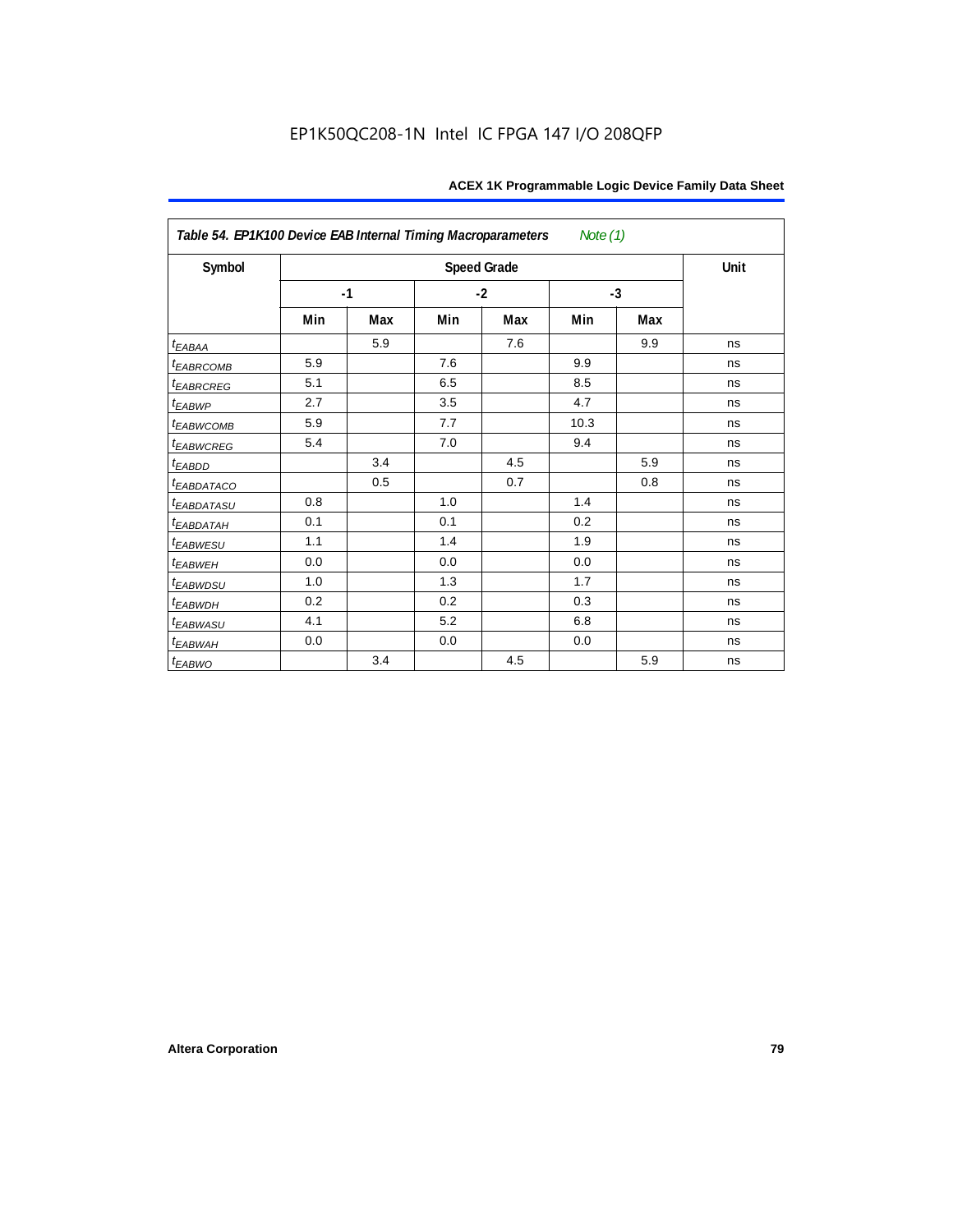| Table 54. EP1K100 Device EAB Internal Timing Macroparameters *Note (1)* | | | | | | | |
|---|---|---|---|---|---|---|---|
| Symbol | Speed Grade | | | | | | Unit |
| | -1 | | -2 | | -3 | | |
| | Min | Max | Min | Max | Min | Max | |
| $t_{EABAA}$ | | 5.9 | | 7.6 | | 9.9 | ns |
| $t_{EABRCOMB}$ | 5.9 | | 7.6 | | 9.9 | | ns |
| $t_{EABRCREG}$ | 5.1 | | 6.5 | | 8.5 | | ns |
| $t_{EABWP}$ | 2.7 | | 3.5 | | 4.7 | | ns |
| $t_{EABWCOMB}$ | 5.9 | | 7.7 | | 10.3 | | ns |
| $t_{EABWCREG}$ | 5.4 | | 7.0 | | 9.4 | | ns |
| $t_{EABDD}$ | | 3.4 | | 4.5 | | 5.9 | ns |
| $t_{EABDATACO}$ | | 0.5 | | 0.7 | | 0.8 | ns |
| $t_{EABDATASU}$ | 0.8 | | 1.0 | | 1.4 | | ns |
| $t_{EABDATAH}$ | 0.1 | | 0.1 | | 0.2 | | ns |
| $t_{EABWESU}$ | 1.1 | | 1.4 | | 1.9 | | ns |
| $t_{EABWEH}$ | 0.0 | | 0.0 | | 0.0 | | ns |
| $t_{EABWDSU}$ | 1.0 | | 1.3 | | 1.7 | | ns |
| $t_{EABWDH}$ | 0.2 | | 0.2 | | 0.3 | | ns |
| $t_{EABWASU}$ | 4.1 | | 5.2 | | 6.8 | | ns |
| $t_{EABWAH}$ | 0.0 | | 0.0 | | 0.0 | | ns |
| $t_{EABWO}$ | | 3.4 | | 4.5 | | 5.9 | ns |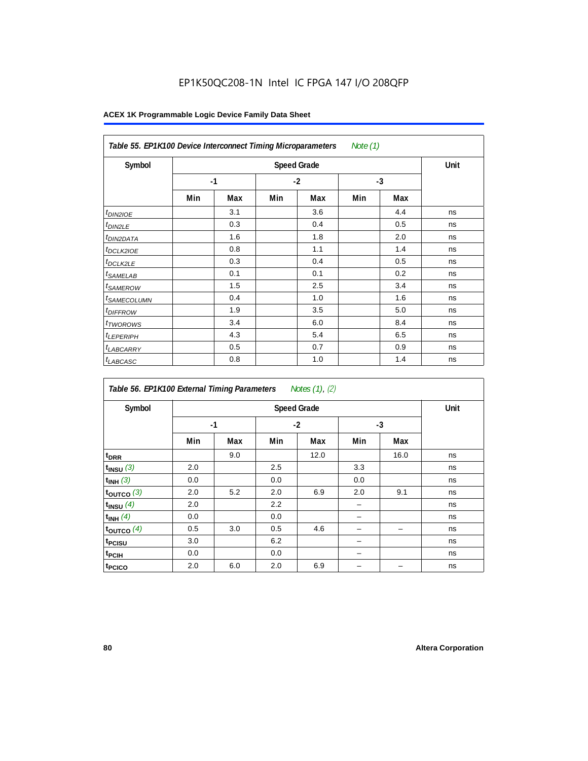EP1K50QC208-1N Intel IC FPGA 147 I/O 208QFP

**ACEX 1K Programmable Logic Device Family Data Sheet**

| *Table 55. EP1K100 Device Interconnect Timing Microparameters* *Note (1)* | | | | | | | |
|---|---|---|---|---|---|---|---|
| **Symbol** | **Speed Grade** | | | | | | **Unit** |
| | **-1** | | **-2** | | **-3** | | |
| | **Min** | **Max** | **Min** | **Max** | **Min** | **Max** | |
| $t_{DIN2IOE}$ | | 3.1 | | 3.6 | | 4.4 | ns |
| $t_{DIN2LE}$ | | 0.3 | | 0.4 | | 0.5 | ns |
| $t_{DIN2DATA}$ | | 1.6 | | 1.8 | | 2.0 | ns |
| $t_{DCLK2IOE}$ | | 0.8 | | 1.1 | | 1.4 | ns |
| $t_{DCLK2LE}$ | | 0.3 | | 0.4 | | 0.5 | ns |
| $t_{SAMELAB}$ | | 0.1 | | 0.1 | | 0.2 | ns |
| $t_{SAMEROW}$ | | 1.5 | | 2.5 | | 3.4 | ns |
| $t_{SAMECOLUMN}$ | | 0.4 | | 1.0 | | 1.6 | ns |
| $t_{DIFFROW}$ | | 1.9 | | 3.5 | | 5.0 | ns |
| $t_{TWOROWS}$ | | 3.4 | | 6.0 | | 8.4 | ns |
| $t_{LEPERIPH}$ | | 4.3 | | 5.4 | | 6.5 | ns |
| $t_{LABCARRY}$ | | 0.5 | | 0.7 | | 0.9 | ns |
| $t_{LABCASC}$ | | 0.8 | | 1.0 | | 1.4 | ns |

| *Table 56. EP1K100 External Timing Parameters* *Notes (1), (2)* | | | | | | | |
|---|---|---|---|---|---|---|---|
| **Symbol** | **Speed Grade** | | | | | | **Unit** |
| | **-1** | | **-2** | | **-3** | | |
| | **Min** | **Max** | **Min** | **Max** | **Min** | **Max** | |
| $t_{DRR}$ | | 9.0 | | 12.0 | | 16.0 | ns |
| $t_{INSU}$ *(3)* | 2.0 | | 2.5 | | 3.3 | | ns |
| $t_{INH}$ *(3)* | 0.0 | | 0.0 | | 0.0 | | ns |
| $t_{OUTCO}$ *(3)* | 2.0 | 5.2 | 2.0 | 6.9 | 2.0 | 9.1 | ns |
| $t_{INSU}$ *(4)* | 2.0 | | 2.2 | | – | | ns |
| $t_{INH}$ *(4)* | 0.0 | | 0.0 | | – | | ns |
| $t_{OUTCO}$ *(4)* | 0.5 | 3.0 | 0.5 | 4.6 | – | – | ns |
| $t_{PCISU}$ | 3.0 | | 6.2 | | – | | ns |
| $t_{PCIH}$ | 0.0 | | 0.0 | | – | | ns |
| $t_{PCICO}$ | 2.0 | 6.0 | 2.0 | 6.9 | – | – | ns |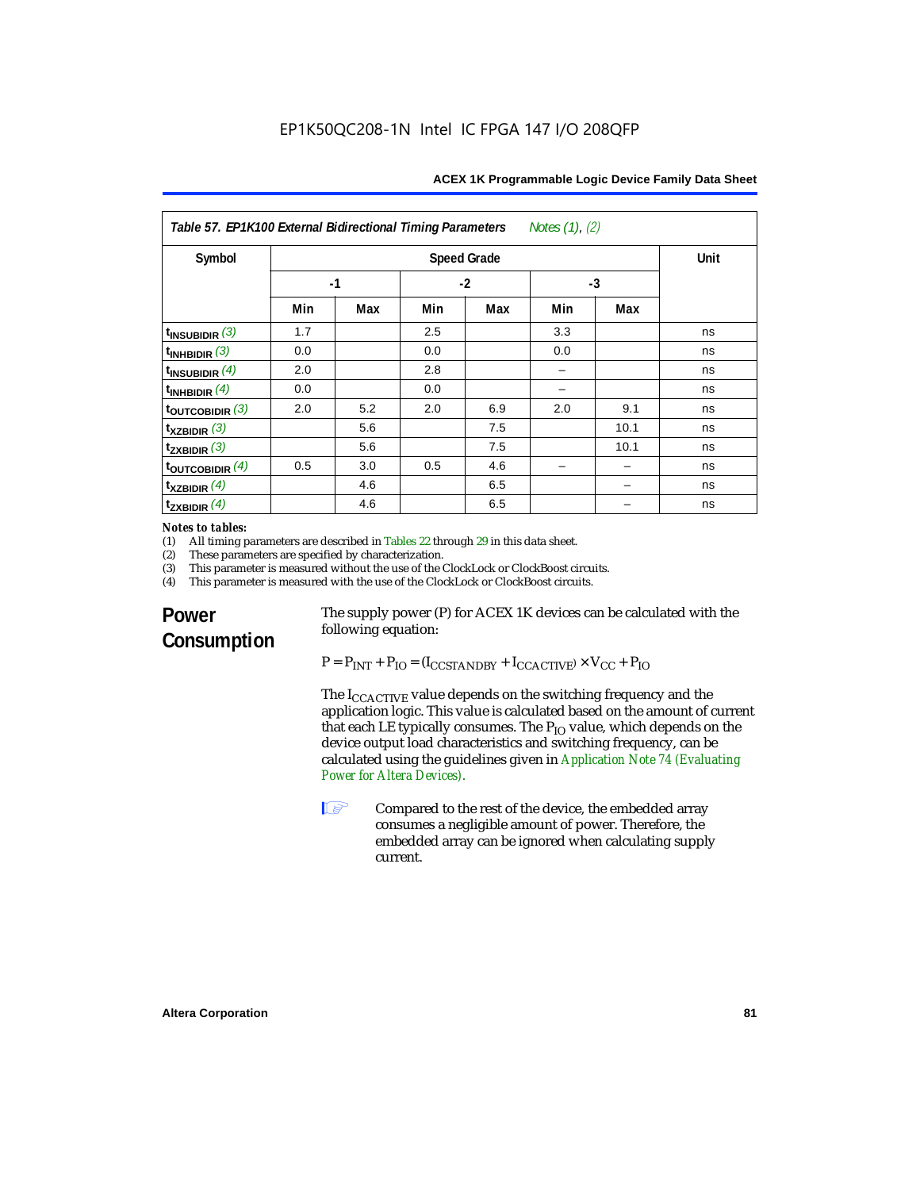**Table 57. EP1K100 External Bidirectional Timing Parameters** *Notes (1), (2)*

| Symbol | Speed Grade | | | | | | Unit |
|---|---|---|---|---|---|---|---|
| | -1 | | -2 | | -3 | | |
| | Min | Max | Min | Max | Min | Max | |
| $t_{INSUBIDIR}$ *(3)* | 1.7 | | 2.5 | | 3.3 | | ns |
| $t_{INHBIDIR}$ *(3)* | 0.0 | | 0.0 | | 0.0 | | ns |
| $t_{INSUBIDIR}$ *(4)* | 2.0 | | 2.8 | | – | | ns |
| $t_{INHBIDIR}$ *(4)* | 0.0 | | 0.0 | | – | | ns |
| $t_{OUTCOBIDIR}$ *(3)* | 2.0 | 5.2 | 2.0 | 6.9 | 2.0 | 9.1 | ns |
| $t_{XZBIDIR}$ *(3)* | | 5.6 | | 7.5 | | 10.1 | ns |
| $t_{ZXBIDIR}$ *(3)* | | 5.6 | | 7.5 | | 10.1 | ns |
| $t_{OUTCOBIDIR}$ *(4)* | 0.5 | 3.0 | 0.5 | 4.6 | – | – | ns |
| $t_{XZBIDIR}$ *(4)* | | 4.6 | | 6.5 | | – | ns |
| $t_{ZXBIDIR}$ *(4)* | | 4.6 | | 6.5 | | – | ns |

*Notes to tables:*

(1) All timing parameters are described in Tables 22 through 29 in this data sheet.
(2) These parameters are specified by characterization.
(3) This parameter is measured without the use of the ClockLock or ClockBoost circuits.
(4) This parameter is measured with the use of the ClockLock or ClockBoost circuits.

## Power Consumption

The supply power (P) for ACEX 1K devices can be calculated with the following equation:

$$P = P_{INT} + P_{IO} = (I_{CCSTANDBY} + I_{CCACTIVE}) \times V_{CC} + P_{IO}$$

The $I_{CCACTIVE}$ value depends on the switching frequency and the application logic. This value is calculated based on the amount of current that each LE typically consumes. The $P_{IO}$ value, which depends on the device output load characteristics and switching frequency, can be calculated using the guidelines given in Application Note 74 (Evaluating Power for Altera Devices).

Compared to the rest of the device, the embedded array consumes a negligible amount of power. Therefore, the embedded array can be ignored when calculating supply current.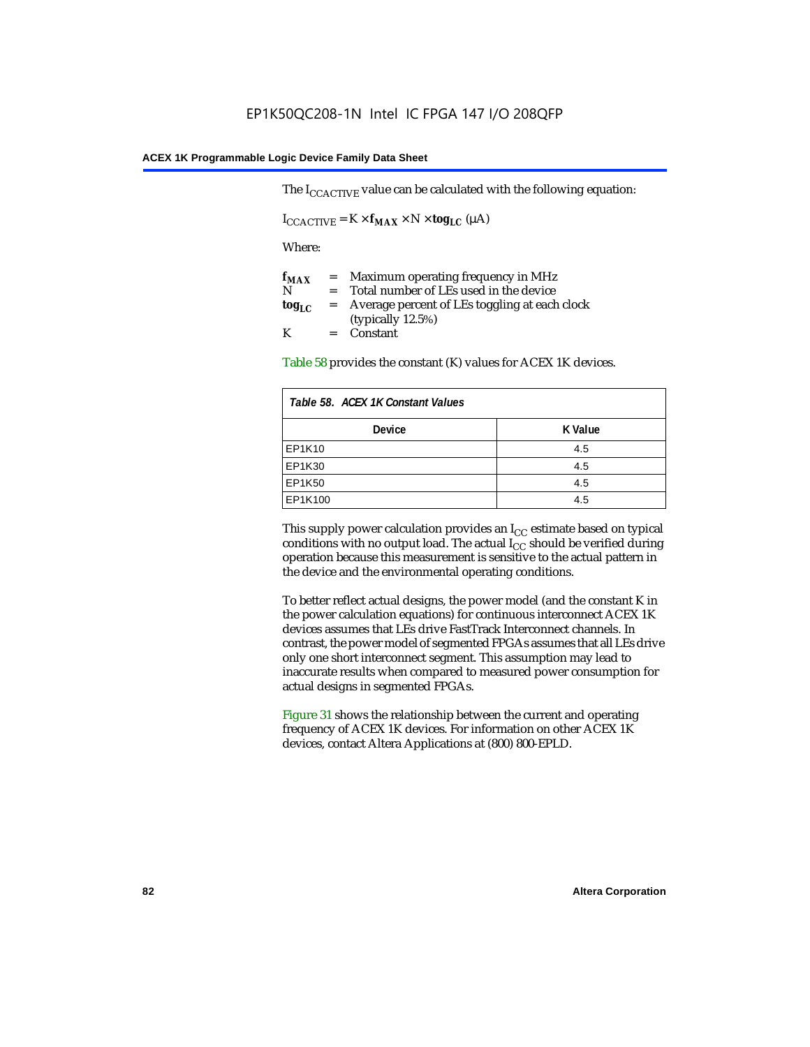The $I_{CCACTIVE}$ value can be calculated with the following equation:

$$I_{CCACTIVE} = K \times \mathbf{f_{MAX}} \times N \times \mathbf{tog_{LC}} \ (\mu A)$$

Where:

$\mathbf{f_{MAX}}$ = Maximum operating frequency in MHz
N = Total number of LEs used in the device
$\mathbf{tog_{LC}}$ = Average percent of LEs toggling at each clock (typically 12.5%)
K = Constant

Table 58 provides the constant (K) values for ACEX 1K devices.

*Table 58. ACEX 1K Constant Values*

| Device | K Value |
|---|---|
| EP1K10 | 4.5 |
| EP1K30 | 4.5 |
| EP1K50 | 4.5 |
| EP1K100 | 4.5 |

This supply power calculation provides an $I_{CC}$ estimate based on typical conditions with no output load. The actual $I_{CC}$ should be verified during operation because this measurement is sensitive to the actual pattern in the device and the environmental operating conditions.

To better reflect actual designs, the power model (and the constant K in the power calculation equations) for continuous interconnect ACEX 1K devices assumes that LEs drive FastTrack Interconnect channels. In contrast, the power model of segmented FPGAs assumes that all LEs drive only one short interconnect segment. This assumption may lead to inaccurate results when compared to measured power consumption for actual designs in segmented FPGAs.

Figure 31 shows the relationship between the current and operating frequency of ACEX 1K devices. For information on other ACEX 1K devices, contact Altera Applications at (800) 800-EPLD.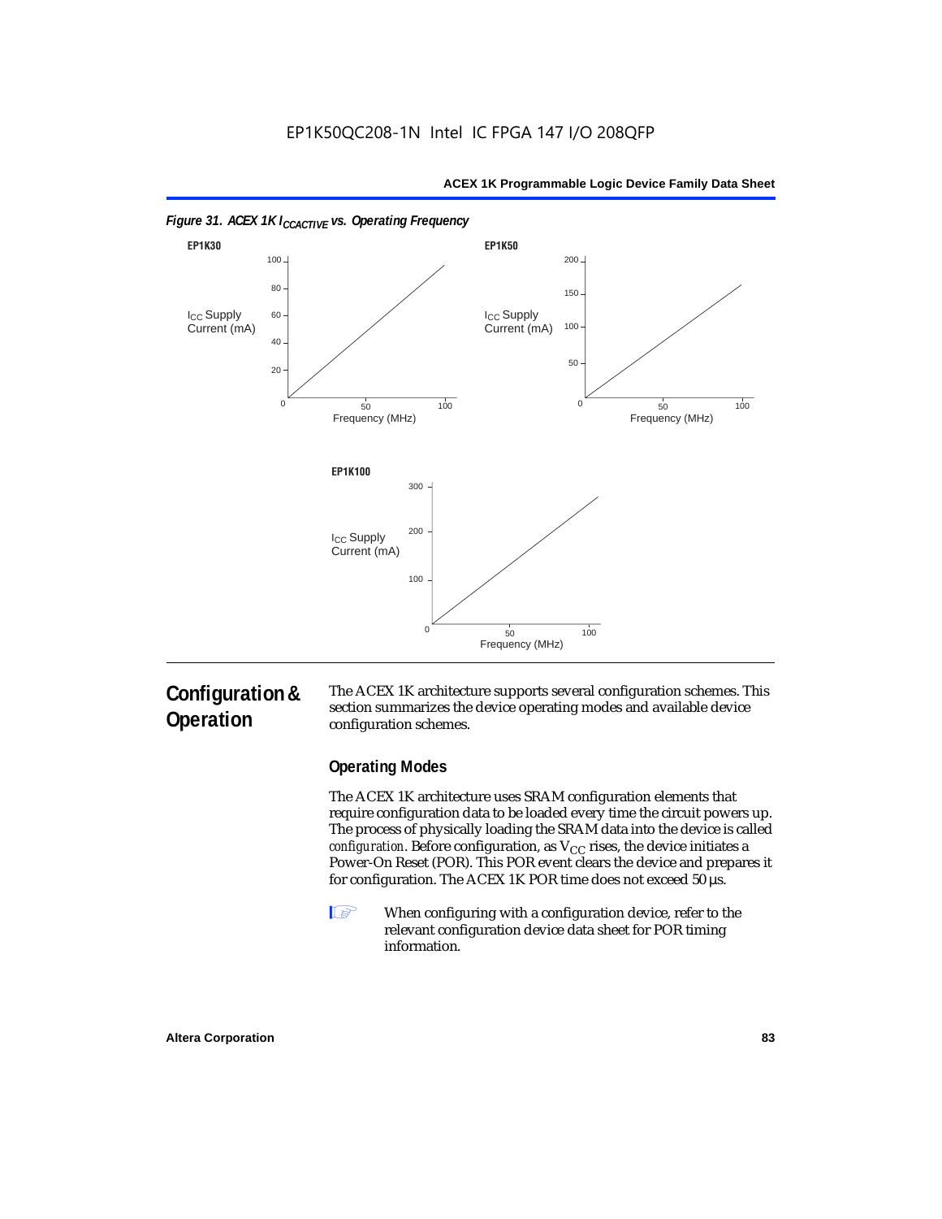*Figure 31. ACEX 1K $I_{CCACTIVE}$ vs. Operating Frequency*

EP1K30

EP1K50

EP1K100

## Configuration & Operation

The ACEX 1K architecture supports several configuration schemes. This section summarizes the device operating modes and available device configuration schemes.

### Operating Modes

The ACEX 1K architecture uses SRAM configuration elements that require configuration data to be loaded every time the circuit powers up. The process of physically loading the SRAM data into the device is called *configuration*. Before configuration, as $V_{CC}$ rises, the device initiates a Power-On Reset (POR). This POR event clears the device and prepares it for configuration. The ACEX 1K POR time does not exceed 50 µs.

When configuring with a configuration device, refer to the relevant configuration device data sheet for POR timing information.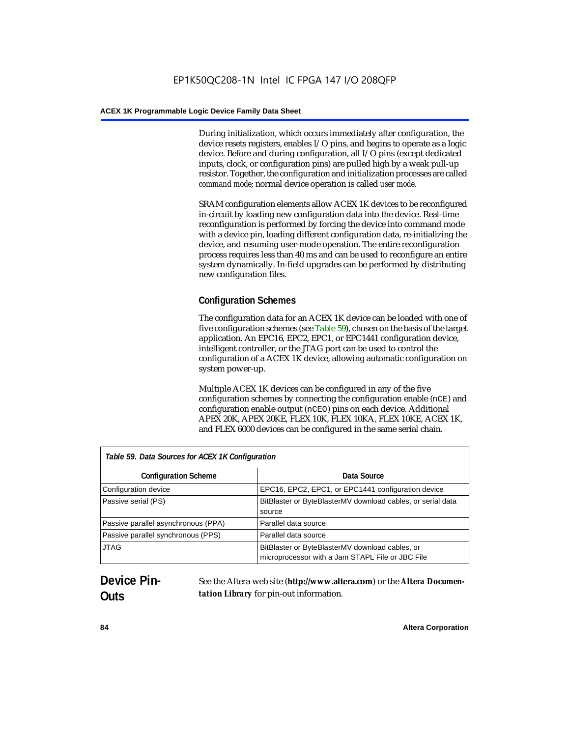During initialization, which occurs immediately after configuration, the device resets registers, enables I/O pins, and begins to operate as a logic device. Before and during configuration, all I/O pins (except dedicated inputs, clock, or configuration pins) are pulled high by a weak pull-up resistor. Together, the configuration and initialization processes are called *command mode*; normal device operation is called *user mode*.

SRAM configuration elements allow ACEX 1K devices to be reconfigured in-circuit by loading new configuration data into the device. Real-time reconfiguration is performed by forcing the device into command mode with a device pin, loading different configuration data, re-initializing the device, and resuming user-mode operation. The entire reconfiguration process requires less than 40 ms and can be used to reconfigure an entire system dynamically. In-field upgrades can be performed by distributing new configuration files.

### Configuration Schemes

The configuration data for an ACEX 1K device can be loaded with one of five configuration schemes (see Table 59), chosen on the basis of the target application. An EPC16, EPC2, EPC1, or EPC1441 configuration device, intelligent controller, or the JTAG port can be used to control the configuration of a ACEX 1K device, allowing automatic configuration on system power-up.

Multiple ACEX 1K devices can be configured in any of the five configuration schemes by connecting the configuration enable (`nCE`) and configuration enable output (`nCEO`) pins on each device. Additional APEX 20K, APEX 20KE, FLEX 10K, FLEX 10KA, FLEX 10KE, ACEX 1K, and FLEX 6000 devices can be configured in the same serial chain.

*Table 59. Data Sources for ACEX 1K Configuration*

| Configuration Scheme | Data Source |
|---|---|
| Configuration device | EPC16, EPC2, EPC1, or EPC1441 configuration device |
| Passive serial (PS) | BitBlaster or ByteBlasterMV download cables, or serial data source |
| Passive parallel asynchronous (PPA) | Parallel data source |
| Passive parallel synchronous (PPS) | Parallel data source |
| JTAG | BitBlaster or ByteBlasterMV download cables, or microprocessor with a Jam STAPL File or JBC File |

## Device Pin-Outs

See the Altera web site (**http://www.altera.com**) or the ***Altera Documentation Library*** for pin-out information.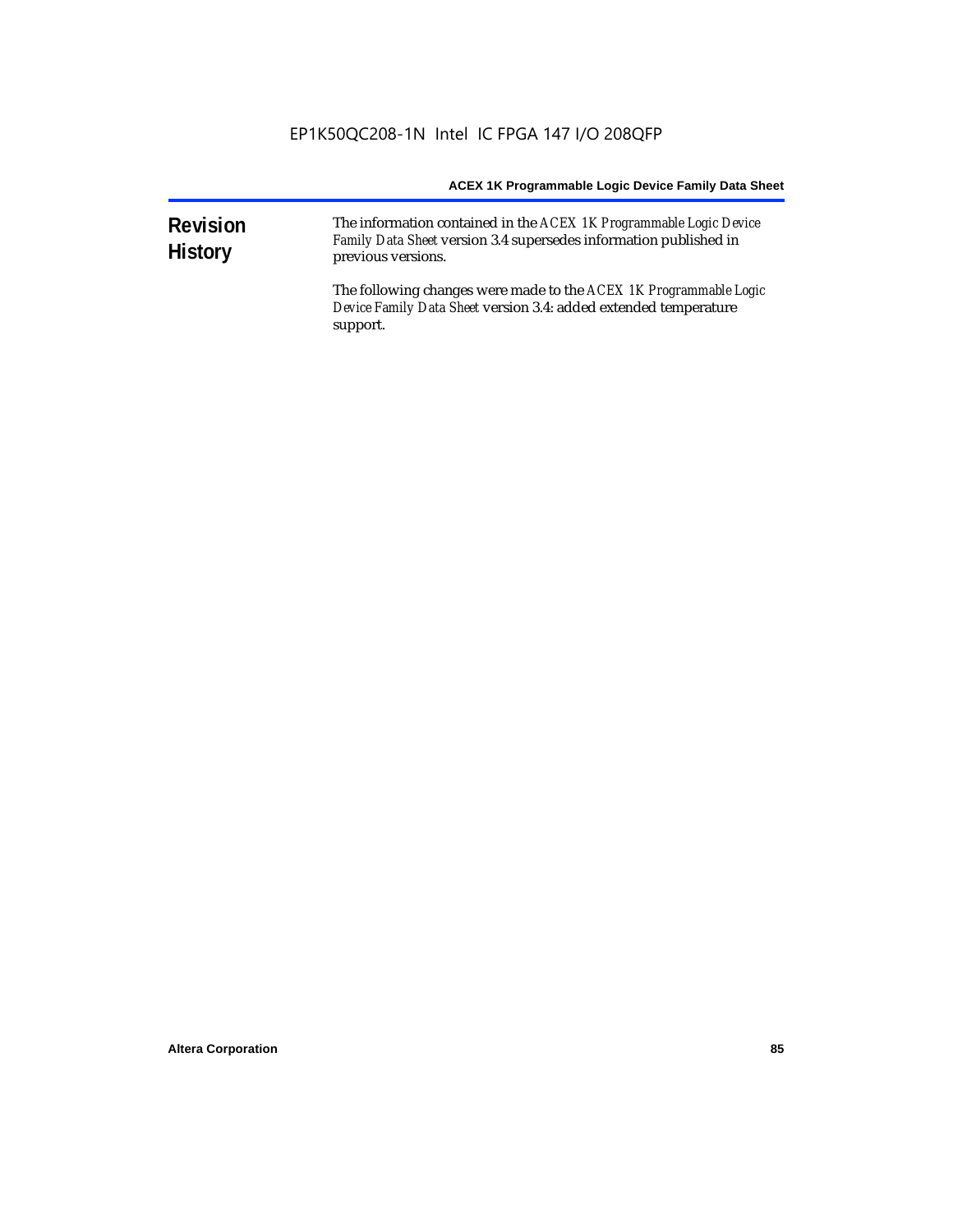## Revision History

The information contained in the *ACEX 1K Programmable Logic Device Family Data Sheet* version 3.4 supersedes information published in previous versions.

The following changes were made to the *ACEX 1K Programmable Logic Device Family Data Sheet* version 3.4: added extended temperature support.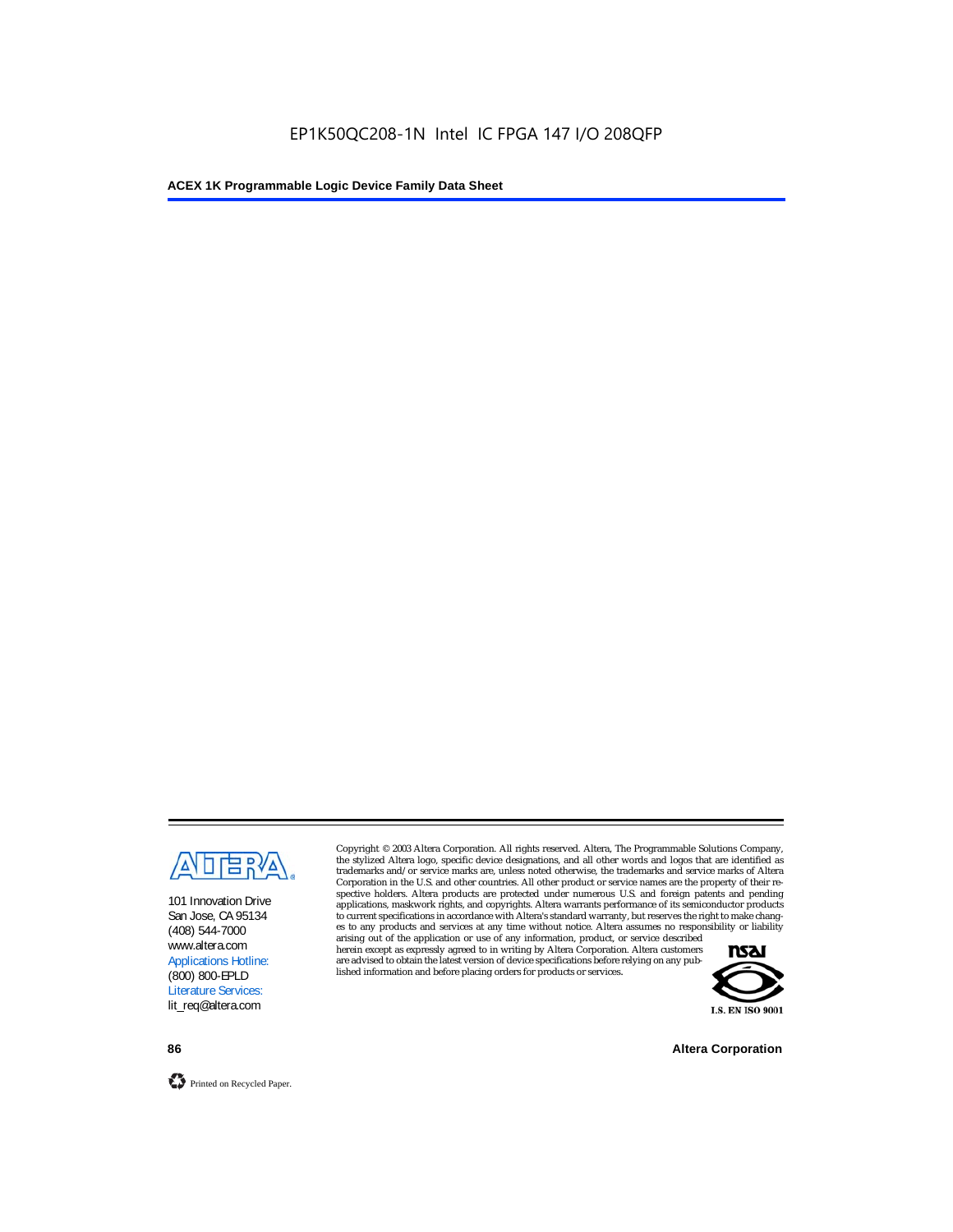101 Innovation Drive
San Jose, CA 95134
(408) 544-7000
www.altera.com
Applications Hotline:
(800) 800-EPLD
Literature Services:
lit_req@altera.com

Copyright © 2003 Altera Corporation. All rights reserved. Altera, The Programmable Solutions Company, the stylized Altera logo, specific device designations, and all other words and logos that are identified as trademarks and/or service marks are, unless noted otherwise, the trademarks and service marks of Altera Corporation in the U.S. and other countries. All other product or service names are the property of their respective holders. Altera products are protected under numerous U.S. and foreign patents and pending applications, maskwork rights, and copyrights. Altera warrants performance of its semiconductor products to current specifications in accordance with Altera's standard warranty, but reserves the right to make changes to any products and services at any time without notice. Altera assumes no responsibility or liability arising out of the application or use of any information, product, or service described herein except as expressly agreed to in writing by Altera Corporation. Altera customers are advised to obtain the latest version of device specifications before relying on any published information and before placing orders for products or services.

I.S. EN ISO 9001

Printed on Recycled Paper.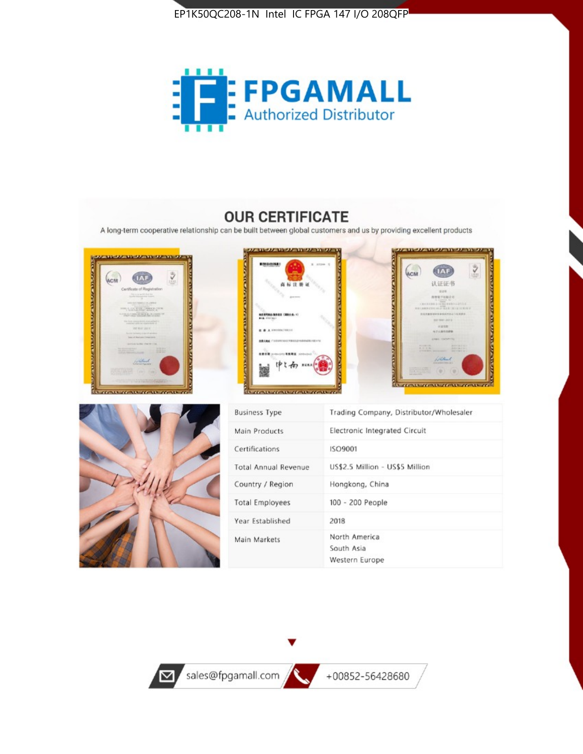FPGAMALL
Authorized Distributor

## OUR CERTIFICATE

A long-term cooperative relationship can be built between global customers and us by providing excellent products

| | |
|---|---|
| Business Type | Trading Company, Distributor/Wholesaler |
| Main Products | Electronic Integrated Circuit |
| Certifications | ISO9001 |
| Total Annual Revenue | US$2.5 Million - US$5 Million |
| Country / Region | Hongkong, China |
| Total Employees | 100 - 200 People |
| Year Established | 2018 |
| Main Markets | North America<br>South Asia<br>Western Europe |

sales@fpgamall.com    +00852-56428680